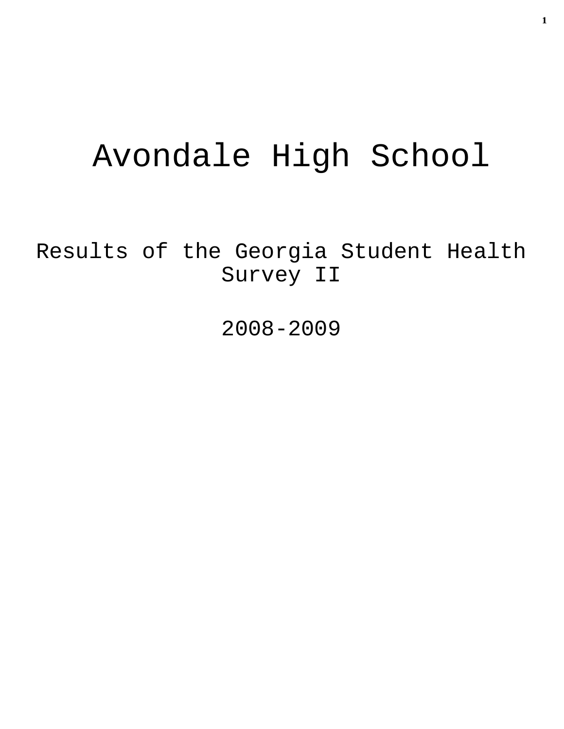# Avondale High School

## Results of the Georgia Student Health Survey II

## 2008-2009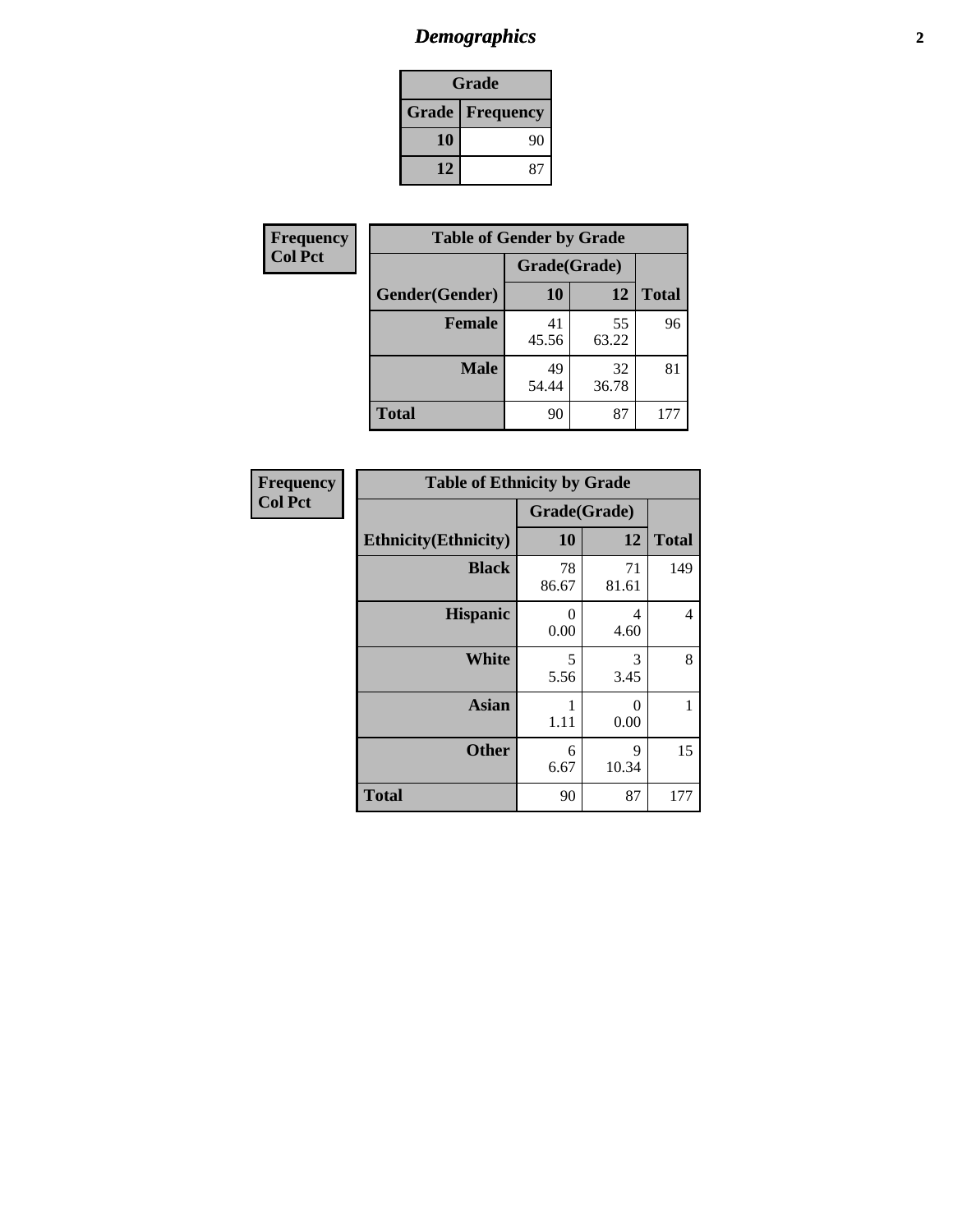## *Demographics*

| Grade | |
|---|---|
| **Grade** | **Frequency** |
| **10** | 90 |
| **12** | 87 |

**Frequency**
**Col Pct**

| Table of Gender by Grade | | | |
|---|---|---|---|
| | Grade(Grade) | | |
| **Gender(Gender)** | **10** | **12** | **Total** |
| **Female** | 41<br>45.56 | 55<br>63.22 | 96 |
| **Male** | 49<br>54.44 | 32<br>36.78 | 81 |
| **Total** | 90 | 87 | 177 |

**Frequency**
**Col Pct**

| Table of Ethnicity by Grade | | | |
|---|---|---|---|
| | Grade(Grade) | | |
| **Ethnicity(Ethnicity)** | **10** | **12** | **Total** |
| **Black** | 78<br>86.67 | 71<br>81.61 | 149 |
| **Hispanic** | 0<br>0.00 | 4<br>4.60 | 4 |
| **White** | 5<br>5.56 | 3<br>3.45 | 8 |
| **Asian** | 1<br>1.11 | 0<br>0.00 | 1 |
| **Other** | 6<br>6.67 | 9<br>10.34 | 15 |
| **Total** | 90 | 87 | 177 |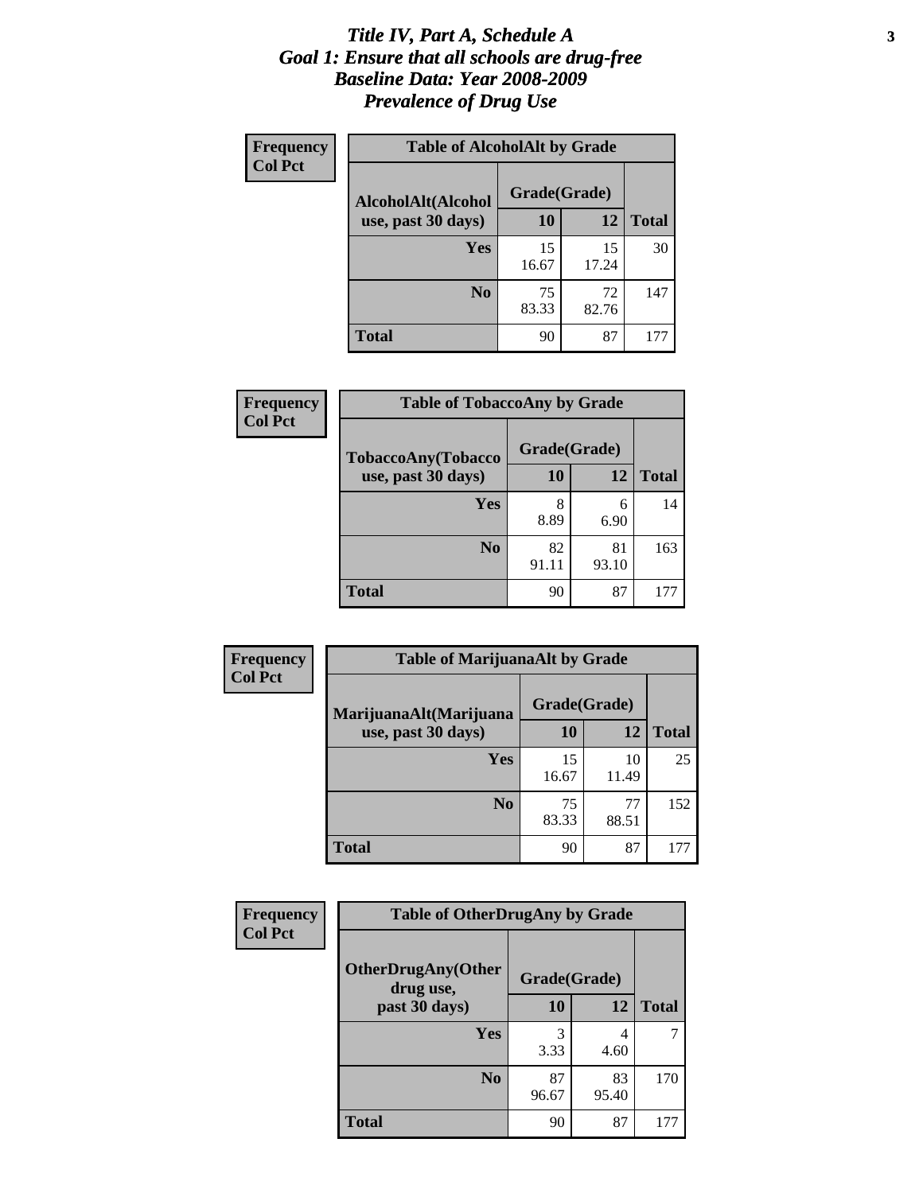# *Title IV, Part A, Schedule A*
# *Goal 1: Ensure that all schools are drug-free*
# *Baseline Data: Year 2008-2009*
# *Prevalence of Drug Use*

**Frequency**
**Col Pct**

| Table of AlcoholAlt by Grade | | | |
|---|---|---|---|
| AlcoholAlt(Alcohol use, past 30 days) | Grade(Grade) | | |
| | 10 | 12 | Total |
| Yes | 15<br>16.67 | 15<br>17.24 | 30 |
| No | 75<br>83.33 | 72<br>82.76 | 147 |
| Total | 90 | 87 | 177 |

**Frequency**
**Col Pct**

| Table of TobaccoAny by Grade | | | |
|---|---|---|---|
| TobaccoAny(Tobacco use, past 30 days) | Grade(Grade) | | |
| | 10 | 12 | Total |
| Yes | 8<br>8.89 | 6<br>6.90 | 14 |
| No | 82<br>91.11 | 81<br>93.10 | 163 |
| Total | 90 | 87 | 177 |

**Frequency**
**Col Pct**

| Table of MarijuanaAlt by Grade | | | |
|---|---|---|---|
| MarijuanaAlt(Marijuana use, past 30 days) | Grade(Grade) | | |
| | 10 | 12 | Total |
| Yes | 15<br>16.67 | 10<br>11.49 | 25 |
| No | 75<br>83.33 | 77<br>88.51 | 152 |
| Total | 90 | 87 | 177 |

**Frequency**
**Col Pct**

| Table of OtherDrugAny by Grade | | | |
|---|---|---|---|
| OtherDrugAny(Other drug use, past 30 days) | Grade(Grade) | | |
| | 10 | 12 | Total |
| Yes | 3<br>3.33 | 4<br>4.60 | 7 |
| No | 87<br>96.67 | 83<br>95.40 | 170 |
| Total | 90 | 87 | 177 |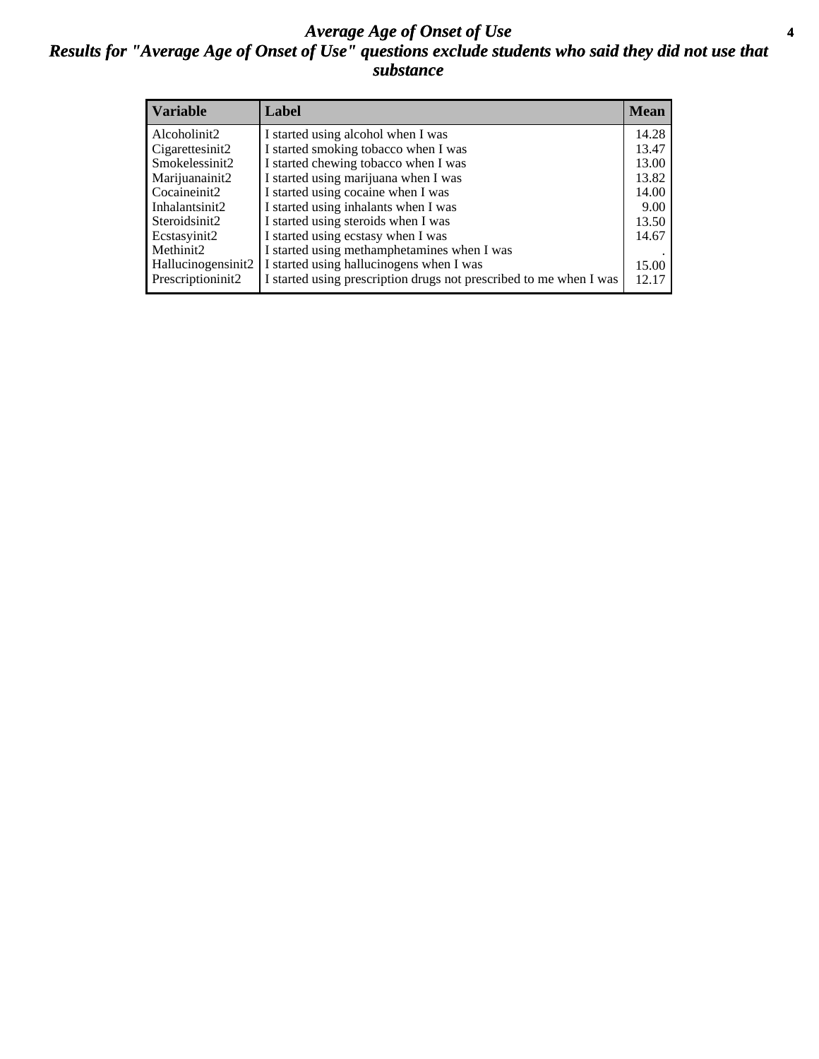# Average Age of Onset of Use

## Results for "Average Age of Onset of Use" questions exclude students who said they did not use that substance

| Variable | Label | Mean |
|---|---|---|
| Alcoholinit2 | I started using alcohol when I was | 14.28 |
| Cigarettesinit2 | I started smoking tobacco when I was | 13.47 |
| Smokelessinit2 | I started chewing tobacco when I was | 13.00 |
| Marijuanainit2 | I started using marijuana when I was | 13.82 |
| Cocaineinit2 | I started using cocaine when I was | 14.00 |
| Inhalantsinit2 | I started using inhalants when I was | 9.00 |
| Steroidsinit2 | I started using steroids when I was | 13.50 |
| Ecstasyinit2 | I started using ecstasy when I was | 14.67 |
| Methinit2 | I started using methamphetamines when I was | . |
| Hallucinogensinit2 | I started using hallucinogens when I was | 15.00 |
| Prescriptioninit2 | I started using prescription drugs not prescribed to me when I was | 12.17 |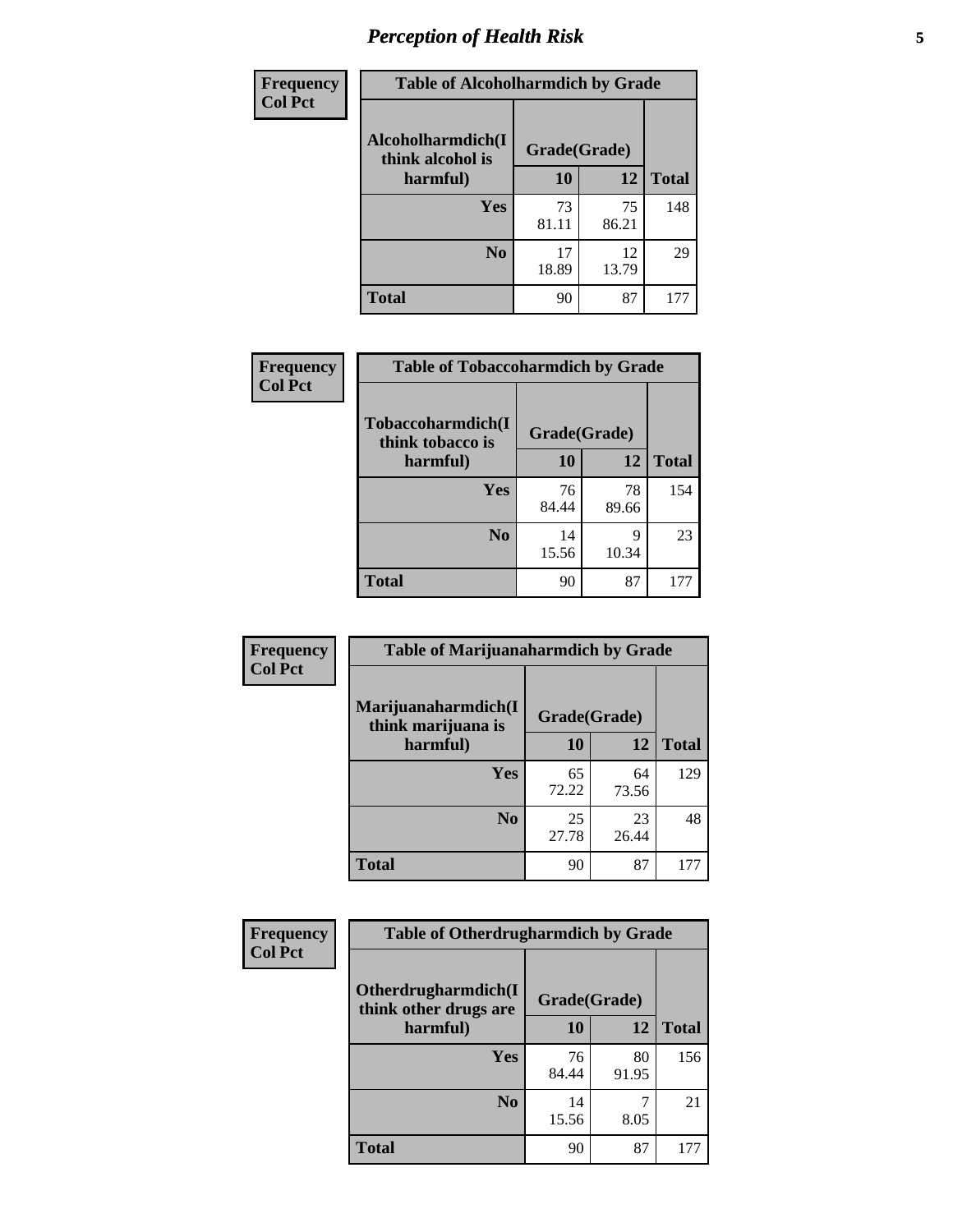| Frequency<br>Col Pct | Table of Alcoholharmdich by Grade | | |
|---|---|---|---|
| Alcoholharmdich(I think alcohol is harmful) | Grade(Grade) | | |
| | 10 | 12 | Total |
| Yes | 73<br>81.11 | 75<br>86.21 | 148 |
| No | 17<br>18.89 | 12<br>13.79 | 29 |
| Total | 90 | 87 | 177 |

| Frequency<br>Col Pct | Table of Tobaccoharmdich by Grade | | |
|---|---|---|---|
| Tobaccoharmdich(I think tobacco is harmful) | Grade(Grade) | | |
| | 10 | 12 | Total |
| Yes | 76<br>84.44 | 78<br>89.66 | 154 |
| No | 14<br>15.56 | 9<br>10.34 | 23 |
| Total | 90 | 87 | 177 |

| Frequency<br>Col Pct | Table of Marijuanaharmdich by Grade | | |
|---|---|---|---|
| Marijuanaharmdich(I think marijuana is harmful) | Grade(Grade) | | |
| | 10 | 12 | Total |
| Yes | 65<br>72.22 | 64<br>73.56 | 129 |
| No | 25<br>27.78 | 23<br>26.44 | 48 |
| Total | 90 | 87 | 177 |

| Frequency<br>Col Pct | Table of Otherdrugharmdich by Grade | | |
|---|---|---|---|
| Otherdrugharmdich(I think other drugs are harmful) | Grade(Grade) | | |
| | 10 | 12 | Total |
| Yes | 76<br>84.44 | 80<br>91.95 | 156 |
| No | 14<br>15.56 | 7<br>8.05 | 21 |
| Total | 90 | 87 | 177 |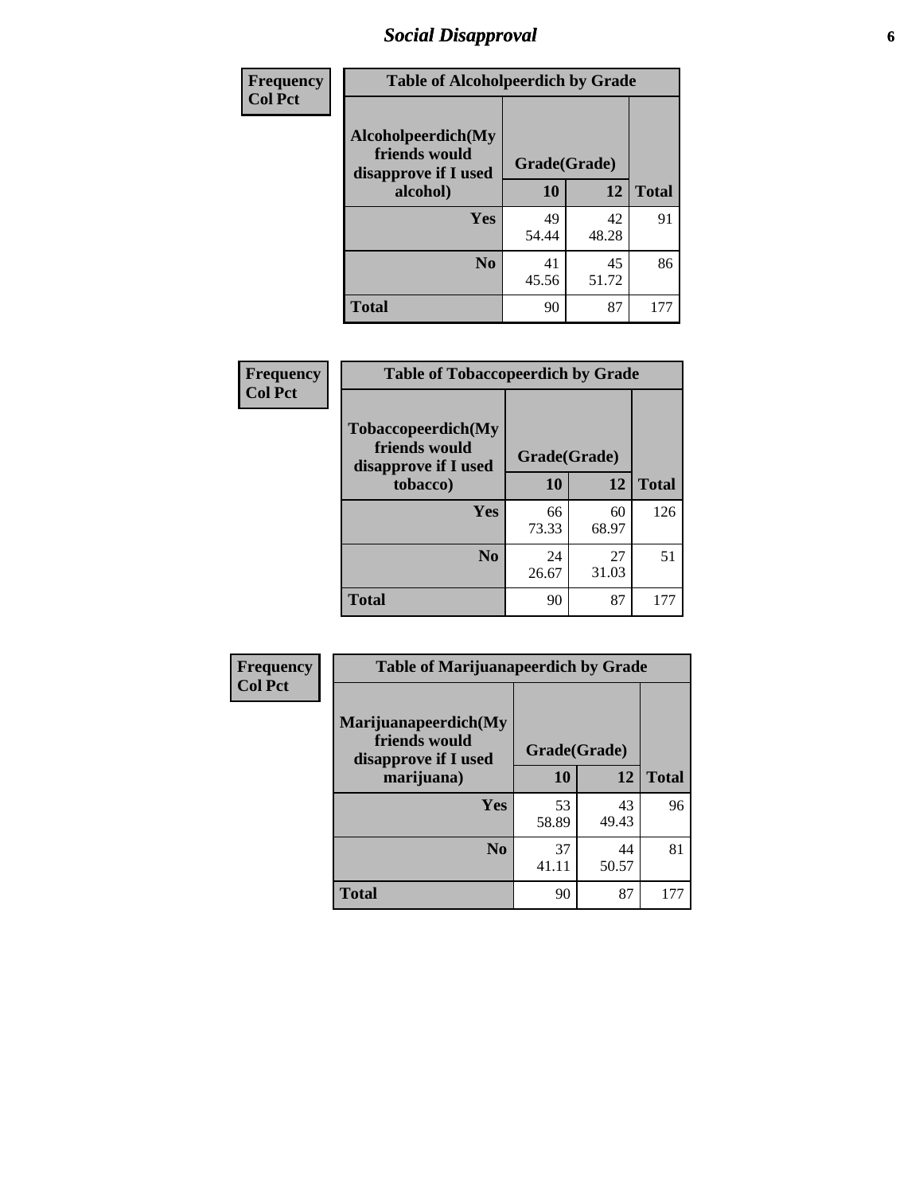# Social Disapproval

| Frequency Col Pct | Table of Alcoholpeerdich by Grade | | |
|---|---|---|---|
| Alcoholpeerdich(My friends would disapprove if I used alcohol) | Grade(Grade) | | |
| | 10 | 12 | Total |
| Yes | 49<br>54.44 | 42<br>48.28 | 91 |
| No | 41<br>45.56 | 45<br>51.72 | 86 |
| Total | 90 | 87 | 177 |

| Frequency Col Pct | Table of Tobaccopeerdich by Grade | | |
|---|---|---|---|
| Tobaccopeerdich(My friends would disapprove if I used tobacco) | Grade(Grade) | | |
| | 10 | 12 | Total |
| Yes | 66<br>73.33 | 60<br>68.97 | 126 |
| No | 24<br>26.67 | 27<br>31.03 | 51 |
| Total | 90 | 87 | 177 |

| Frequency Col Pct | Table of Marijuanapeerdich by Grade | | |
|---|---|---|---|
| Marijuanapeerdich(My friends would disapprove if I used marijuana) | Grade(Grade) | | |
| | 10 | 12 | Total |
| Yes | 53<br>58.89 | 43<br>49.43 | 96 |
| No | 37<br>41.11 | 44<br>50.57 | 81 |
| Total | 90 | 87 | 177 |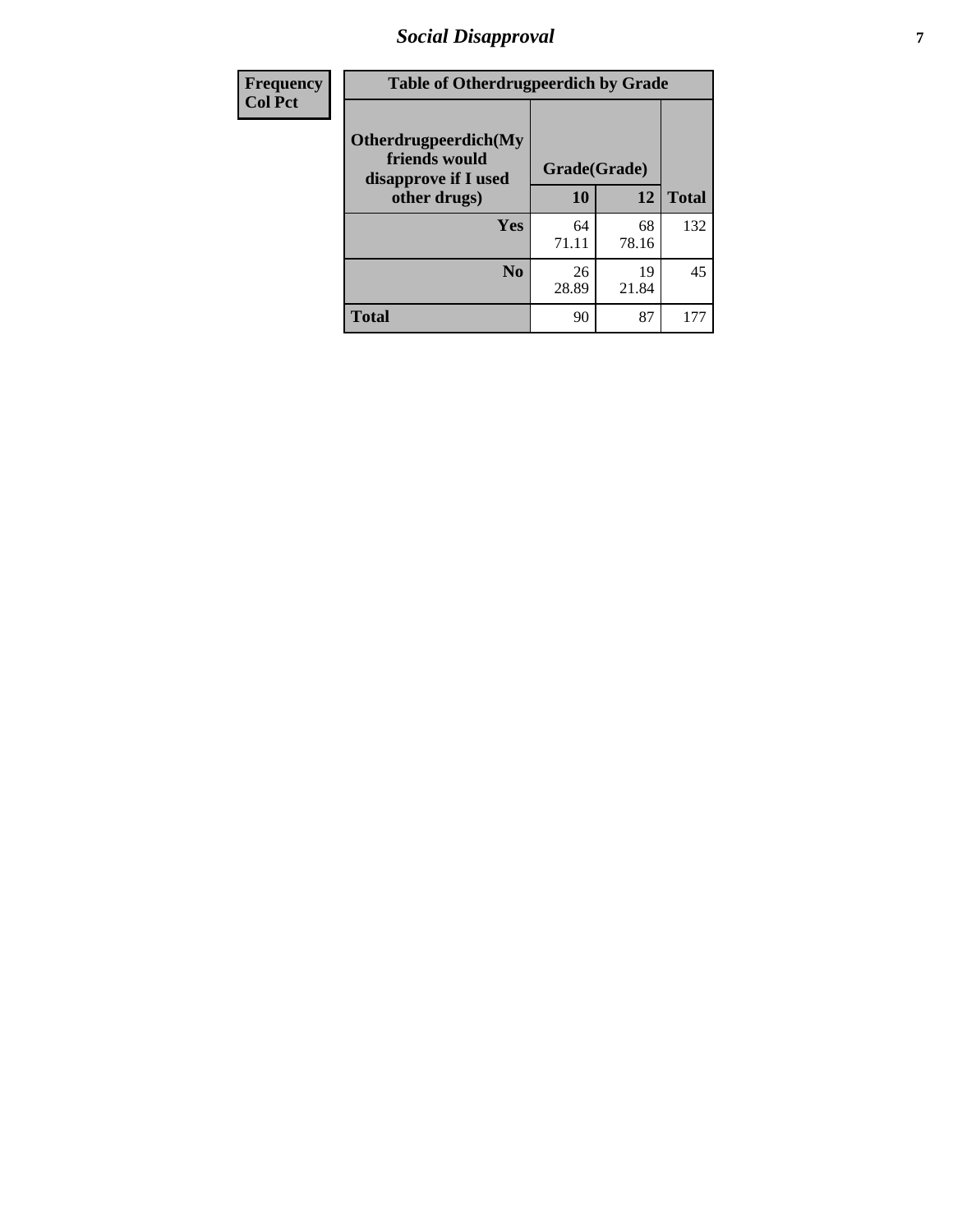# Social Disapproval

| Frequency<br>Col Pct | Table of Otherdrugpeerdich by Grade | | |
|---|---|---|---|
| Otherdrugpeerdich(My friends would disapprove if I used other drugs) | Grade(Grade) | | |
| | 10 | 12 | Total |
| Yes | 64<br>71.11 | 68<br>78.16 | 132 |
| No | 26<br>28.89 | 19<br>21.84 | 45 |
| Total | 90 | 87 | 177 |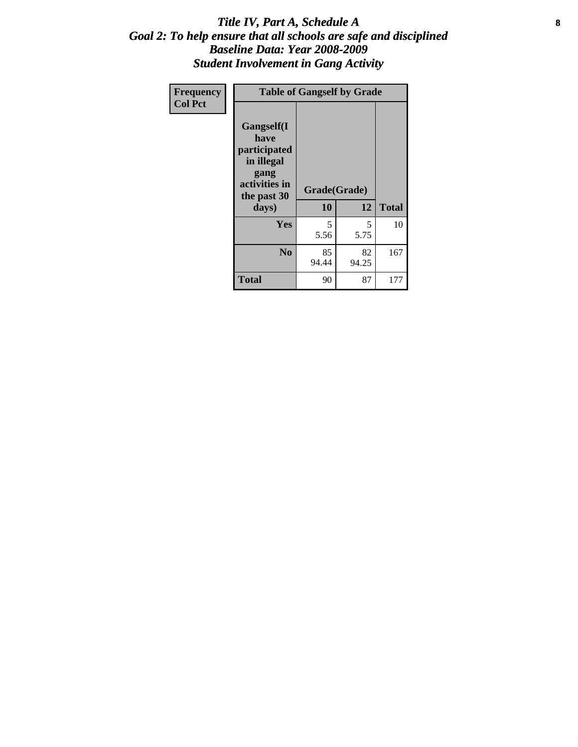# Title IV, Part A, Schedule A
## Goal 2: To help ensure that all schools are safe and disciplined
## Baseline Data: Year 2008-2009
## Student Involvement in Gang Activity

| Frequency<br>Col Pct | Table of Gangself by Grade | | |
|---|---|---|---|
| Gangself(I have participated in illegal gang activities in the past 30 days) | Grade(Grade) | | |
| | 10 | 12 | Total |
| Yes | 5<br>5.56 | 5<br>5.75 | 10 |
| No | 85<br>94.44 | 82<br>94.25 | 167 |
| Total | 90 | 87 | 177 |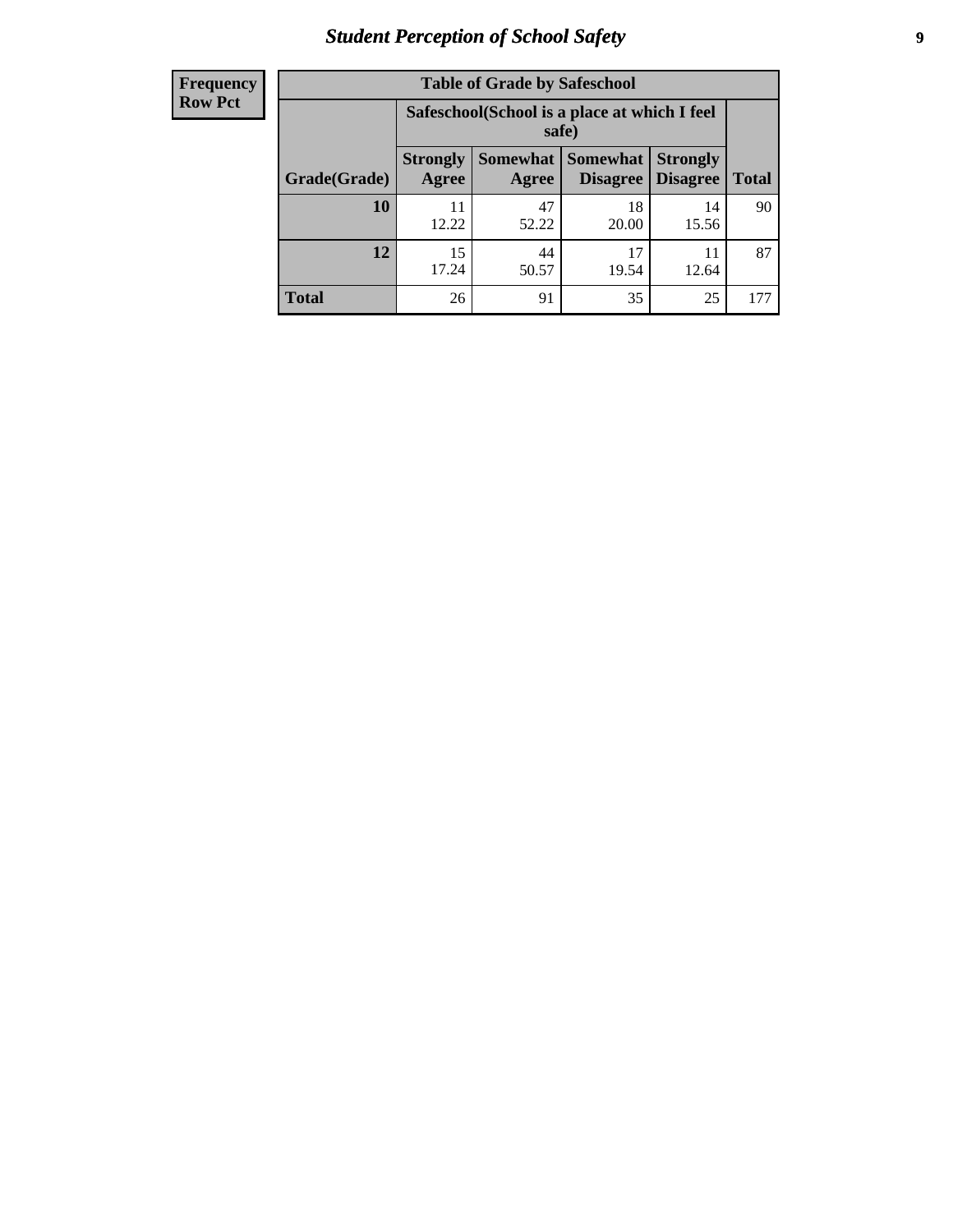| Frequency Row Pct |
|---|

| Table of Grade by Safeschool | | | | | |
|---|---|---|---|---|---|
| | Safeschool(School is a place at which I feel safe) | | | | |
| Grade(Grade) | Strongly Agree | Somewhat Agree | Somewhat Disagree | Strongly Disagree | Total |
| 10 | 11<br>12.22 | 47<br>52.22 | 18<br>20.00 | 14<br>15.56 | 90 |
| 12 | 15<br>17.24 | 44<br>50.57 | 17<br>19.54 | 11<br>12.64 | 87 |
| Total | 26 | 91 | 35 | 25 | 177 |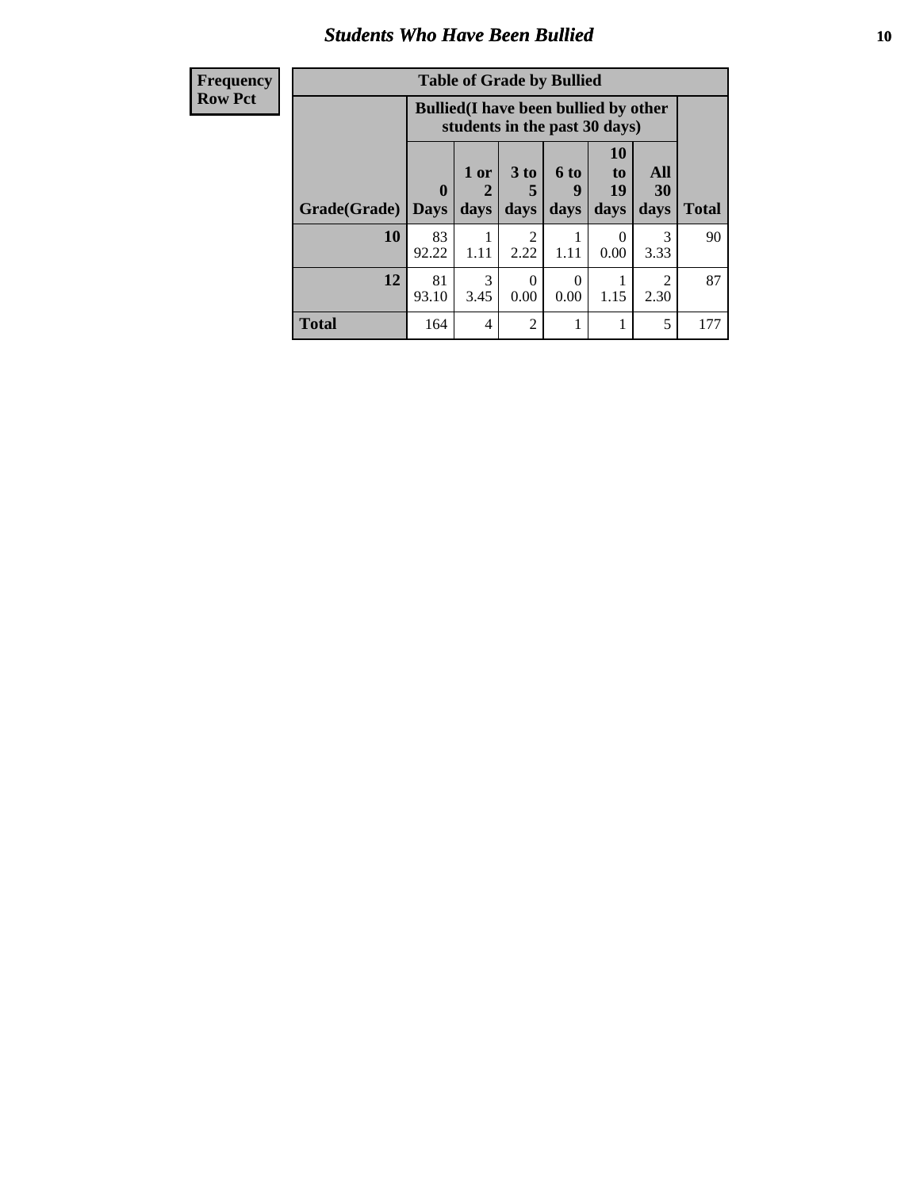## Students Who Have Been Bullied

**Frequency**
**Row Pct**

**Table of Grade by Bullied**

| Grade(Grade) | Bullied(I have been bullied by other students in the past 30 days) | | | | | | Total |
|---|---|---|---|---|---|---|---|
| | 0 Days | 1 or 2 days | 3 to 5 days | 6 to 9 days | 10 to 19 days | All 30 days | |
| **10** | 83<br>92.22 | 1<br>1.11 | 2<br>2.22 | 1<br>1.11 | 0<br>0.00 | 3<br>3.33 | 90 |
| **12** | 81<br>93.10 | 3<br>3.45 | 0<br>0.00 | 0<br>0.00 | 1<br>1.15 | 2<br>2.30 | 87 |
| **Total** | 164 | 4 | 2 | 1 | 1 | 5 | 177 |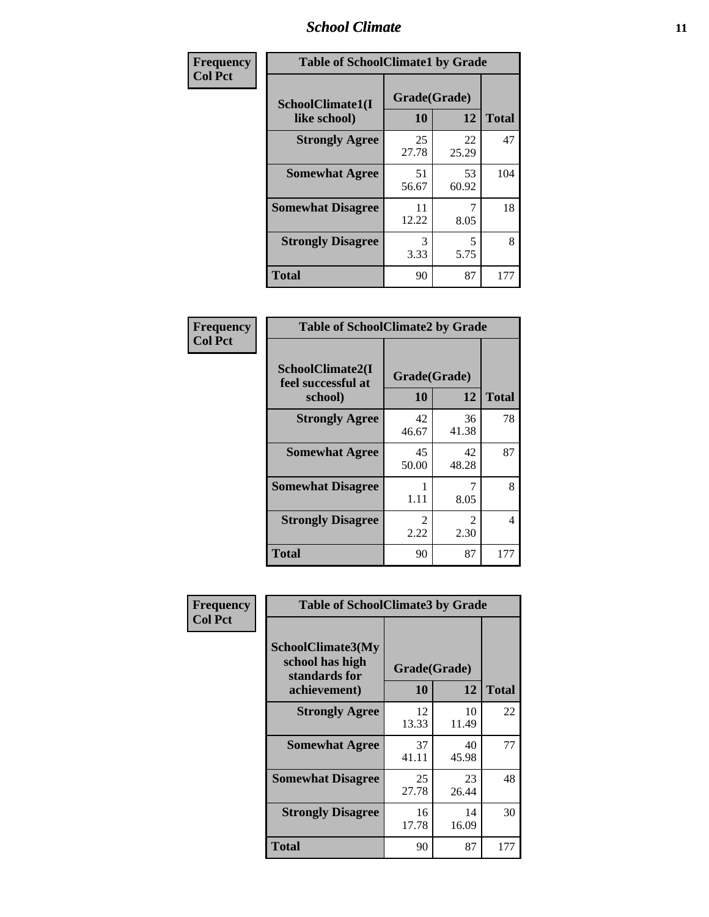| Frequency Col Pct | Table of SchoolClimate1 by Grade | | |
|---|---|---|---|
| SchoolClimate1(I like school) | Grade(Grade) | | |
| | 10 | 12 | Total |
| Strongly Agree | 25<br>27.78 | 22<br>25.29 | 47 |
| Somewhat Agree | 51<br>56.67 | 53<br>60.92 | 104 |
| Somewhat Disagree | 11<br>12.22 | 7<br>8.05 | 18 |
| Strongly Disagree | 3<br>3.33 | 5<br>5.75 | 8 |
| Total | 90 | 87 | 177 |

| Frequency Col Pct | Table of SchoolClimate2 by Grade | | |
|---|---|---|---|
| SchoolClimate2(I feel successful at school) | Grade(Grade) | | |
| | 10 | 12 | Total |
| Strongly Agree | 42<br>46.67 | 36<br>41.38 | 78 |
| Somewhat Agree | 45<br>50.00 | 42<br>48.28 | 87 |
| Somewhat Disagree | 1<br>1.11 | 7<br>8.05 | 8 |
| Strongly Disagree | 2<br>2.22 | 2<br>2.30 | 4 |
| Total | 90 | 87 | 177 |

| Frequency Col Pct | Table of SchoolClimate3 by Grade | | |
|---|---|---|---|
| SchoolClimate3(My school has high standards for achievement) | Grade(Grade) | | |
| | 10 | 12 | Total |
| Strongly Agree | 12<br>13.33 | 10<br>11.49 | 22 |
| Somewhat Agree | 37<br>41.11 | 40<br>45.98 | 77 |
| Somewhat Disagree | 25<br>27.78 | 23<br>26.44 | 48 |
| Strongly Disagree | 16<br>17.78 | 14<br>16.09 | 30 |
| Total | 90 | 87 | 177 |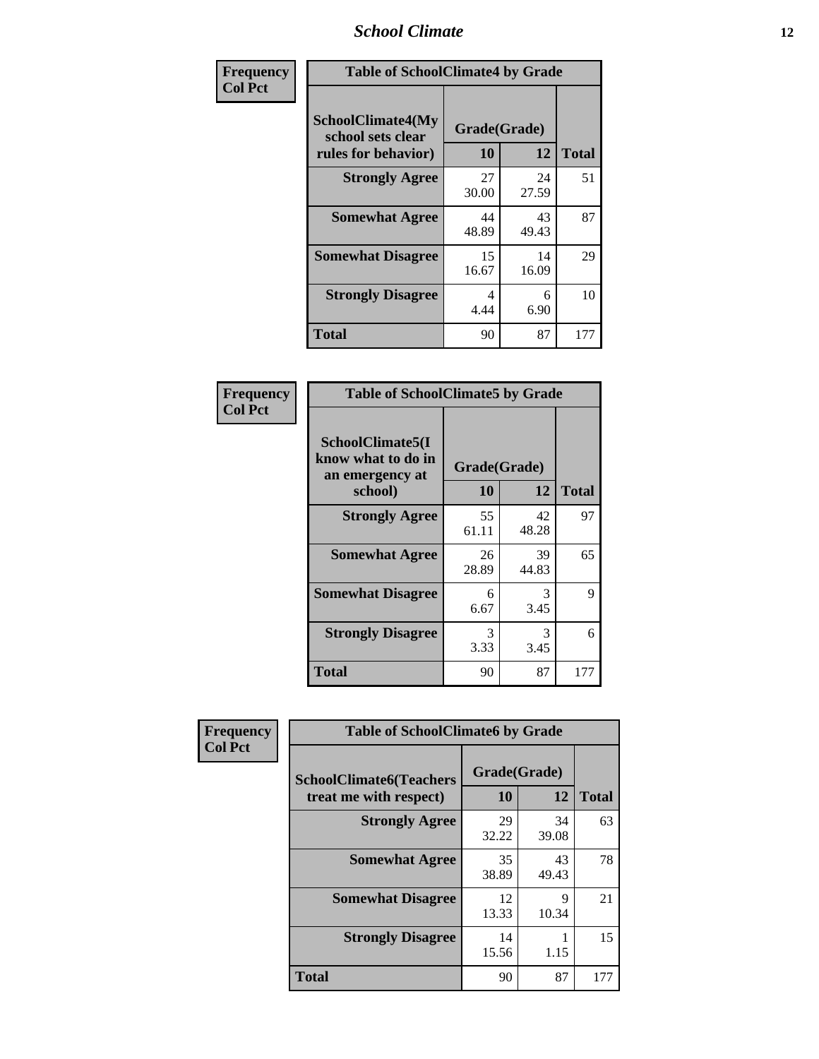| Frequency Col Pct | Table of SchoolClimate4 by Grade | | |
|---|---|---|---|
| SchoolClimate4(My school sets clear rules for behavior) | Grade(Grade) 10 | 12 | Total |
| Strongly Agree | 27<br>30.00 | 24<br>27.59 | 51 |
| Somewhat Agree | 44<br>48.89 | 43<br>49.43 | 87 |
| Somewhat Disagree | 15<br>16.67 | 14<br>16.09 | 29 |
| Strongly Disagree | 4<br>4.44 | 6<br>6.90 | 10 |
| Total | 90 | 87 | 177 |

| Frequency Col Pct | Table of SchoolClimate5 by Grade | | |
|---|---|---|---|
| SchoolClimate5(I know what to do in an emergency at school) | Grade(Grade) 10 | 12 | Total |
| Strongly Agree | 55<br>61.11 | 42<br>48.28 | 97 |
| Somewhat Agree | 26<br>28.89 | 39<br>44.83 | 65 |
| Somewhat Disagree | 6<br>6.67 | 3<br>3.45 | 9 |
| Strongly Disagree | 3<br>3.33 | 3<br>3.45 | 6 |
| Total | 90 | 87 | 177 |

| Frequency Col Pct | Table of SchoolClimate6 by Grade | | |
|---|---|---|---|
| SchoolClimate6(Teachers treat me with respect) | Grade(Grade) 10 | 12 | Total |
| Strongly Agree | 29<br>32.22 | 34<br>39.08 | 63 |
| Somewhat Agree | 35<br>38.89 | 43<br>49.43 | 78 |
| Somewhat Disagree | 12<br>13.33 | 9<br>10.34 | 21 |
| Strongly Disagree | 14<br>15.56 | 1<br>1.15 | 15 |
| Total | 90 | 87 | 177 |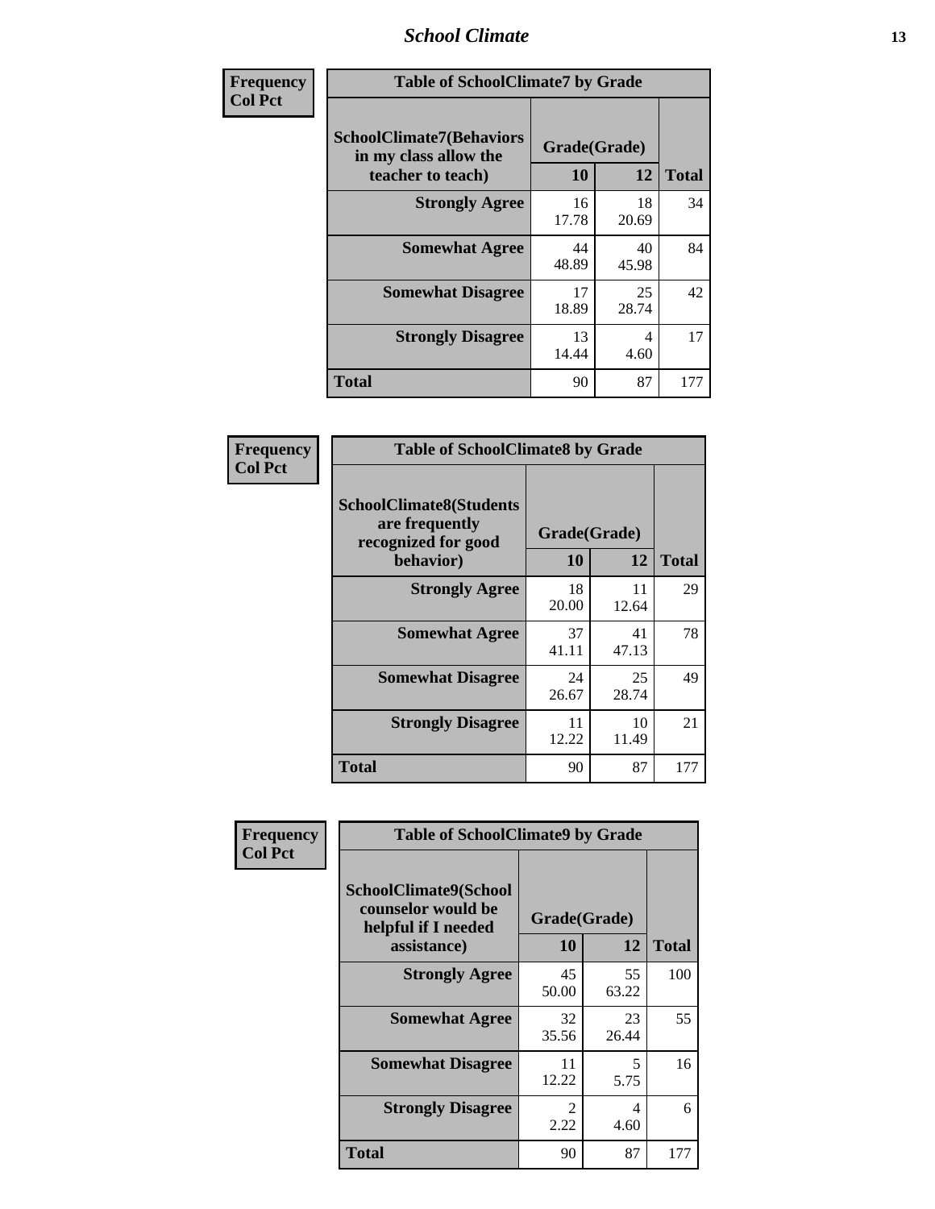# School Climate

**Frequency**
**Col Pct**

| Table of SchoolClimate7 by Grade | | | |
|---|---|---|---|
| SchoolClimate7(Behaviors in my class allow the teacher to teach) | Grade(Grade) | | |
| | 10 | 12 | Total |
| **Strongly Agree** | 16<br>17.78 | 18<br>20.69 | 34 |
| **Somewhat Agree** | 44<br>48.89 | 40<br>45.98 | 84 |
| **Somewhat Disagree** | 17<br>18.89 | 25<br>28.74 | 42 |
| **Strongly Disagree** | 13<br>14.44 | 4<br>4.60 | 17 |
| **Total** | 90 | 87 | 177 |

**Frequency**
**Col Pct**

| Table of SchoolClimate8 by Grade | | | |
|---|---|---|---|
| SchoolClimate8(Students are frequently recognized for good behavior) | Grade(Grade) | | |
| | 10 | 12 | Total |
| **Strongly Agree** | 18<br>20.00 | 11<br>12.64 | 29 |
| **Somewhat Agree** | 37<br>41.11 | 41<br>47.13 | 78 |
| **Somewhat Disagree** | 24<br>26.67 | 25<br>28.74 | 49 |
| **Strongly Disagree** | 11<br>12.22 | 10<br>11.49 | 21 |
| **Total** | 90 | 87 | 177 |

**Frequency**
**Col Pct**

| Table of SchoolClimate9 by Grade | | | |
|---|---|---|---|
| SchoolClimate9(School counselor would be helpful if I needed assistance) | Grade(Grade) | | |
| | 10 | 12 | Total |
| **Strongly Agree** | 45<br>50.00 | 55<br>63.22 | 100 |
| **Somewhat Agree** | 32<br>35.56 | 23<br>26.44 | 55 |
| **Somewhat Disagree** | 11<br>12.22 | 5<br>5.75 | 16 |
| **Strongly Disagree** | 2<br>2.22 | 4<br>4.60 | 6 |
| **Total** | 90 | 87 | 177 |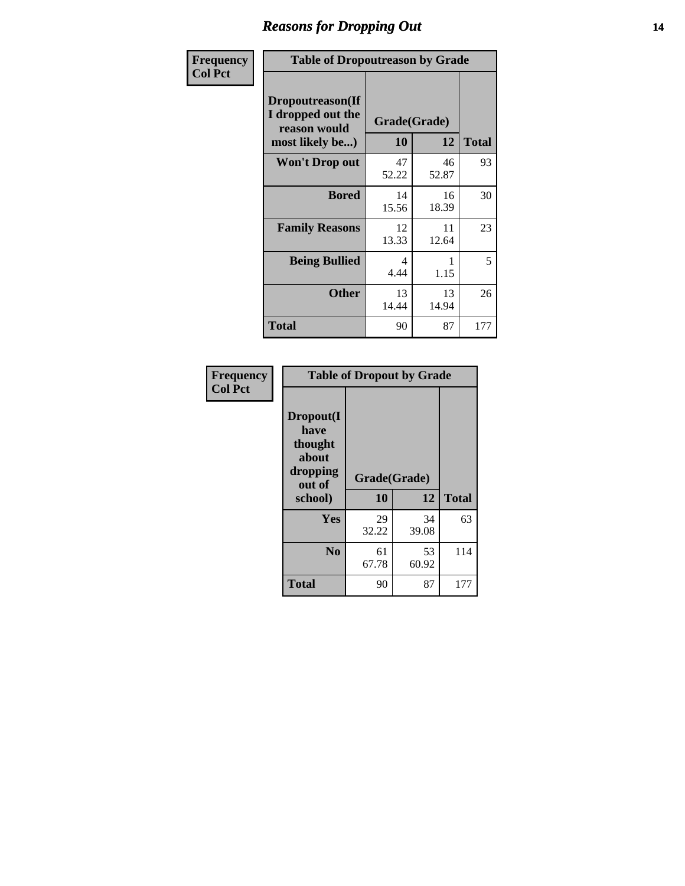## Reasons for Dropping Out

**Frequency**
**Col Pct**

| Table of Dropoutreason by Grade | | | |
|---|---|---|---|
| Dropoutreason(If I dropped out the reason would most likely be...) | Grade(Grade) | | |
| | 10 | 12 | Total |
| **Won't Drop out** | 47<br>52.22 | 46<br>52.87 | 93 |
| **Bored** | 14<br>15.56 | 16<br>18.39 | 30 |
| **Family Reasons** | 12<br>13.33 | 11<br>12.64 | 23 |
| **Being Bullied** | 4<br>4.44 | 1<br>1.15 | 5 |
| **Other** | 13<br>14.44 | 13<br>14.94 | 26 |
| **Total** | 90 | 87 | 177 |

**Frequency**
**Col Pct**

| Table of Dropout by Grade | | | |
|---|---|---|---|
| Dropout(I have thought about dropping out of school) | Grade(Grade) | | |
| | 10 | 12 | Total |
| **Yes** | 29<br>32.22 | 34<br>39.08 | 63 |
| **No** | 61<br>67.78 | 53<br>60.92 | 114 |
| **Total** | 90 | 87 | 177 |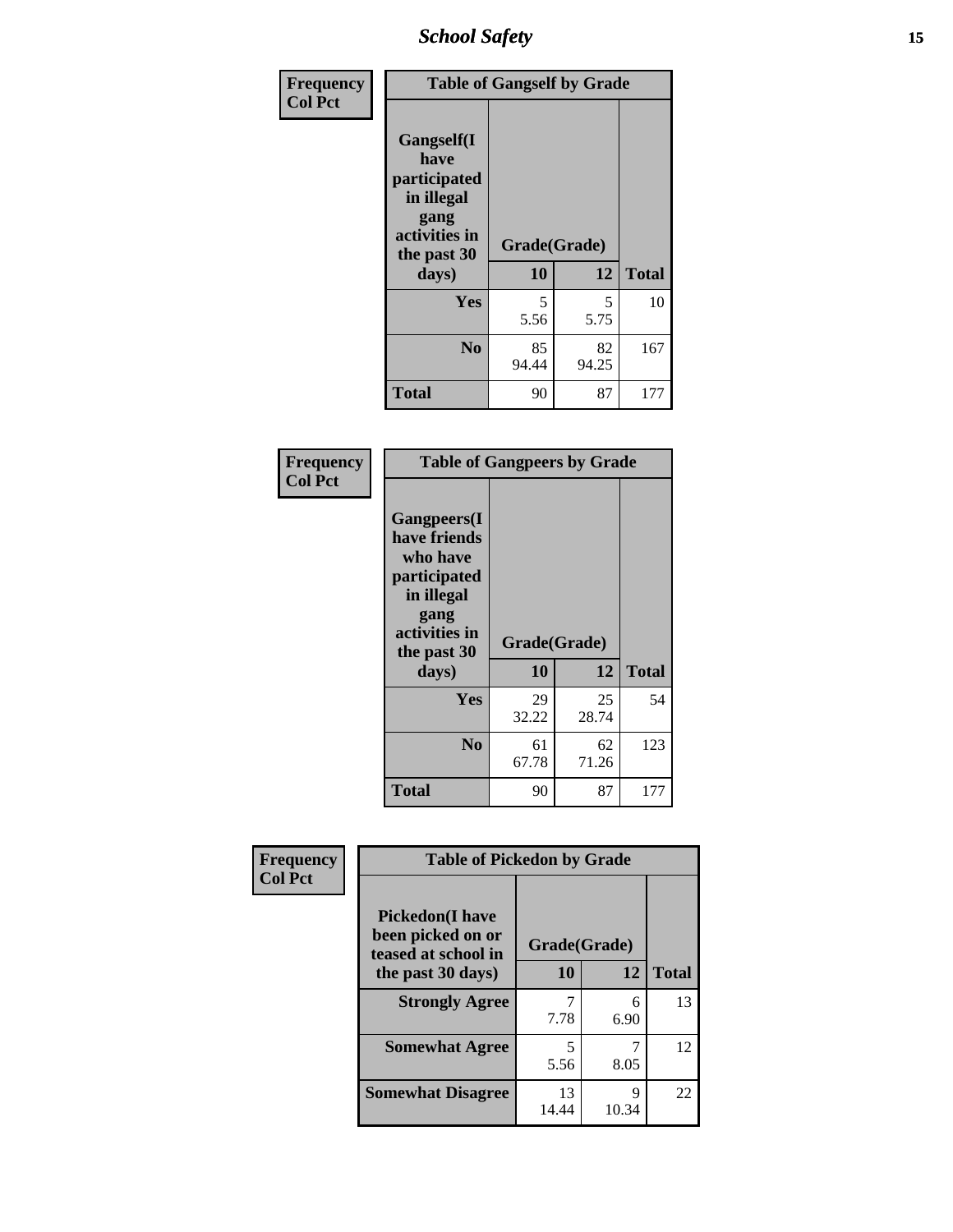| Frequency<br>Col Pct | | | |
|---|---|---|---|
| **Table of Gangself by Grade** | | | |
| **Gangself(I have participated in illegal gang activities in the past 30 days)** | **Grade(Grade)** | | |
| | **10** | **12** | **Total** |
| **Yes** | 5<br>5.56 | 5<br>5.75 | 10 |
| **No** | 85<br>94.44 | 82<br>94.25 | 167 |
| **Total** | 90 | 87 | 177 |

| Frequency<br>Col Pct | | | |
|---|---|---|---|
| **Table of Gangpeers by Grade** | | | |
| **Gangpeers(I have friends who have participated in illegal gang activities in the past 30 days)** | **Grade(Grade)** | | |
| | **10** | **12** | **Total** |
| **Yes** | 29<br>32.22 | 25<br>28.74 | 54 |
| **No** | 61<br>67.78 | 62<br>71.26 | 123 |
| **Total** | 90 | 87 | 177 |

| Frequency<br>Col Pct | | | |
|---|---|---|---|
| **Table of Pickedon by Grade** | | | |
| **Pickedon(I have been picked on or teased at school in the past 30 days)** | **Grade(Grade)** | | |
| | **10** | **12** | **Total** |
| **Strongly Agree** | 7<br>7.78 | 6<br>6.90 | 13 |
| **Somewhat Agree** | 5<br>5.56 | 7<br>8.05 | 12 |
| **Somewhat Disagree** | 13<br>14.44 | 9<br>10.34 | 22 |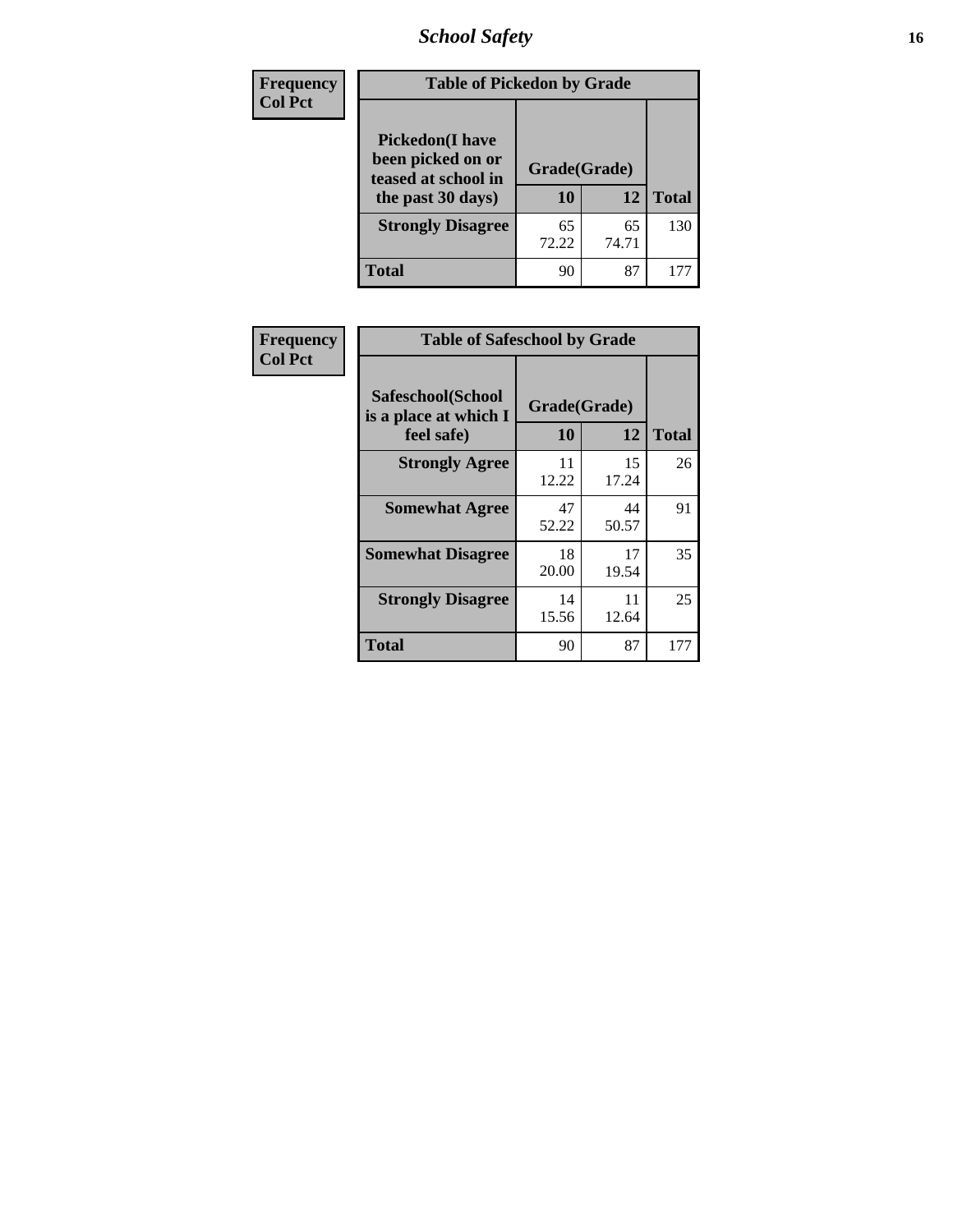# School Safety

| Frequency<br>Col Pct | Table of Pickedon by Grade | | |
|---|---|---|---|
| **Pickedon(I have been picked on or teased at school in the past 30 days)** | **Grade(Grade)** | | |
| | **10** | **12** | **Total** |
| **Strongly Disagree** | 65<br>72.22 | 65<br>74.71 | 130 |
| **Total** | 90 | 87 | 177 |

| Frequency<br>Col Pct | Table of Safeschool by Grade | | |
|---|---|---|---|
| **Safeschool(School is a place at which I feel safe)** | **Grade(Grade)** | | |
| | **10** | **12** | **Total** |
| **Strongly Agree** | 11<br>12.22 | 15<br>17.24 | 26 |
| **Somewhat Agree** | 47<br>52.22 | 44<br>50.57 | 91 |
| **Somewhat Disagree** | 18<br>20.00 | 17<br>19.54 | 35 |
| **Strongly Disagree** | 14<br>15.56 | 11<br>12.64 | 25 |
| **Total** | 90 | 87 | 177 |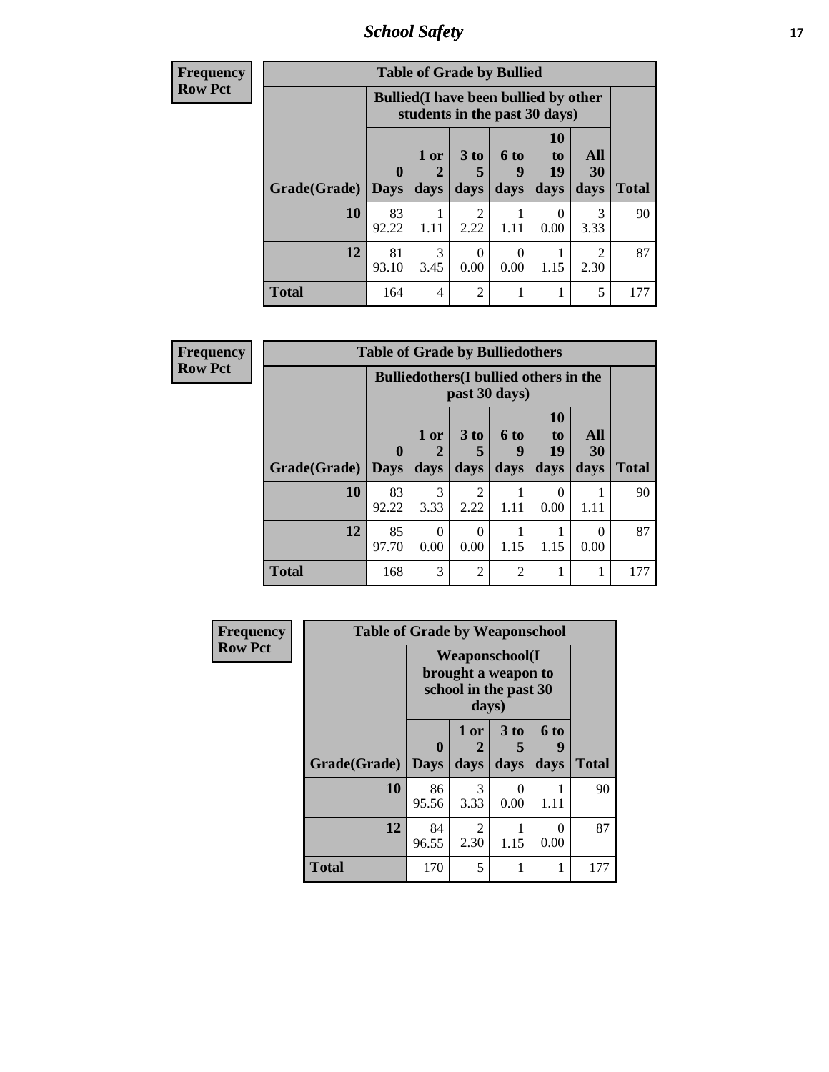# School Safety

**Frequency / Row Pct**

| Table of Grade by Bullied | | | | | | | |
|---|---|---|---|---|---|---|---|
| | Bullied(I have been bullied by other students in the past 30 days) | | | | | | |
| Grade(Grade) | 0 Days | 1 or 2 days | 3 to 5 days | 6 to 9 days | 10 to 19 days | All 30 days | Total |
| 10 | 83<br>92.22 | 1<br>1.11 | 2<br>2.22 | 1<br>1.11 | 0<br>0.00 | 3<br>3.33 | 90 |
| 12 | 81<br>93.10 | 3<br>3.45 | 0<br>0.00 | 0<br>0.00 | 1<br>1.15 | 2<br>2.30 | 87 |
| Total | 164 | 4 | 2 | 1 | 1 | 5 | 177 |

**Frequency / Row Pct**

| Table of Grade by Bulliedothers | | | | | | | |
|---|---|---|---|---|---|---|---|
| | Bulliedothers(I bullied others in the past 30 days) | | | | | | |
| Grade(Grade) | 0 Days | 1 or 2 days | 3 to 5 days | 6 to 9 days | 10 to 19 days | All 30 days | Total |
| 10 | 83<br>92.22 | 3<br>3.33 | 2<br>2.22 | 1<br>1.11 | 0<br>0.00 | 1<br>1.11 | 90 |
| 12 | 85<br>97.70 | 0<br>0.00 | 0<br>0.00 | 1<br>1.15 | 1<br>1.15 | 0<br>0.00 | 87 |
| Total | 168 | 3 | 2 | 2 | 1 | 1 | 177 |

**Frequency / Row Pct**

| Table of Grade by Weaponschool | | | | | |
|---|---|---|---|---|---|
| | Weaponschool(I brought a weapon to school in the past 30 days) | | | | |
| Grade(Grade) | 0 Days | 1 or 2 days | 3 to 5 days | 6 to 9 days | Total |
| 10 | 86<br>95.56 | 3<br>3.33 | 0<br>0.00 | 1<br>1.11 | 90 |
| 12 | 84<br>96.55 | 2<br>2.30 | 1<br>1.15 | 0<br>0.00 | 87 |
| Total | 170 | 5 | 1 | 1 | 177 |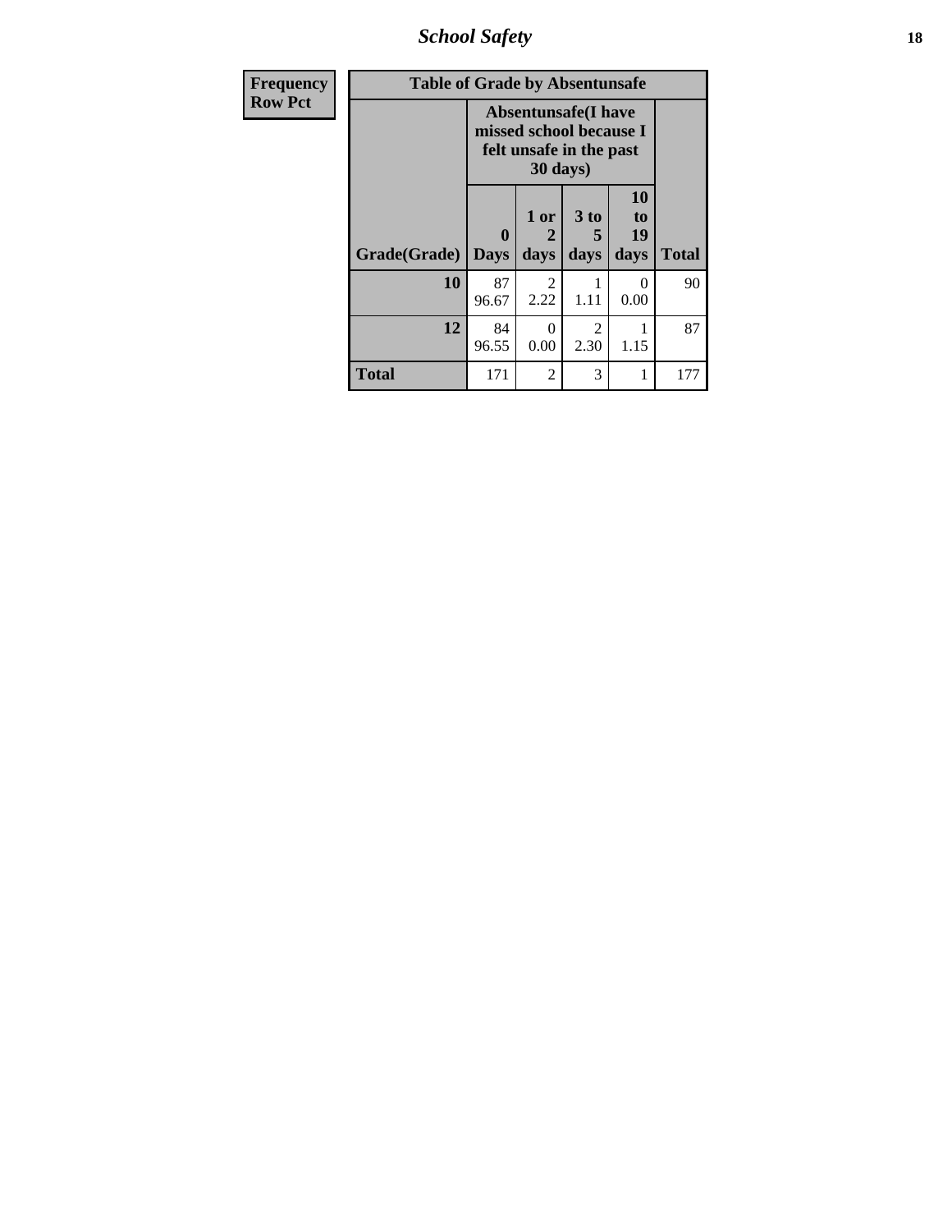| Frequency Row Pct | Table of Grade by Absentunsafe | | | | |
|---|---|---|---|---|---|
| | Absentunsafe(I have missed school because I felt unsafe in the past 30 days) | | | | |
| Grade(Grade) | 0 Days | 1 or 2 days | 3 to 5 days | 10 to 19 days | Total |
| 10 | 87 96.67 | 2 2.22 | 1 1.11 | 0 0.00 | 90 |
| 12 | 84 96.55 | 0 0.00 | 2 2.30 | 1 1.15 | 87 |
| Total | 171 | 2 | 3 | 1 | 177 |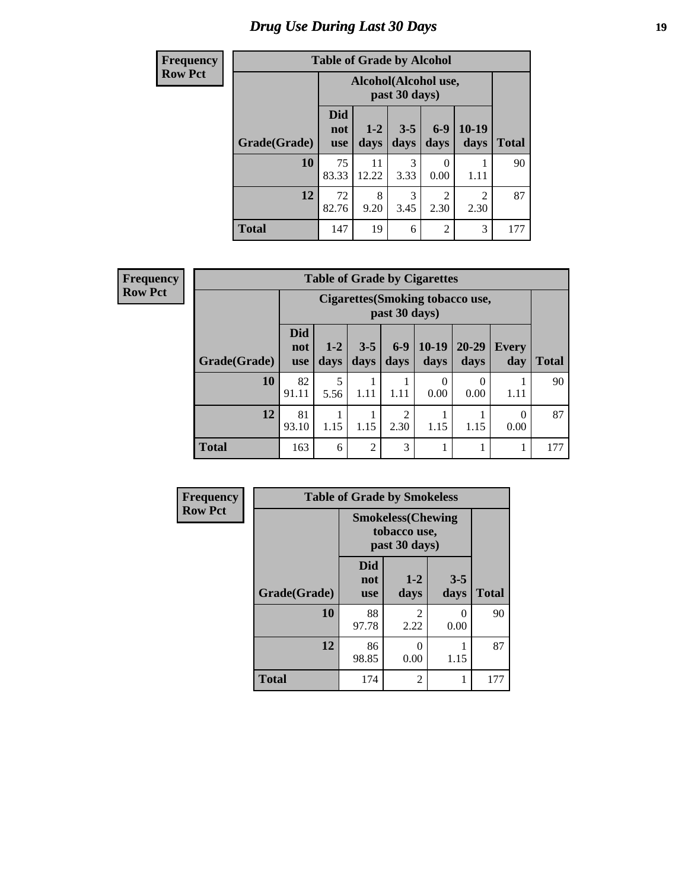# Drug Use During Last 30 Days

**Frequency**
**Row Pct**

**Table of Grade by Alcohol**

| Grade(Grade) | Alcohol(Alcohol use, past 30 days) | | | | | Total |
|---|---|---|---|---|---|---|
| | Did not use | 1-2 days | 3-5 days | 6-9 days | 10-19 days | |
| **10** | 75<br>83.33 | 11<br>12.22 | 3<br>3.33 | 0<br>0.00 | 1<br>1.11 | 90 |
| **12** | 72<br>82.76 | 8<br>9.20 | 3<br>3.45 | 2<br>2.30 | 2<br>2.30 | 87 |
| **Total** | 147 | 19 | 6 | 2 | 3 | 177 |

**Frequency**
**Row Pct**

**Table of Grade by Cigarettes**

| Grade(Grade) | Cigarettes(Smoking tobacco use, past 30 days) | | | | | | | Total |
|---|---|---|---|---|---|---|---|---|
| | Did not use | 1-2 days | 3-5 days | 6-9 days | 10-19 days | 20-29 days | Every day | |
| **10** | 82<br>91.11 | 5<br>5.56 | 1<br>1.11 | 1<br>1.11 | 0<br>0.00 | 0<br>0.00 | 1<br>1.11 | 90 |
| **12** | 81<br>93.10 | 1<br>1.15 | 1<br>1.15 | 2<br>2.30 | 1<br>1.15 | 1<br>1.15 | 0<br>0.00 | 87 |
| **Total** | 163 | 6 | 2 | 3 | 1 | 1 | 1 | 177 |

**Frequency**
**Row Pct**

**Table of Grade by Smokeless**

| Grade(Grade) | Smokeless(Chewing tobacco use, past 30 days) | | | Total |
|---|---|---|---|---|
| | Did not use | 1-2 days | 3-5 days | |
| **10** | 88<br>97.78 | 2<br>2.22 | 0<br>0.00 | 90 |
| **12** | 86<br>98.85 | 0<br>0.00 | 1<br>1.15 | 87 |
| **Total** | 174 | 2 | 1 | 177 |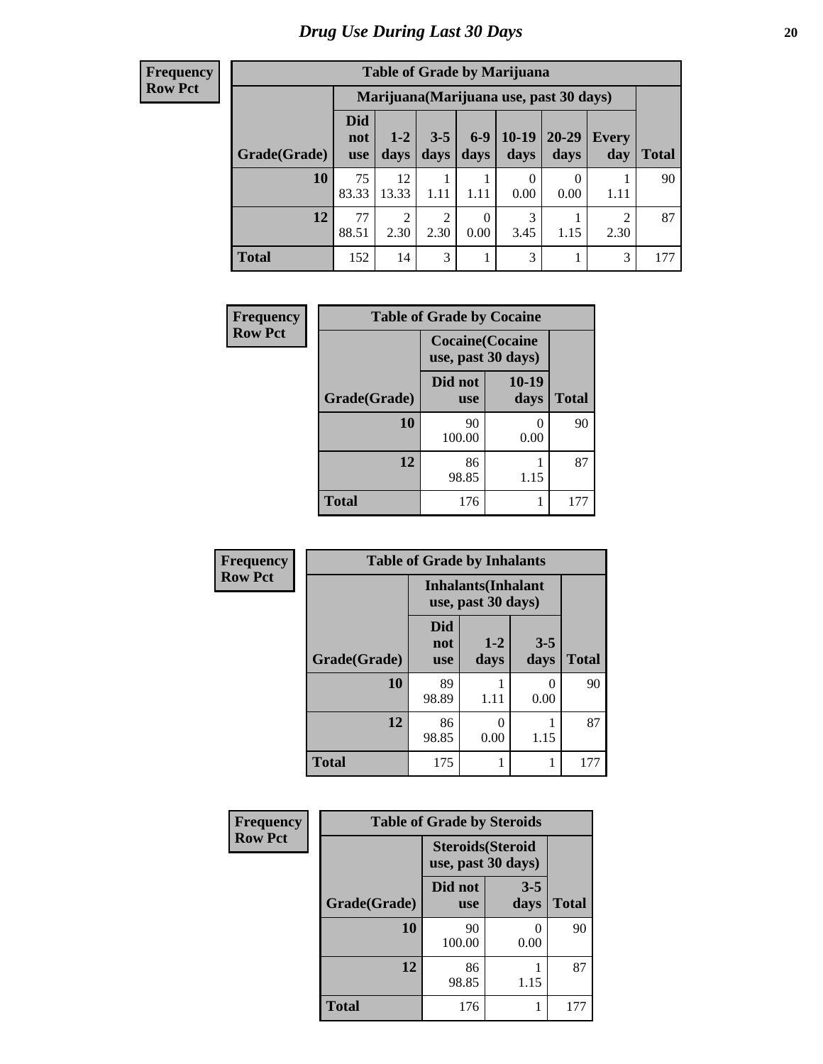# Drug Use During Last 30 Days

**Frequency**
**Row Pct**

| Table of Grade by Marijuana | | | | | | | | |
|---|---|---|---|---|---|---|---|---|
| | Marijuana(Marijuana use, past 30 days) | | | | | | | |
| Grade(Grade) | Did not use | 1-2 days | 3-5 days | 6-9 days | 10-19 days | 20-29 days | Every day | Total |
| 10 | 75<br>83.33 | 12<br>13.33 | 1<br>1.11 | 1<br>1.11 | 0<br>0.00 | 0<br>0.00 | 1<br>1.11 | 90 |
| 12 | 77<br>88.51 | 2<br>2.30 | 2<br>2.30 | 0<br>0.00 | 3<br>3.45 | 1<br>1.15 | 2<br>2.30 | 87 |
| Total | 152 | 14 | 3 | 1 | 3 | 1 | 3 | 177 |

**Frequency**
**Row Pct**

| Table of Grade by Cocaine | | | |
|---|---|---|---|
| | Cocaine(Cocaine use, past 30 days) | | |
| Grade(Grade) | Did not use | 10-19 days | Total |
| 10 | 90<br>100.00 | 0<br>0.00 | 90 |
| 12 | 86<br>98.85 | 1<br>1.15 | 87 |
| Total | 176 | 1 | 177 |

**Frequency**
**Row Pct**

| Table of Grade by Inhalants | | | | |
|---|---|---|---|---|
| | Inhalants(Inhalant use, past 30 days) | | | |
| Grade(Grade) | Did not use | 1-2 days | 3-5 days | Total |
| 10 | 89<br>98.89 | 1<br>1.11 | 0<br>0.00 | 90 |
| 12 | 86<br>98.85 | 0<br>0.00 | 1<br>1.15 | 87 |
| Total | 175 | 1 | 1 | 177 |

**Frequency**
**Row Pct**

| Table of Grade by Steroids | | | |
|---|---|---|---|
| | Steroids(Steroid use, past 30 days) | | |
| Grade(Grade) | Did not use | 3-5 days | Total |
| 10 | 90<br>100.00 | 0<br>0.00 | 90 |
| 12 | 86<br>98.85 | 1<br>1.15 | 87 |
| Total | 176 | 1 | 177 |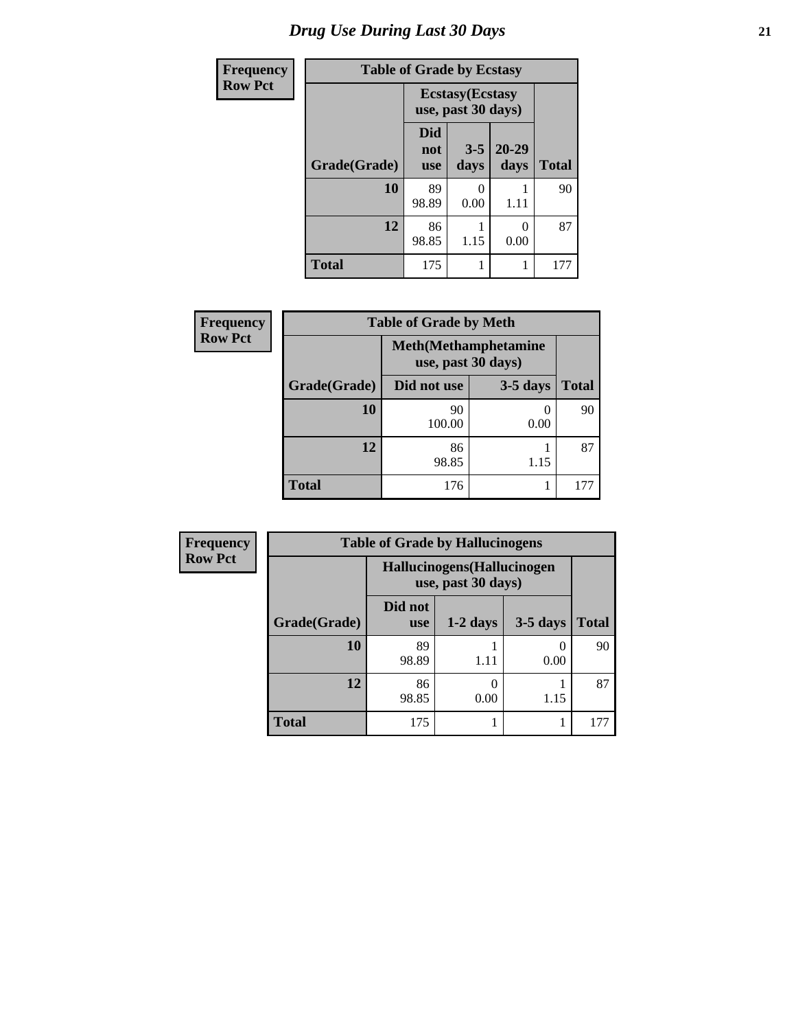# Drug Use During Last 30 Days

| Frequency Row Pct |
|---|

**Table of Grade by Ecstasy**

| Grade(Grade) | Ecstasy(Ecstasy use, past 30 days) Did not use | 3-5 days | 20-29 days | Total |
|---|---|---|---|---|
| 10 | 89<br>98.89 | 0<br>0.00 | 1<br>1.11 | 90 |
| 12 | 86<br>98.85 | 1<br>1.15 | 0<br>0.00 | 87 |
| Total | 175 | 1 | 1 | 177 |

| Frequency Row Pct |
|---|

**Table of Grade by Meth**

| Grade(Grade) | Meth(Methamphetamine use, past 30 days) Did not use | 3-5 days | Total |
|---|---|---|---|
| 10 | 90<br>100.00 | 0<br>0.00 | 90 |
| 12 | 86<br>98.85 | 1<br>1.15 | 87 |
| Total | 176 | 1 | 177 |

| Frequency Row Pct |
|---|

**Table of Grade by Hallucinogens**

| Grade(Grade) | Hallucinogens(Hallucinogen use, past 30 days) Did not use | 1-2 days | 3-5 days | Total |
|---|---|---|---|---|
| 10 | 89<br>98.89 | 1<br>1.11 | 0<br>0.00 | 90 |
| 12 | 86<br>98.85 | 0<br>0.00 | 1<br>1.15 | 87 |
| Total | 175 | 1 | 1 | 177 |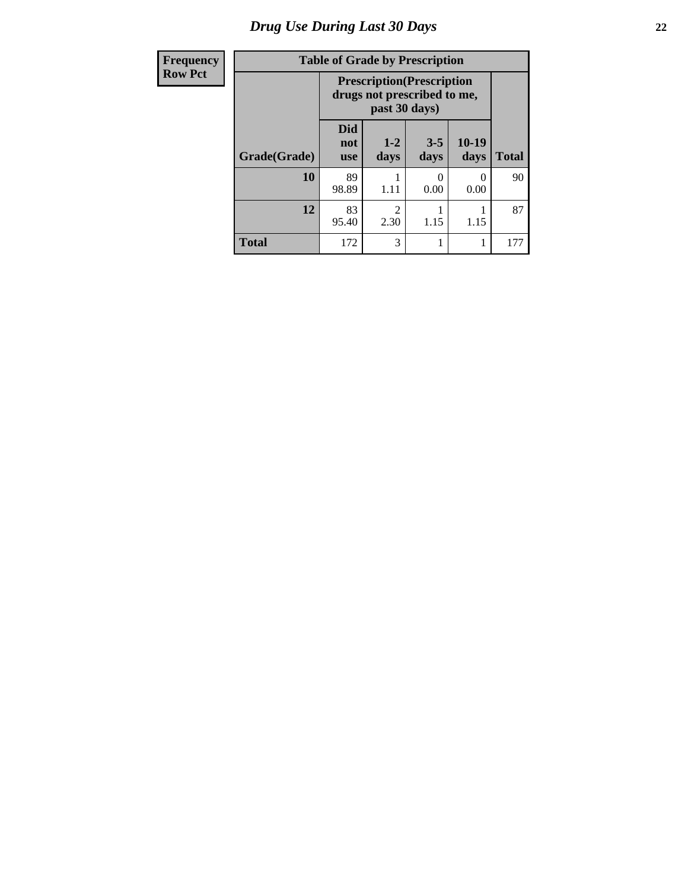# Drug Use During Last 30 Days

| Frequency<br>Row Pct |
|---|

**Table of Grade by Prescription**

| | Prescription(Prescription drugs not prescribed to me, past 30 days) | | | | |
|---|---|---|---|---|---|
| Grade(Grade) | Did not use | 1-2 days | 3-5 days | 10-19 days | Total |
| 10 | 89<br>98.89 | 1<br>1.11 | 0<br>0.00 | 0<br>0.00 | 90 |
| 12 | 83<br>95.40 | 2<br>2.30 | 1<br>1.15 | 1<br>1.15 | 87 |
| Total | 172 | 3 | 1 | 1 | 177 |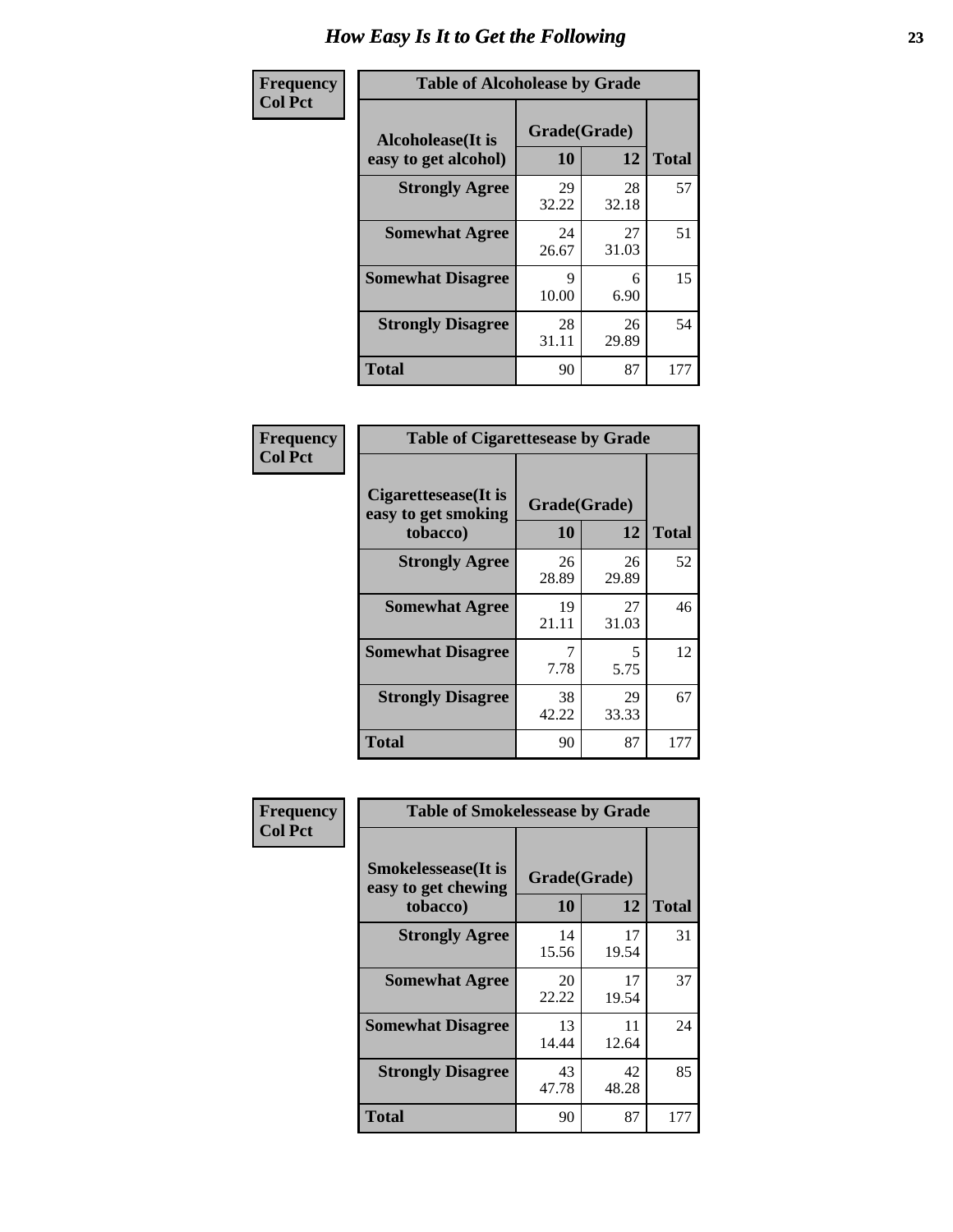# How Easy Is It to Get the Following

**Frequency**
**Col Pct**

**Table of Alcoholease by Grade**

| Alcoholease(It is easy to get alcohol) | Grade(Grade) | | Total |
|---|---|---|---|
| | 10 | 12 | |
| **Strongly Agree** | 29<br>32.22 | 28<br>32.18 | 57 |
| **Somewhat Agree** | 24<br>26.67 | 27<br>31.03 | 51 |
| **Somewhat Disagree** | 9<br>10.00 | 6<br>6.90 | 15 |
| **Strongly Disagree** | 28<br>31.11 | 26<br>29.89 | 54 |
| **Total** | 90 | 87 | 177 |

**Frequency**
**Col Pct**

**Table of Cigarettesease by Grade**

| Cigarettesease(It is easy to get smoking tobacco) | Grade(Grade) | | Total |
|---|---|---|---|
| | 10 | 12 | |
| **Strongly Agree** | 26<br>28.89 | 26<br>29.89 | 52 |
| **Somewhat Agree** | 19<br>21.11 | 27<br>31.03 | 46 |
| **Somewhat Disagree** | 7<br>7.78 | 5<br>5.75 | 12 |
| **Strongly Disagree** | 38<br>42.22 | 29<br>33.33 | 67 |
| **Total** | 90 | 87 | 177 |

**Frequency**
**Col Pct**

**Table of Smokelessease by Grade**

| Smokelessease(It is easy to get chewing tobacco) | Grade(Grade) | | Total |
|---|---|---|---|
| | 10 | 12 | |
| **Strongly Agree** | 14<br>15.56 | 17<br>19.54 | 31 |
| **Somewhat Agree** | 20<br>22.22 | 17<br>19.54 | 37 |
| **Somewhat Disagree** | 13<br>14.44 | 11<br>12.64 | 24 |
| **Strongly Disagree** | 43<br>47.78 | 42<br>48.28 | 85 |
| **Total** | 90 | 87 | 177 |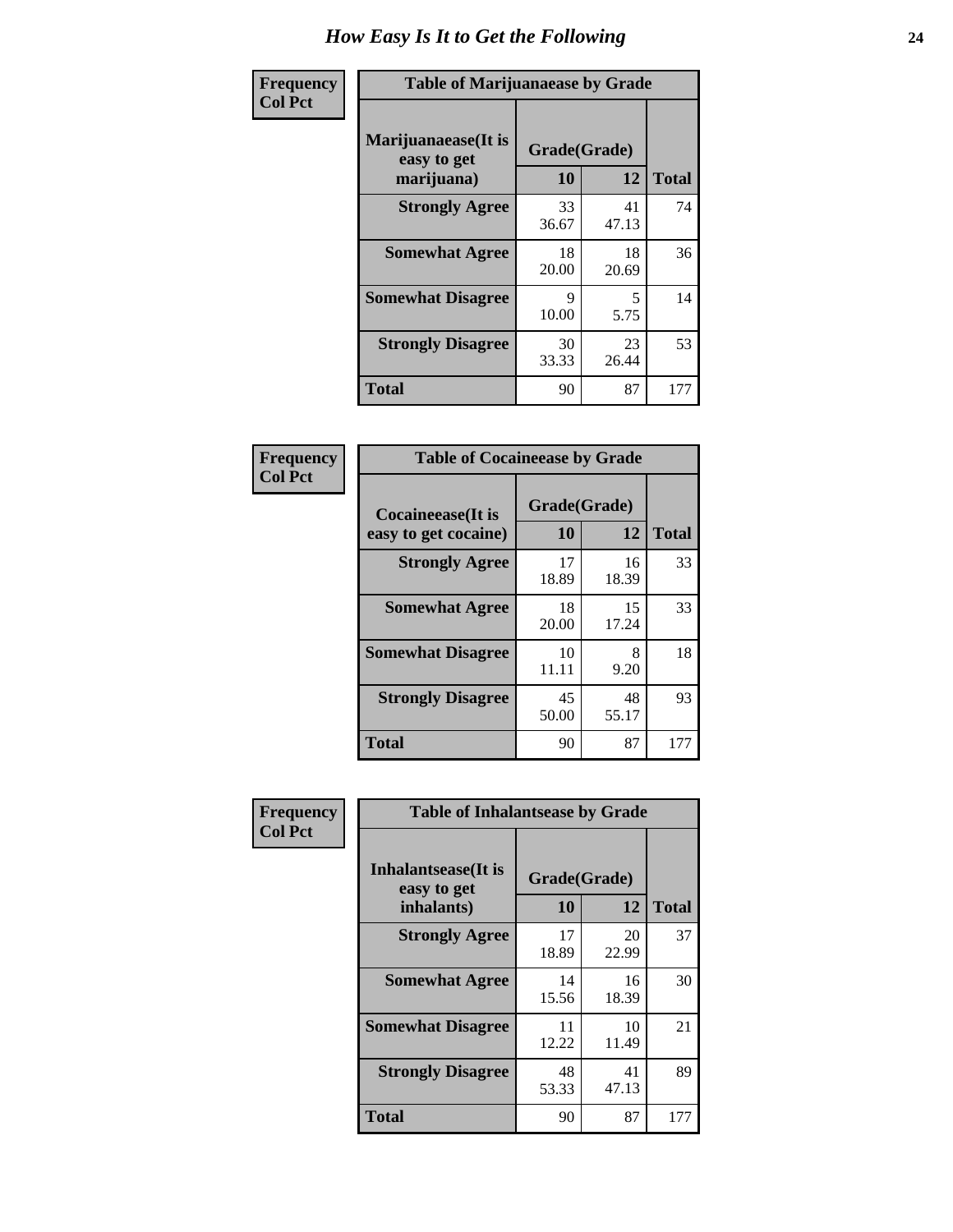# How Easy Is It to Get the Following

**Frequency**
**Col Pct**

**Table of Marijuanaease by Grade**

| Marijuanaease(It is easy to get marijuana) | Grade(Grade) | | Total |
|---|---|---|---|
| | 10 | 12 | |
| **Strongly Agree** | 33<br>36.67 | 41<br>47.13 | 74 |
| **Somewhat Agree** | 18<br>20.00 | 18<br>20.69 | 36 |
| **Somewhat Disagree** | 9<br>10.00 | 5<br>5.75 | 14 |
| **Strongly Disagree** | 30<br>33.33 | 23<br>26.44 | 53 |
| **Total** | 90 | 87 | 177 |

**Frequency**
**Col Pct**

**Table of Cocaineease by Grade**

| Cocaineease(It is easy to get cocaine) | Grade(Grade) | | Total |
|---|---|---|---|
| | 10 | 12 | |
| **Strongly Agree** | 17<br>18.89 | 16<br>18.39 | 33 |
| **Somewhat Agree** | 18<br>20.00 | 15<br>17.24 | 33 |
| **Somewhat Disagree** | 10<br>11.11 | 8<br>9.20 | 18 |
| **Strongly Disagree** | 45<br>50.00 | 48<br>55.17 | 93 |
| **Total** | 90 | 87 | 177 |

**Frequency**
**Col Pct**

**Table of Inhalantsease by Grade**

| Inhalantsease(It is easy to get inhalants) | Grade(Grade) | | Total |
|---|---|---|---|
| | 10 | 12 | |
| **Strongly Agree** | 17<br>18.89 | 20<br>22.99 | 37 |
| **Somewhat Agree** | 14<br>15.56 | 16<br>18.39 | 30 |
| **Somewhat Disagree** | 11<br>12.22 | 10<br>11.49 | 21 |
| **Strongly Disagree** | 48<br>53.33 | 41<br>47.13 | 89 |
| **Total** | 90 | 87 | 177 |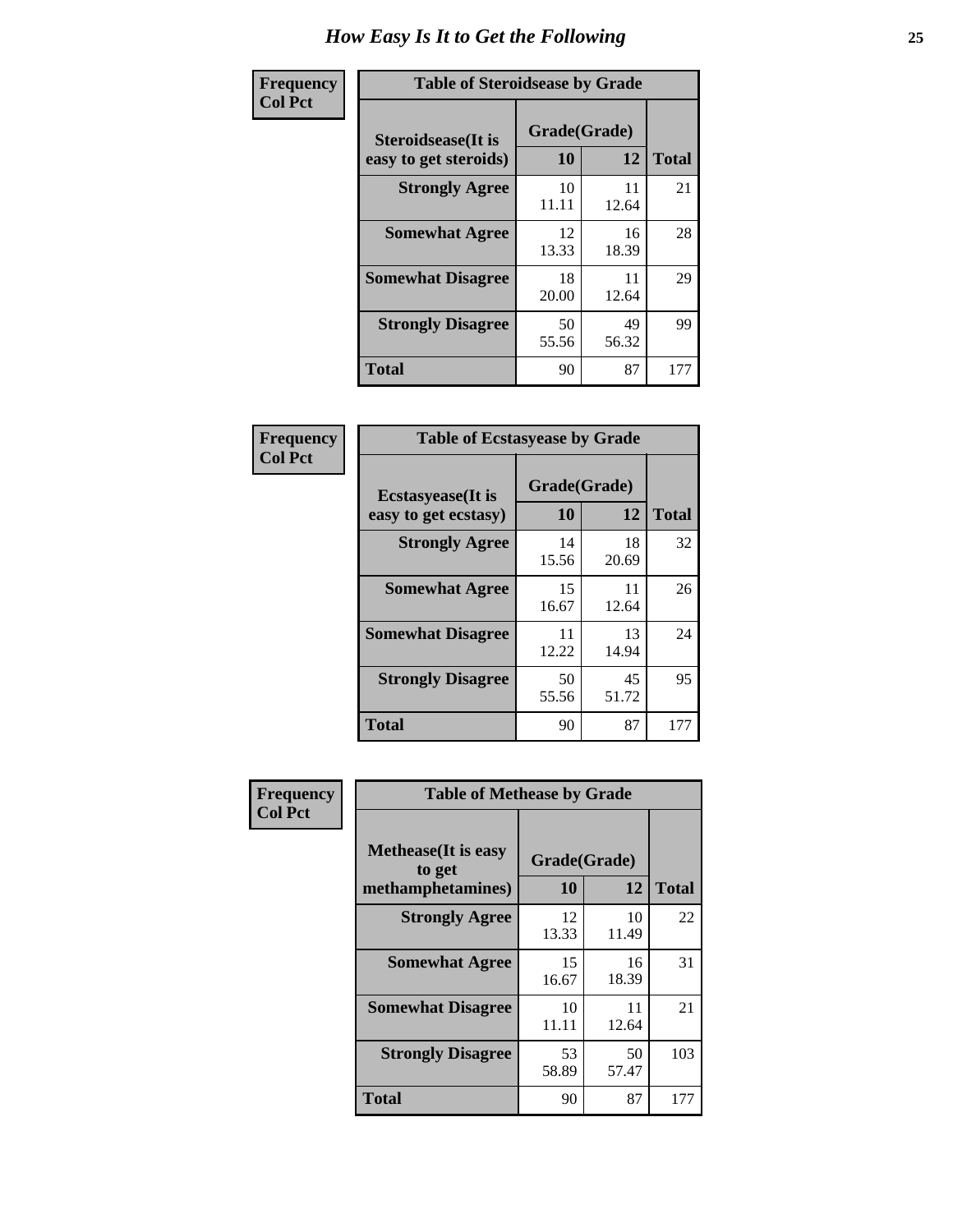# How Easy Is It to Get the Following

**Frequency**
**Col Pct**

**Table of Steroidsease by Grade**

| Steroidsease(It is easy to get steroids) | Grade(Grade) | | Total |
|---|---|---|---|
| | 10 | 12 | |
| Strongly Agree | 10<br>11.11 | 11<br>12.64 | 21 |
| Somewhat Agree | 12<br>13.33 | 16<br>18.39 | 28 |
| Somewhat Disagree | 18<br>20.00 | 11<br>12.64 | 29 |
| Strongly Disagree | 50<br>55.56 | 49<br>56.32 | 99 |
| Total | 90 | 87 | 177 |

**Frequency**
**Col Pct**

**Table of Ecstasyease by Grade**

| Ecstasyease(It is easy to get ecstasy) | Grade(Grade) | | Total |
|---|---|---|---|
| | 10 | 12 | |
| Strongly Agree | 14<br>15.56 | 18<br>20.69 | 32 |
| Somewhat Agree | 15<br>16.67 | 11<br>12.64 | 26 |
| Somewhat Disagree | 11<br>12.22 | 13<br>14.94 | 24 |
| Strongly Disagree | 50<br>55.56 | 45<br>51.72 | 95 |
| Total | 90 | 87 | 177 |

**Frequency**
**Col Pct**

**Table of Methease by Grade**

| Methease(It is easy to get methamphetamines) | Grade(Grade) | | Total |
|---|---|---|---|
| | 10 | 12 | |
| Strongly Agree | 12<br>13.33 | 10<br>11.49 | 22 |
| Somewhat Agree | 15<br>16.67 | 16<br>18.39 | 31 |
| Somewhat Disagree | 10<br>11.11 | 11<br>12.64 | 21 |
| Strongly Disagree | 53<br>58.89 | 50<br>57.47 | 103 |
| Total | 90 | 87 | 177 |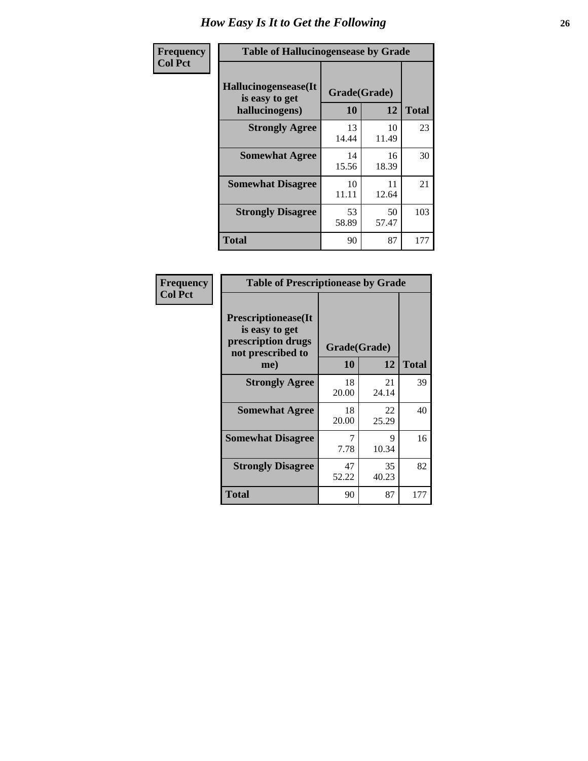# How Easy Is It to Get the Following

| Frequency<br>Col Pct | Table of Hallucinogensease by Grade | | |
|---|---|---|---|
| Hallucinogensease(It is easy to get hallucinogens) | Grade(Grade) 10 | 12 | Total |
| Strongly Agree | 13<br>14.44 | 10<br>11.49 | 23 |
| Somewhat Agree | 14<br>15.56 | 16<br>18.39 | 30 |
| Somewhat Disagree | 10<br>11.11 | 11<br>12.64 | 21 |
| Strongly Disagree | 53<br>58.89 | 50<br>57.47 | 103 |
| Total | 90 | 87 | 177 |

| Frequency<br>Col Pct | Table of Prescriptionease by Grade | | |
|---|---|---|---|
| Prescriptionease(It is easy to get prescription drugs not prescribed to me) | Grade(Grade) 10 | 12 | Total |
| Strongly Agree | 18<br>20.00 | 21<br>24.14 | 39 |
| Somewhat Agree | 18<br>20.00 | 22<br>25.29 | 40 |
| Somewhat Disagree | 7<br>7.78 | 9<br>10.34 | 16 |
| Strongly Disagree | 47<br>52.22 | 35<br>40.23 | 82 |
| Total | 90 | 87 | 177 |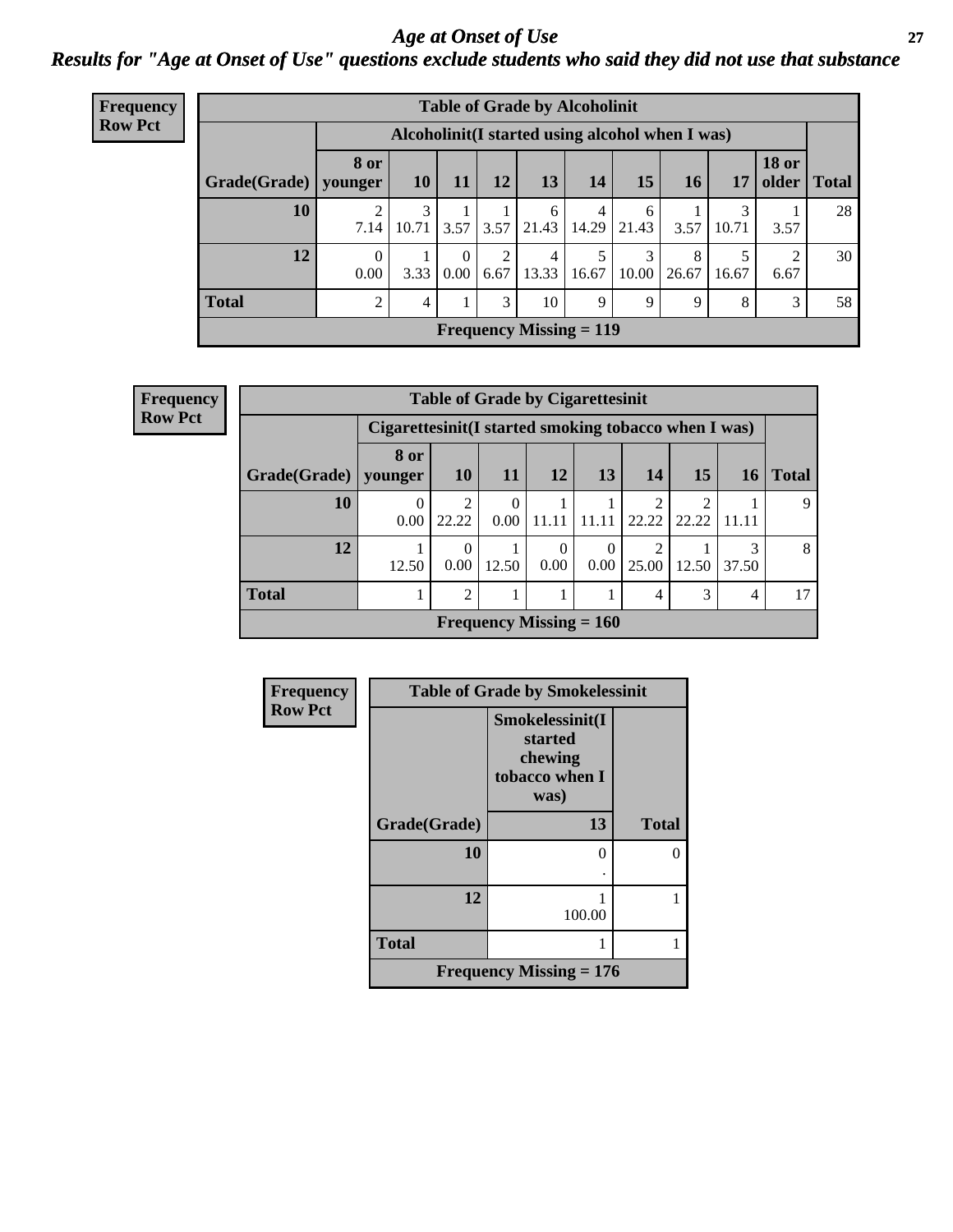# *Age at Onset of Use*

## *Results for "Age at Onset of Use" questions exclude students who said they did not use that substance*

**Frequency**
**Row Pct**

| Table of Grade by Alcoholinit | | | | | | | | | | | |
|---|---|---|---|---|---|---|---|---|---|---|---|
| | Alcoholinit(I started using alcohol when I was) | | | | | | | | | | |
| Grade(Grade) | 8 or younger | 10 | 11 | 12 | 13 | 14 | 15 | 16 | 17 | 18 or older | Total |
| 10 | 2<br>7.14 | 3<br>10.71 | 1<br>3.57 | 1<br>3.57 | 6<br>21.43 | 4<br>14.29 | 6<br>21.43 | 1<br>3.57 | 3<br>10.71 | 1<br>3.57 | 28 |
| 12 | 0<br>0.00 | 1<br>3.33 | 0<br>0.00 | 2<br>6.67 | 4<br>13.33 | 5<br>16.67 | 3<br>10.00 | 8<br>26.67 | 5<br>16.67 | 2<br>6.67 | 30 |
| Total | 2 | 4 | 1 | 3 | 10 | 9 | 9 | 9 | 8 | 3 | 58 |
| Frequency Missing = 119 | | | | | | | | | | | |

**Frequency**
**Row Pct**

| Table of Grade by Cigarettesinit | | | | | | | | | |
|---|---|---|---|---|---|---|---|---|---|
| | Cigarettesinit(I started smoking tobacco when I was) | | | | | | | | |
| Grade(Grade) | 8 or younger | 10 | 11 | 12 | 13 | 14 | 15 | 16 | Total |
| 10 | 0<br>0.00 | 2<br>22.22 | 0<br>0.00 | 1<br>11.11 | 1<br>11.11 | 2<br>22.22 | 2<br>22.22 | 1<br>11.11 | 9 |
| 12 | 1<br>12.50 | 0<br>0.00 | 1<br>12.50 | 0<br>0.00 | 0<br>0.00 | 2<br>25.00 | 1<br>12.50 | 3<br>37.50 | 8 |
| Total | 1 | 2 | 1 | 1 | 1 | 4 | 3 | 4 | 17 |
| Frequency Missing = 160 | | | | | | | | | |

**Frequency**
**Row Pct**

| Table of Grade by Smokelessinit | | |
|---|---|---|
| | Smokelessinit(I started chewing tobacco when I was) | |
| Grade(Grade) | 13 | Total |
| 10 | 0<br>. | 0 |
| 12 | 1<br>100.00 | 1 |
| Total | 1 | 1 |
| Frequency Missing = 176 | | |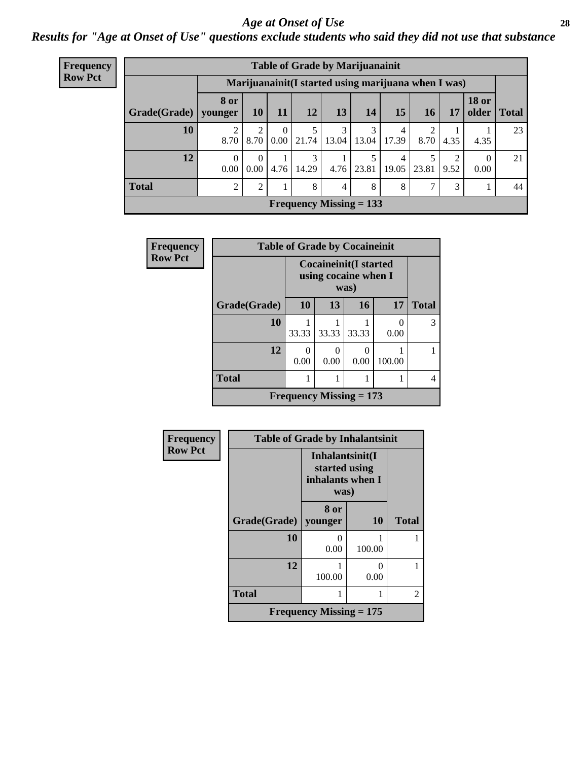# *Age at Onset of Use*

## *Results for "Age at Onset of Use" questions exclude students who said they did not use that substance*

**Frequency Row Pct**

**Table of Grade by Marijuanainit**

| | Marijuanainit(I started using marijuana when I was) | | | | | | | | | | |
|---|---|---|---|---|---|---|---|---|---|---|---|
| Grade(Grade) | 8 or younger | 10 | 11 | 12 | 13 | 14 | 15 | 16 | 17 | 18 or older | Total |
| 10 | 2<br>8.70 | 2<br>8.70 | 0<br>0.00 | 5<br>21.74 | 3<br>13.04 | 3<br>13.04 | 4<br>17.39 | 2<br>8.70 | 1<br>4.35 | 1<br>4.35 | 23 |
| 12 | 0<br>0.00 | 0<br>0.00 | 1<br>4.76 | 3<br>14.29 | 1<br>4.76 | 5<br>23.81 | 4<br>19.05 | 5<br>23.81 | 2<br>9.52 | 0<br>0.00 | 21 |
| Total | 2 | 2 | 1 | 8 | 4 | 8 | 8 | 7 | 3 | 1 | 44 |
| Frequency Missing = 133 | | | | | | | | | | | |

**Frequency Row Pct**

**Table of Grade by Cocaineinit**

| | Cocaineinit(I started using cocaine when I was) | | | | |
|---|---|---|---|---|---|
| Grade(Grade) | 10 | 13 | 16 | 17 | Total |
| 10 | 1<br>33.33 | 1<br>33.33 | 1<br>33.33 | 0<br>0.00 | 3 |
| 12 | 0<br>0.00 | 0<br>0.00 | 0<br>0.00 | 1<br>100.00 | 1 |
| Total | 1 | 1 | 1 | 1 | 4 |
| Frequency Missing = 173 | | | | | |

**Frequency Row Pct**

**Table of Grade by Inhalantsinit**

| | Inhalantsinit(I started using inhalants when I was) | | |
|---|---|---|---|
| Grade(Grade) | 8 or younger | 10 | Total |
| 10 | 0<br>0.00 | 1<br>100.00 | 1 |
| 12 | 1<br>100.00 | 0<br>0.00 | 1 |
| Total | 1 | 1 | 2 |
| Frequency Missing = 175 | | | |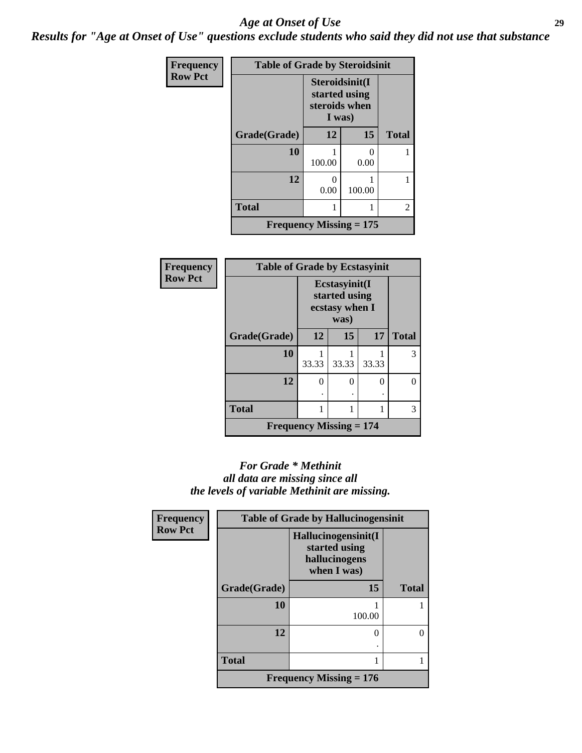# Age at Onset of Use

## *Results for "Age at Onset of Use" questions exclude students who said they did not use that substance*

**Frequency**
**Row Pct**

**Table of Grade by Steroidsinit**

| Grade(Grade) | Steroidsinit(I started using steroids when I was) 12 | 15 | Total |
|---|---|---|---|
| 10 | 1<br>100.00 | 0<br>0.00 | 1 |
| 12 | 0<br>0.00 | 1<br>100.00 | 1 |
| Total | 1 | 1 | 2 |

**Frequency Missing = 175**

**Frequency**
**Row Pct**

**Table of Grade by Ecstasyinit**

| Grade(Grade) | Ecstasyinit(I started using ecstasy when I was) 12 | 15 | 17 | Total |
|---|---|---|---|---|
| 10 | 1<br>33.33 | 1<br>33.33 | 1<br>33.33 | 3 |
| 12 | 0<br>. | 0<br>. | 0<br>. | 0 |
| Total | 1 | 1 | 1 | 3 |

**Frequency Missing = 174**

***For Grade * Methinit all data are missing since all the levels of variable Methinit are missing.***

**Frequency**
**Row Pct**

**Table of Grade by Hallucinogensinit**

| Grade(Grade) | Hallucinogensinit(I started using hallucinogens when I was) 15 | Total |
|---|---|---|
| 10 | 1<br>100.00 | 1 |
| 12 | 0<br>. | 0 |
| Total | 1 | 1 |

**Frequency Missing = 176**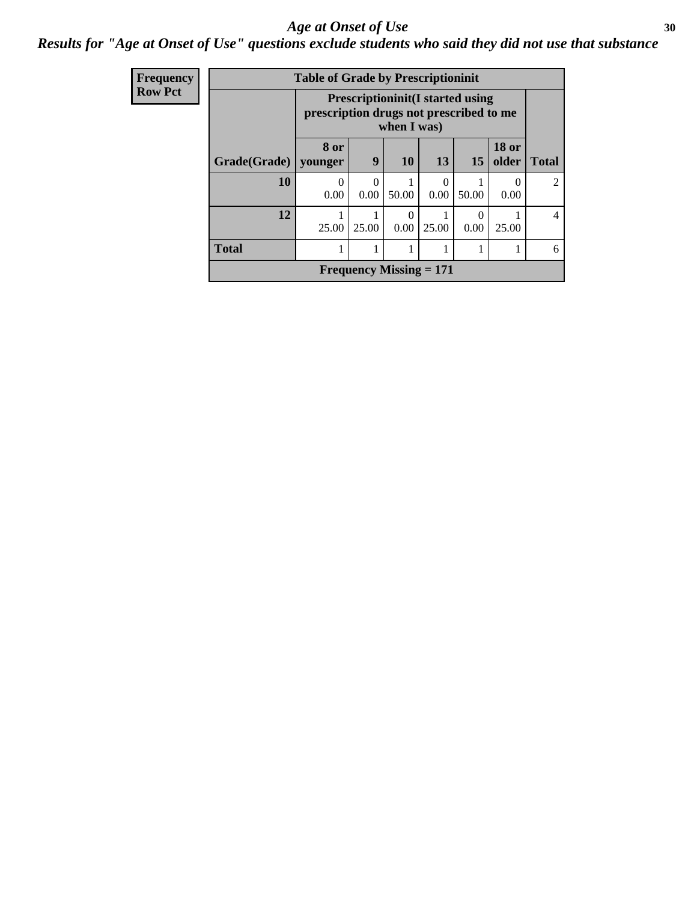# Age at Onset of Use

## Results for "Age at Onset of Use" questions exclude students who said they did not use that substance

| Frequency Row Pct | Table of Grade by Prescriptioninit | | | | | | |
|---|---|---|---|---|---|---|---|
| | Prescriptioninit(I started using prescription drugs not prescribed to me when I was) | | | | | | |
| Grade(Grade) | 8 or younger | 9 | 10 | 13 | 15 | 18 or older | Total |
| 10 | 0<br>0.00 | 0<br>0.00 | 1<br>50.00 | 0<br>0.00 | 1<br>50.00 | 0<br>0.00 | 2 |
| 12 | 1<br>25.00 | 1<br>25.00 | 0<br>0.00 | 1<br>25.00 | 0<br>0.00 | 1<br>25.00 | 4 |
| Total | 1 | 1 | 1 | 1 | 1 | 1 | 6 |
| Frequency Missing = 171 | | | | | | | |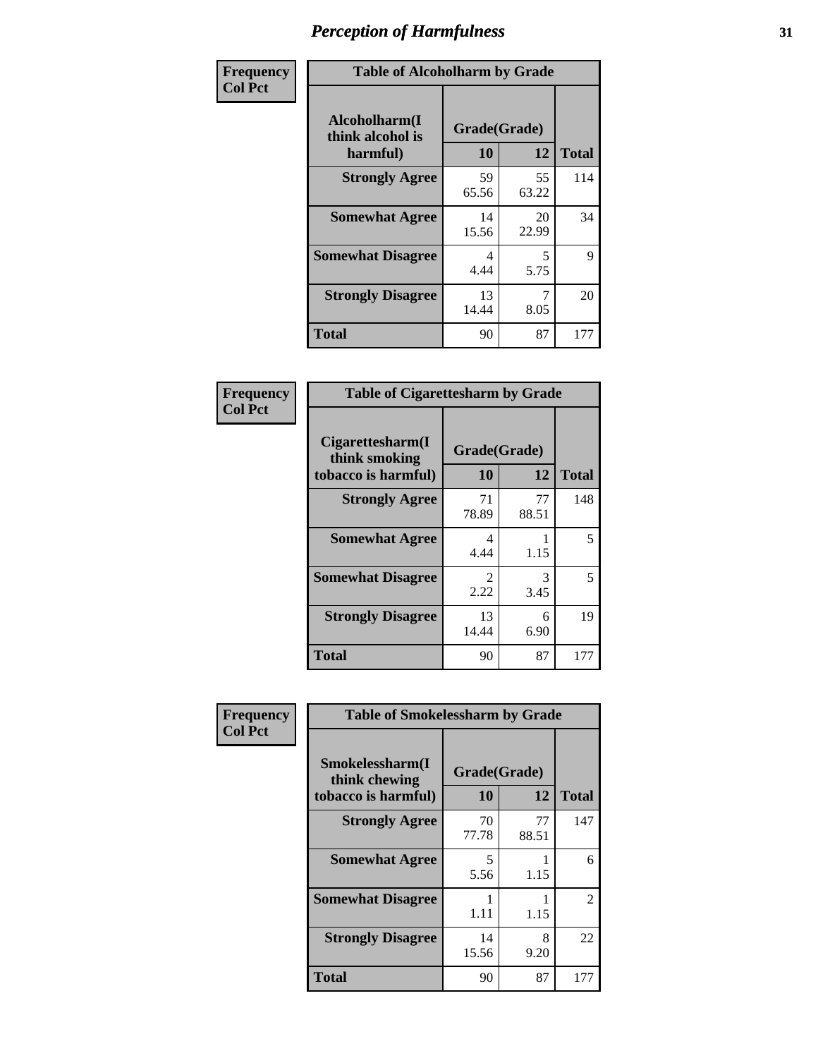# Perception of Harmfulness

| Frequency Col Pct | Table of Alcoholharm by Grade | | |
|---|---|---|---|
| Alcoholharm(I think alcohol is harmful) | Grade(Grade) | | Total |
| | 10 | 12 | |
| Strongly Agree | 59<br>65.56 | 55<br>63.22 | 114 |
| Somewhat Agree | 14<br>15.56 | 20<br>22.99 | 34 |
| Somewhat Disagree | 4<br>4.44 | 5<br>5.75 | 9 |
| Strongly Disagree | 13<br>14.44 | 7<br>8.05 | 20 |
| Total | 90 | 87 | 177 |

| Frequency Col Pct | Table of Cigarettesharm by Grade | | |
|---|---|---|---|
| Cigarettesharm(I think smoking tobacco is harmful) | Grade(Grade) | | Total |
| | 10 | 12 | |
| Strongly Agree | 71<br>78.89 | 77<br>88.51 | 148 |
| Somewhat Agree | 4<br>4.44 | 1<br>1.15 | 5 |
| Somewhat Disagree | 2<br>2.22 | 3<br>3.45 | 5 |
| Strongly Disagree | 13<br>14.44 | 6<br>6.90 | 19 |
| Total | 90 | 87 | 177 |

| Frequency Col Pct | Table of Smokelessharm by Grade | | |
|---|---|---|---|
| Smokelessharm(I think chewing tobacco is harmful) | Grade(Grade) | | Total |
| | 10 | 12 | |
| Strongly Agree | 70<br>77.78 | 77<br>88.51 | 147 |
| Somewhat Agree | 5<br>5.56 | 1<br>1.15 | 6 |
| Somewhat Disagree | 1<br>1.11 | 1<br>1.15 | 2 |
| Strongly Disagree | 14<br>15.56 | 8<br>9.20 | 22 |
| Total | 90 | 87 | 177 |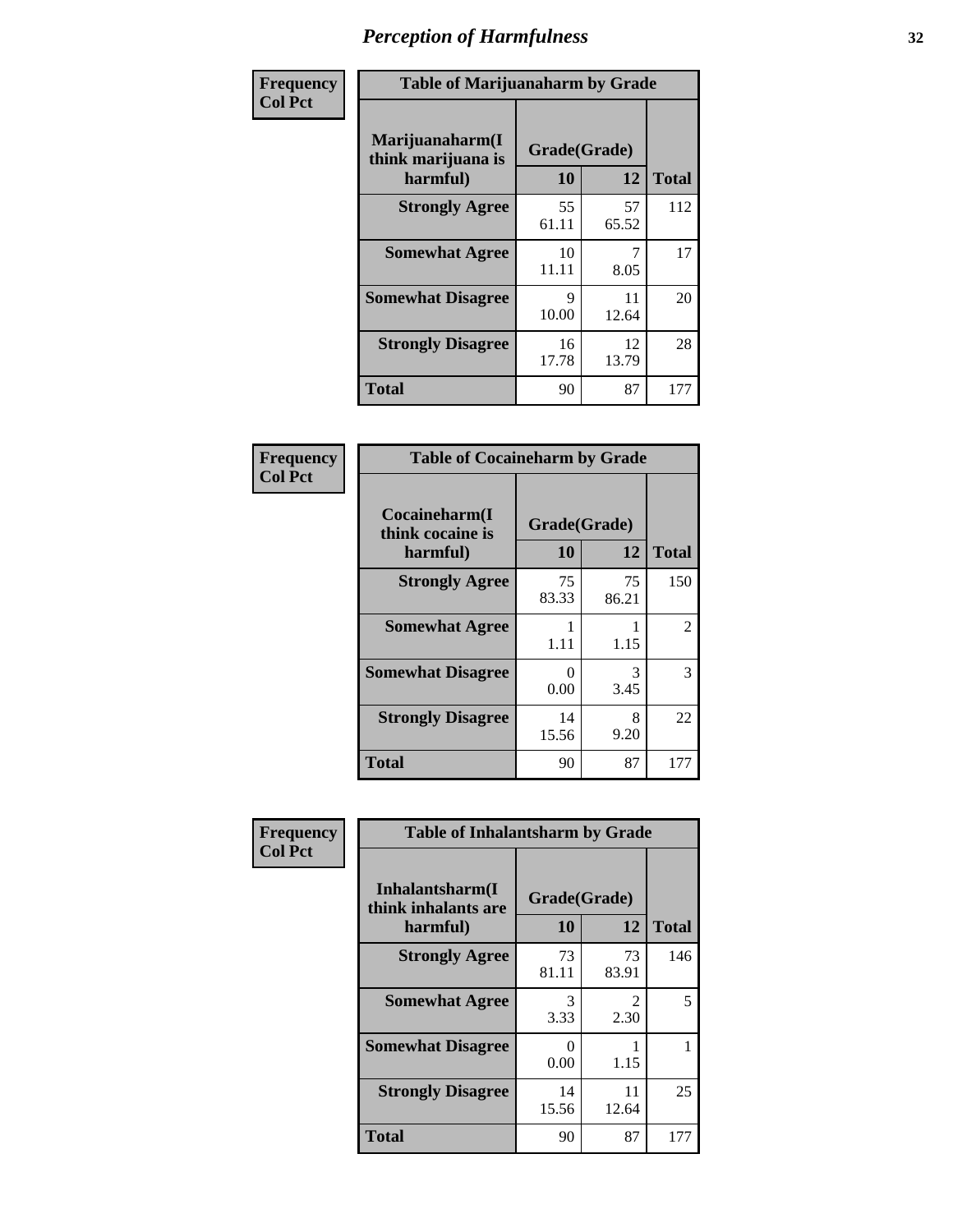# *Perception of Harmfulness*

| Frequency Col Pct | Table of Marijuanaharm by Grade | | |
|---|---|---|---|
| Marijuanaharm(I think marijuana is harmful) | Grade(Grade) | | |
| | 10 | 12 | Total |
| Strongly Agree | 55<br>61.11 | 57<br>65.52 | 112 |
| Somewhat Agree | 10<br>11.11 | 7<br>8.05 | 17 |
| Somewhat Disagree | 9<br>10.00 | 11<br>12.64 | 20 |
| Strongly Disagree | 16<br>17.78 | 12<br>13.79 | 28 |
| Total | 90 | 87 | 177 |

| Frequency Col Pct | Table of Cocaineharm by Grade | | |
|---|---|---|---|
| Cocaineharm(I think cocaine is harmful) | Grade(Grade) | | |
| | 10 | 12 | Total |
| Strongly Agree | 75<br>83.33 | 75<br>86.21 | 150 |
| Somewhat Agree | 1<br>1.11 | 1<br>1.15 | 2 |
| Somewhat Disagree | 0<br>0.00 | 3<br>3.45 | 3 |
| Strongly Disagree | 14<br>15.56 | 8<br>9.20 | 22 |
| Total | 90 | 87 | 177 |

| Frequency Col Pct | Table of Inhalantsharm by Grade | | |
|---|---|---|---|
| Inhalantsharm(I think inhalants are harmful) | Grade(Grade) | | |
| | 10 | 12 | Total |
| Strongly Agree | 73<br>81.11 | 73<br>83.91 | 146 |
| Somewhat Agree | 3<br>3.33 | 2<br>2.30 | 5 |
| Somewhat Disagree | 0<br>0.00 | 1<br>1.15 | 1 |
| Strongly Disagree | 14<br>15.56 | 11<br>12.64 | 25 |
| Total | 90 | 87 | 177 |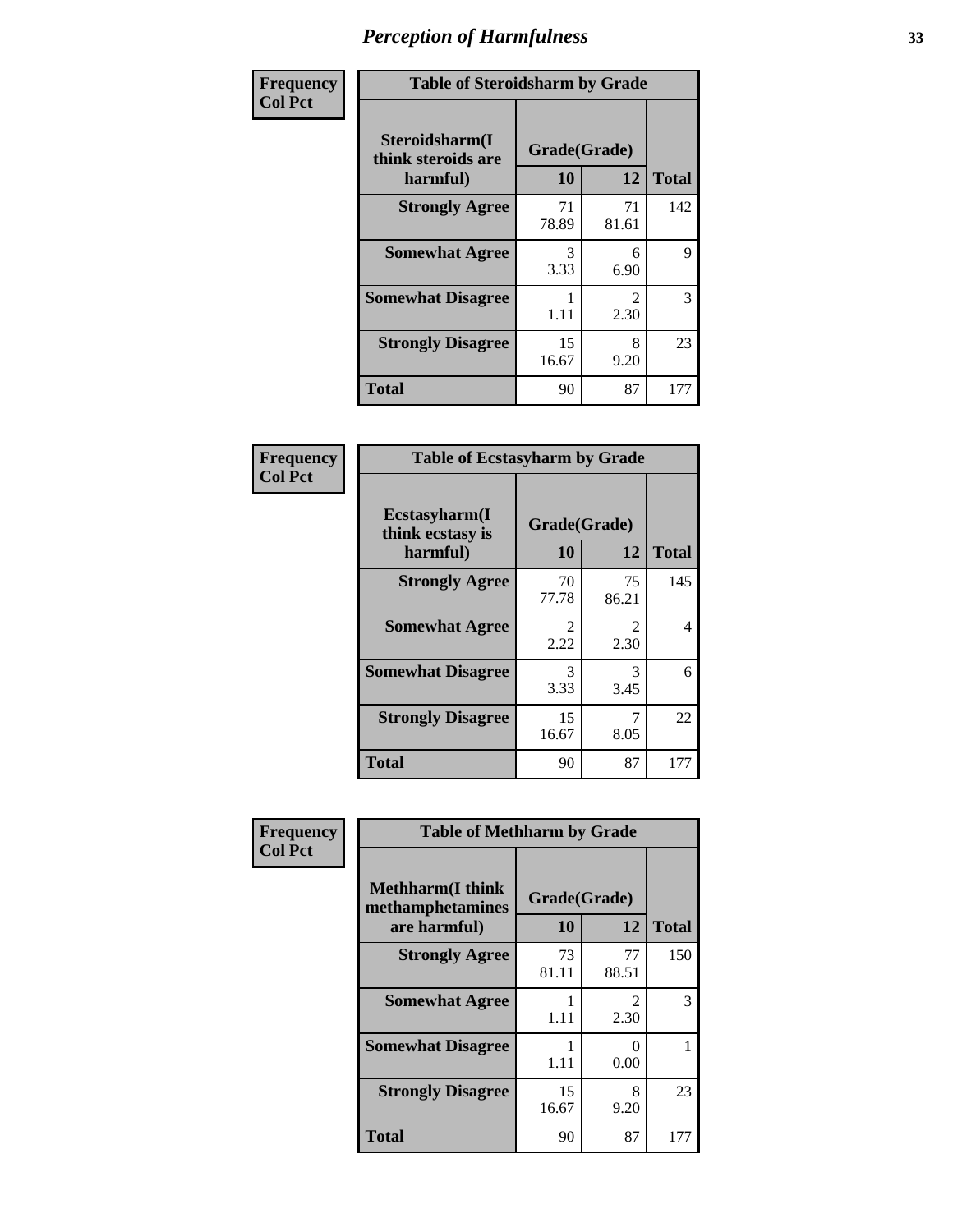# Perception of Harmfulness

Frequency
Col Pct

| Table of Steroidsharm by Grade | | | |
|---|---|---|---|
| Steroidsharm(I think steroids are harmful) | Grade(Grade) | | Total |
| | 10 | 12 | |
| Strongly Agree | 71<br>78.89 | 71<br>81.61 | 142 |
| Somewhat Agree | 3<br>3.33 | 6<br>6.90 | 9 |
| Somewhat Disagree | 1<br>1.11 | 2<br>2.30 | 3 |
| Strongly Disagree | 15<br>16.67 | 8<br>9.20 | 23 |
| Total | 90 | 87 | 177 |

Frequency
Col Pct

| Table of Ecstasyharm by Grade | | | |
|---|---|---|---|
| Ecstasyharm(I think ecstasy is harmful) | Grade(Grade) | | Total |
| | 10 | 12 | |
| Strongly Agree | 70<br>77.78 | 75<br>86.21 | 145 |
| Somewhat Agree | 2<br>2.22 | 2<br>2.30 | 4 |
| Somewhat Disagree | 3<br>3.33 | 3<br>3.45 | 6 |
| Strongly Disagree | 15<br>16.67 | 7<br>8.05 | 22 |
| Total | 90 | 87 | 177 |

Frequency
Col Pct

| Table of Methharm by Grade | | | |
|---|---|---|---|
| Methharm(I think methamphetamines are harmful) | Grade(Grade) | | Total |
| | 10 | 12 | |
| Strongly Agree | 73<br>81.11 | 77<br>88.51 | 150 |
| Somewhat Agree | 1<br>1.11 | 2<br>2.30 | 3 |
| Somewhat Disagree | 1<br>1.11 | 0<br>0.00 | 1 |
| Strongly Disagree | 15<br>16.67 | 8<br>9.20 | 23 |
| Total | 90 | 87 | 177 |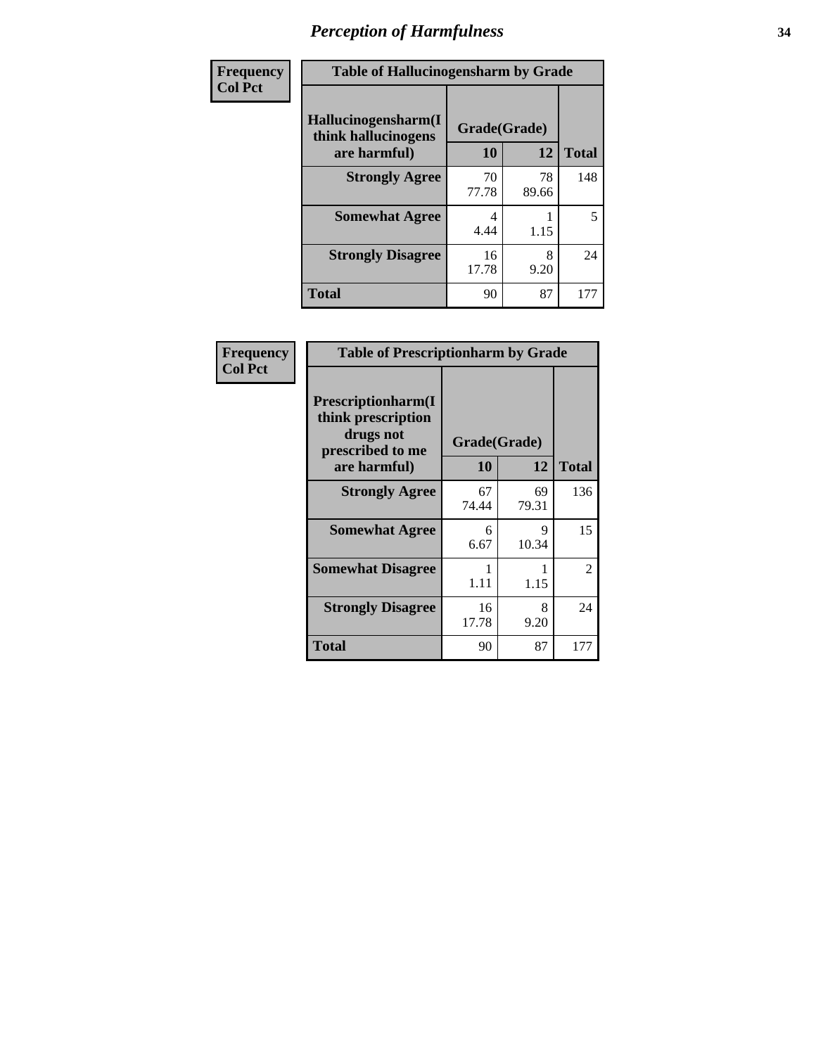# Perception of Harmfulness

**Frequency**
**Col Pct**

| Table of Hallucinogensharm by Grade | | | |
|---|---|---|---|
| **Hallucinogensharm(I think hallucinogens are harmful)** | **Grade(Grade)** | | **Total** |
| | **10** | **12** | |
| **Strongly Agree** | 70<br>77.78 | 78<br>89.66 | 148 |
| **Somewhat Agree** | 4<br>4.44 | 1<br>1.15 | 5 |
| **Strongly Disagree** | 16<br>17.78 | 8<br>9.20 | 24 |
| **Total** | 90 | 87 | 177 |

**Frequency**
**Col Pct**

| Table of Prescriptionharm by Grade | | | |
|---|---|---|---|
| **Prescriptionharm(I think prescription drugs not prescribed to me are harmful)** | **Grade(Grade)** | | **Total** |
| | **10** | **12** | |
| **Strongly Agree** | 67<br>74.44 | 69<br>79.31 | 136 |
| **Somewhat Agree** | 6<br>6.67 | 9<br>10.34 | 15 |
| **Somewhat Disagree** | 1<br>1.11 | 1<br>1.15 | 2 |
| **Strongly Disagree** | 16<br>17.78 | 8<br>9.20 | 24 |
| **Total** | 90 | 87 | 177 |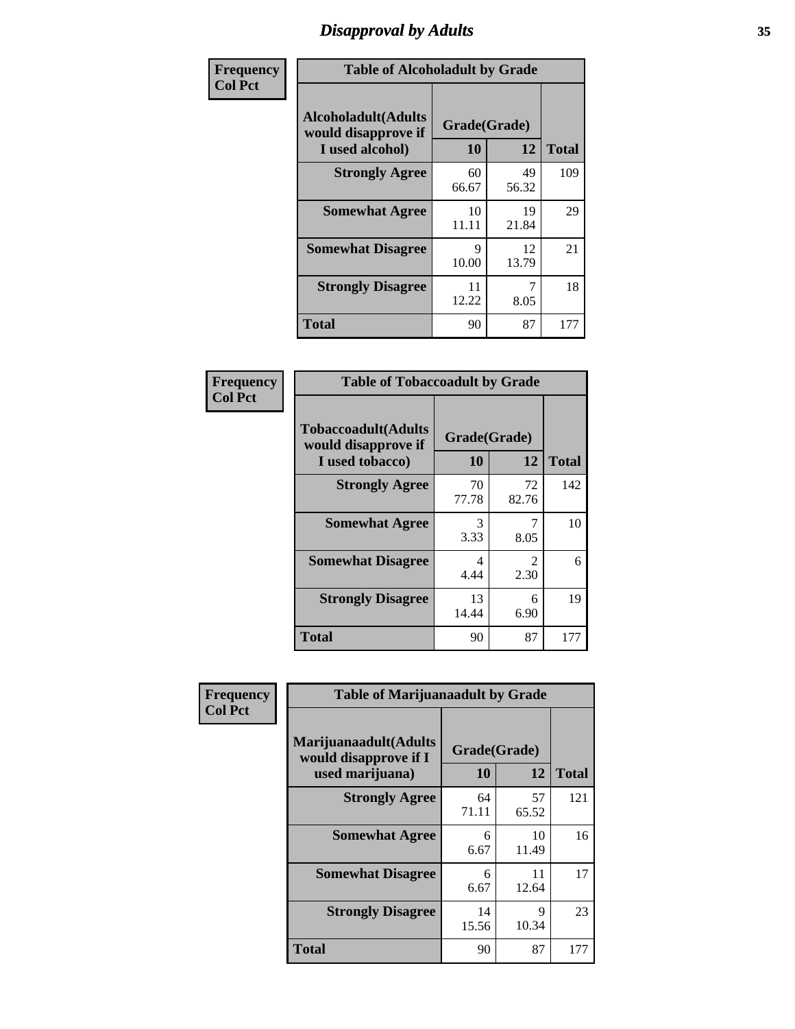# Disapproval by Adults

Frequency
Col Pct

**Table of Alcoholadult by Grade**

| Alcoholadult(Adults would disapprove if I used alcohol) | Grade(Grade) 10 | 12 | Total |
|---|---|---|---|
| **Strongly Agree** | 60<br>66.67 | 49<br>56.32 | 109 |
| **Somewhat Agree** | 10<br>11.11 | 19<br>21.84 | 29 |
| **Somewhat Disagree** | 9<br>10.00 | 12<br>13.79 | 21 |
| **Strongly Disagree** | 11<br>12.22 | 7<br>8.05 | 18 |
| **Total** | 90 | 87 | 177 |

Frequency
Col Pct

**Table of Tobaccoadult by Grade**

| Tobaccoadult(Adults would disapprove if I used tobacco) | Grade(Grade) 10 | 12 | Total |
|---|---|---|---|
| **Strongly Agree** | 70<br>77.78 | 72<br>82.76 | 142 |
| **Somewhat Agree** | 3<br>3.33 | 7<br>8.05 | 10 |
| **Somewhat Disagree** | 4<br>4.44 | 2<br>2.30 | 6 |
| **Strongly Disagree** | 13<br>14.44 | 6<br>6.90 | 19 |
| **Total** | 90 | 87 | 177 |

Frequency
Col Pct

**Table of Marijuanaadult by Grade**

| Marijuanaadult(Adults would disapprove if I used marijuana) | Grade(Grade) 10 | 12 | Total |
|---|---|---|---|
| **Strongly Agree** | 64<br>71.11 | 57<br>65.52 | 121 |
| **Somewhat Agree** | 6<br>6.67 | 10<br>11.49 | 16 |
| **Somewhat Disagree** | 6<br>6.67 | 11<br>12.64 | 17 |
| **Strongly Disagree** | 14<br>15.56 | 9<br>10.34 | 23 |
| **Total** | 90 | 87 | 177 |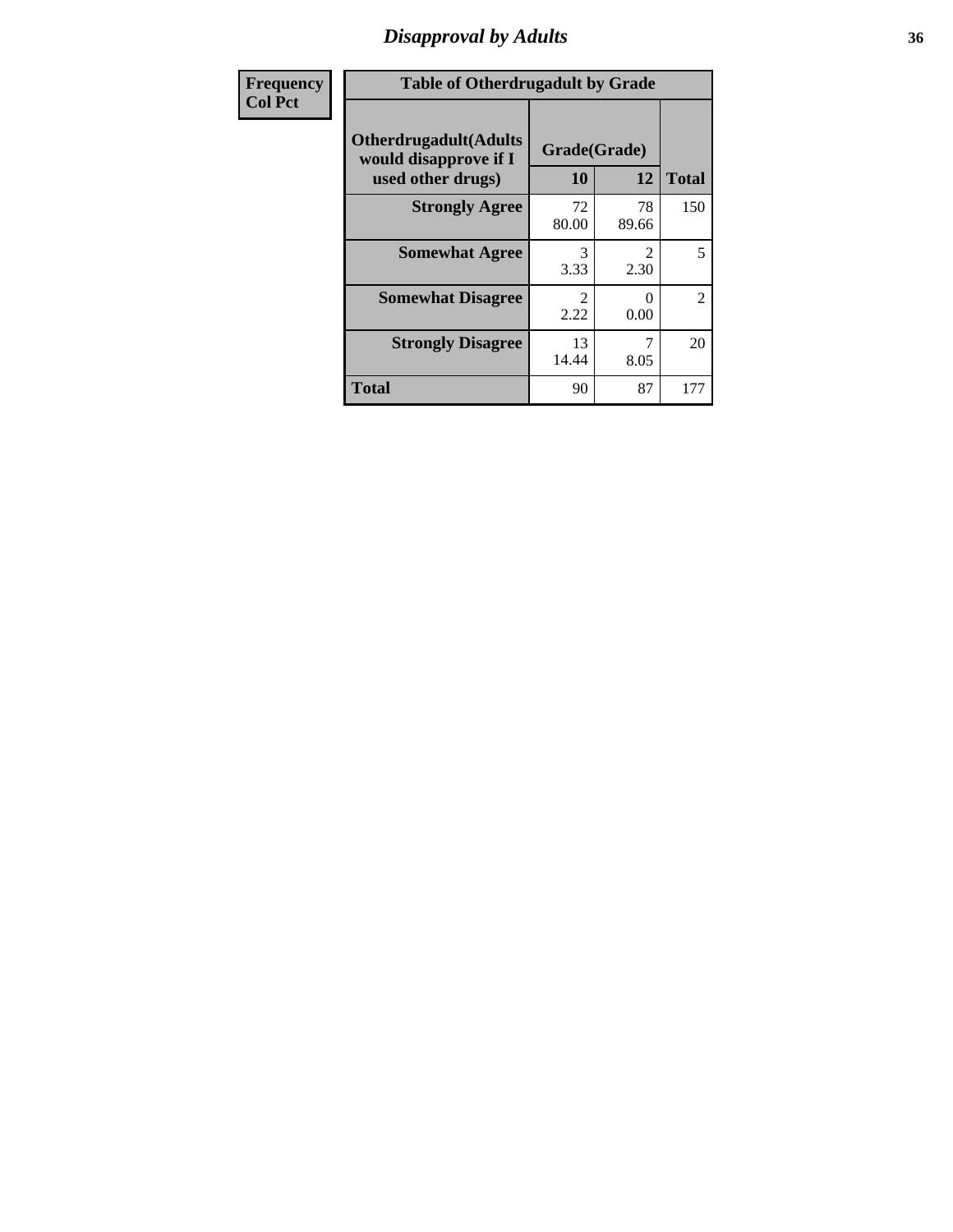## Disapproval by Adults

| Frequency<br>Col Pct | Table of Otherdrugadult by Grade | | |
|---|---|---|---|
| Otherdrugadult(Adults would disapprove if I used other drugs) | Grade(Grade) | | |
| | 10 | 12 | Total |
| Strongly Agree | 72<br>80.00 | 78<br>89.66 | 150 |
| Somewhat Agree | 3<br>3.33 | 2<br>2.30 | 5 |
| Somewhat Disagree | 2<br>2.22 | 0<br>0.00 | 2 |
| Strongly Disagree | 13<br>14.44 | 7<br>8.05 | 20 |
| Total | 90 | 87 | 177 |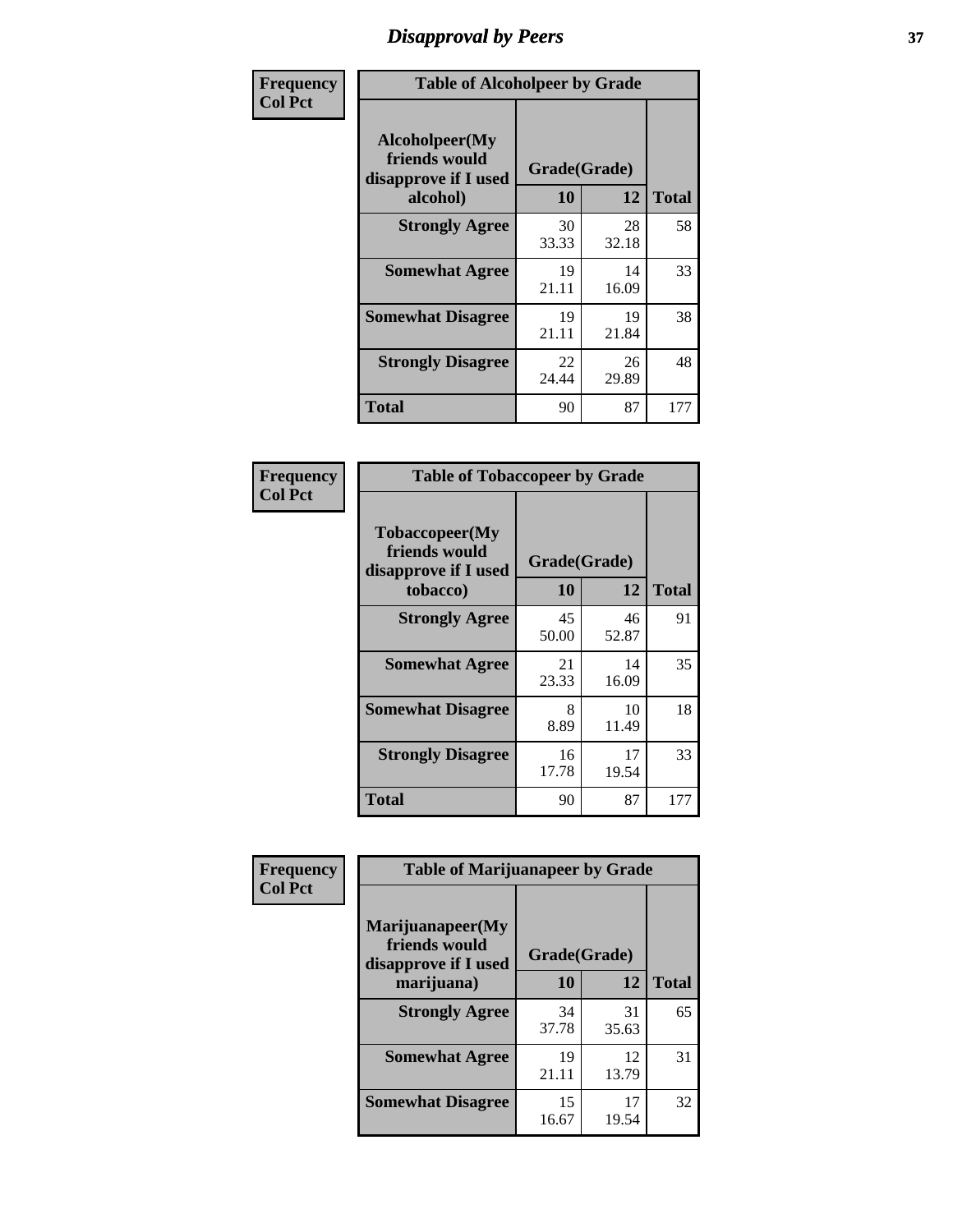# Disapproval by Peers

| Frequency<br>Col Pct | Table of Alcoholpeer by Grade | | |
|---|---|---|---|
| Alcoholpeer(My friends would disapprove if I used alcohol) | Grade(Grade) | | |
| | 10 | 12 | Total |
| Strongly Agree | 30<br>33.33 | 28<br>32.18 | 58 |
| Somewhat Agree | 19<br>21.11 | 14<br>16.09 | 33 |
| Somewhat Disagree | 19<br>21.11 | 19<br>21.84 | 38 |
| Strongly Disagree | 22<br>24.44 | 26<br>29.89 | 48 |
| Total | 90 | 87 | 177 |

| Frequency<br>Col Pct | Table of Tobaccopeer by Grade | | |
|---|---|---|---|
| Tobaccopeer(My friends would disapprove if I used tobacco) | Grade(Grade) | | |
| | 10 | 12 | Total |
| Strongly Agree | 45<br>50.00 | 46<br>52.87 | 91 |
| Somewhat Agree | 21<br>23.33 | 14<br>16.09 | 35 |
| Somewhat Disagree | 8<br>8.89 | 10<br>11.49 | 18 |
| Strongly Disagree | 16<br>17.78 | 17<br>19.54 | 33 |
| Total | 90 | 87 | 177 |

| Frequency<br>Col Pct | Table of Marijuanapeer by Grade | | |
|---|---|---|---|
| Marijuanapeer(My friends would disapprove if I used marijuana) | Grade(Grade) | | |
| | 10 | 12 | Total |
| Strongly Agree | 34<br>37.78 | 31<br>35.63 | 65 |
| Somewhat Agree | 19<br>21.11 | 12<br>13.79 | 31 |
| Somewhat Disagree | 15<br>16.67 | 17<br>19.54 | 32 |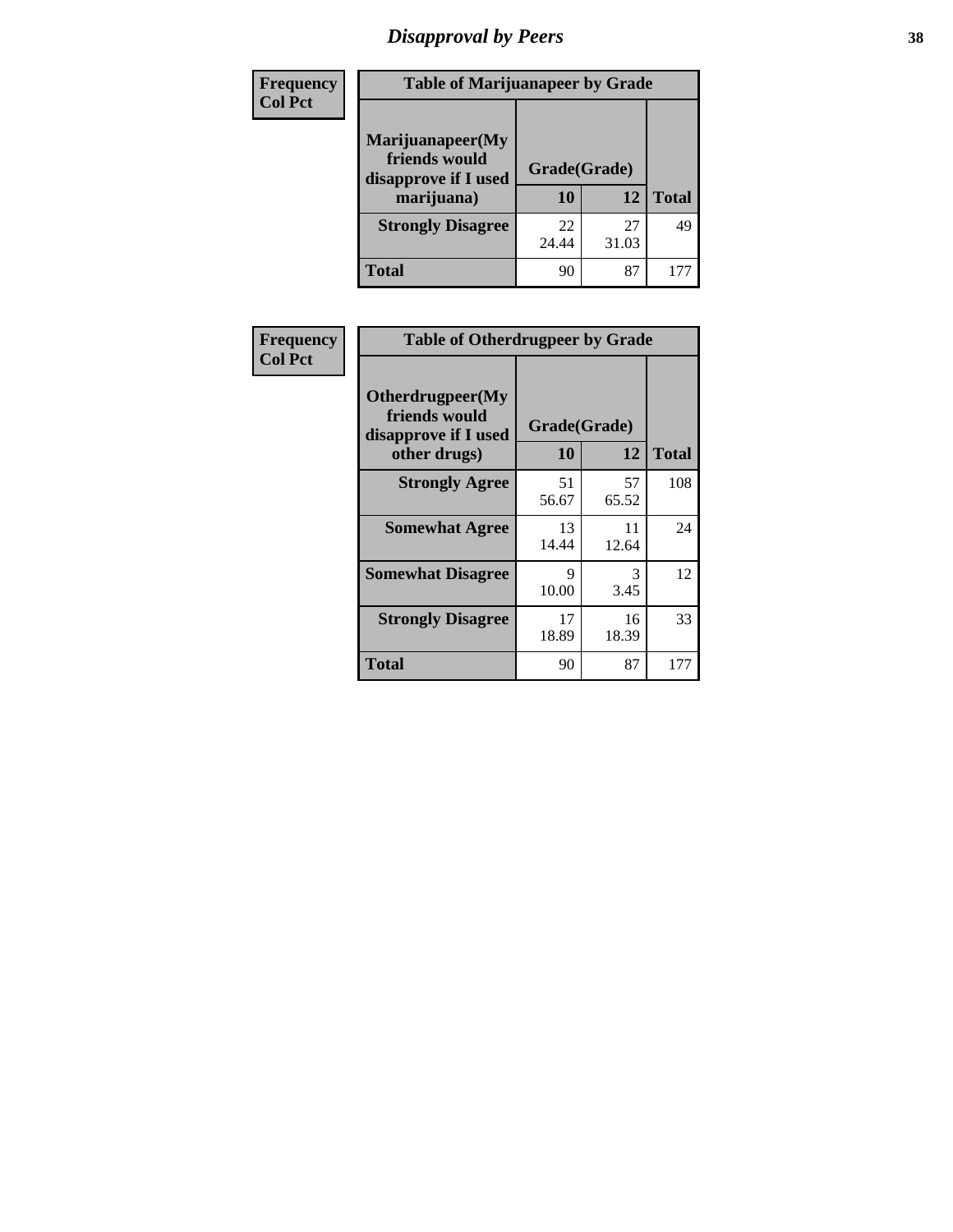# Disapproval by Peers

**Frequency**
**Col Pct**

| Marijuanapeer(My friends would disapprove if I used marijuana) | Grade(Grade) 10 | 12 | Total |
|---|---|---|---|
| **Strongly Disagree** | 22<br>24.44 | 27<br>31.03 | 49 |
| **Total** | 90 | 87 | 177 |

Table of Marijuanapeer by Grade

**Frequency**
**Col Pct**

| Otherdrugpeer(My friends would disapprove if I used other drugs) | Grade(Grade) 10 | 12 | Total |
|---|---|---|---|
| **Strongly Agree** | 51<br>56.67 | 57<br>65.52 | 108 |
| **Somewhat Agree** | 13<br>14.44 | 11<br>12.64 | 24 |
| **Somewhat Disagree** | 9<br>10.00 | 3<br>3.45 | 12 |
| **Strongly Disagree** | 17<br>18.89 | 16<br>18.39 | 33 |
| **Total** | 90 | 87 | 177 |

Table of Otherdrugpeer by Grade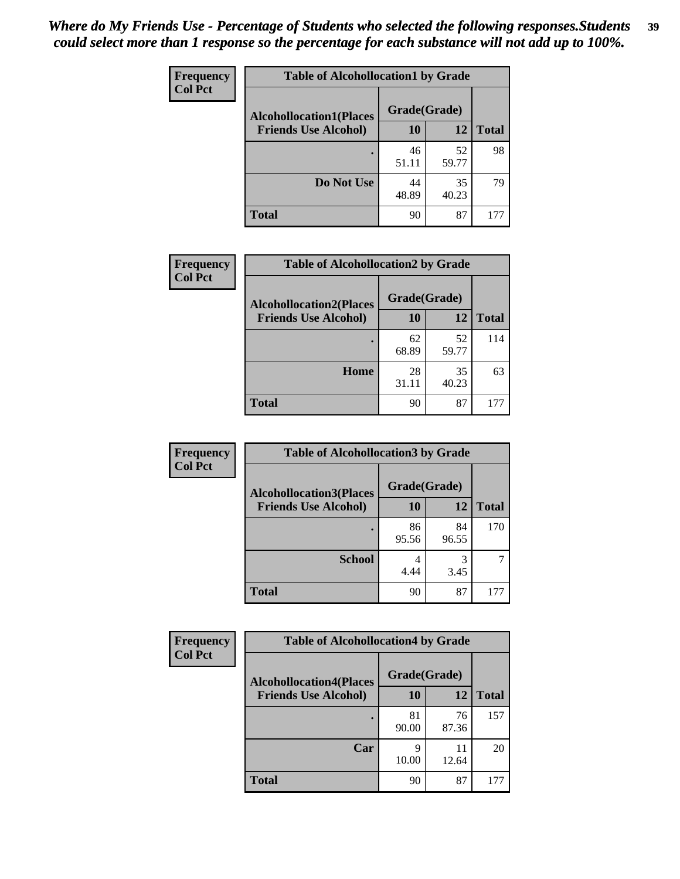*Where do My Friends Use - Percentage of Students who selected the following responses.Students could select more than 1 response so the percentage for each substance will not add up to 100%.*

**Frequency**
**Col Pct**

| Table of Alcohollocation1 by Grade | | | |
|---|---|---|---|
| **Alcohollocation1(Places Friends Use Alcohol)** | **Grade(Grade)** | | **Total** |
| | **10** | **12** | |
| **.** | 46<br>51.11 | 52<br>59.77 | 98 |
| **Do Not Use** | 44<br>48.89 | 35<br>40.23 | 79 |
| **Total** | 90 | 87 | 177 |

**Frequency**
**Col Pct**

| Table of Alcohollocation2 by Grade | | | |
|---|---|---|---|
| **Alcohollocation2(Places Friends Use Alcohol)** | **Grade(Grade)** | | **Total** |
| | **10** | **12** | |
| **.** | 62<br>68.89 | 52<br>59.77 | 114 |
| **Home** | 28<br>31.11 | 35<br>40.23 | 63 |
| **Total** | 90 | 87 | 177 |

**Frequency**
**Col Pct**

| Table of Alcohollocation3 by Grade | | | |
|---|---|---|---|
| **Alcohollocation3(Places Friends Use Alcohol)** | **Grade(Grade)** | | **Total** |
| | **10** | **12** | |
| **.** | 86<br>95.56 | 84<br>96.55 | 170 |
| **School** | 4<br>4.44 | 3<br>3.45 | 7 |
| **Total** | 90 | 87 | 177 |

**Frequency**
**Col Pct**

| Table of Alcohollocation4 by Grade | | | |
|---|---|---|---|
| **Alcohollocation4(Places Friends Use Alcohol)** | **Grade(Grade)** | | **Total** |
| | **10** | **12** | |
| **.** | 81<br>90.00 | 76<br>87.36 | 157 |
| **Car** | 9<br>10.00 | 11<br>12.64 | 20 |
| **Total** | 90 | 87 | 177 |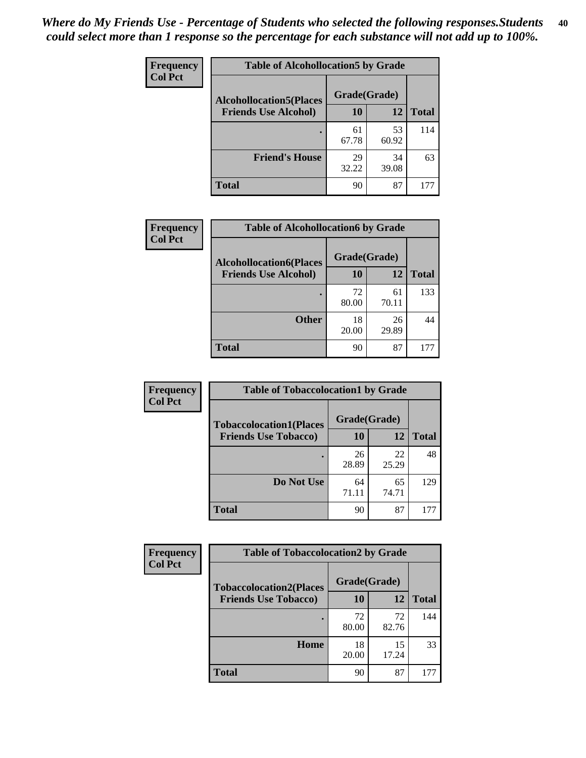*Where do My Friends Use - Percentage of Students who selected the following responses.Students could select more than 1 response so the percentage for each substance will not add up to 100%.*

**Frequency**
**Col Pct**

| Table of Alcohollocation5 by Grade | | | |
|---|---|---|---|
| **Alcohollocation5(Places Friends Use Alcohol)** | **Grade(Grade)** | | **Total** |
| | **10** | **12** | |
| **.** | 61<br>67.78 | 53<br>60.92 | 114 |
| **Friend's House** | 29<br>32.22 | 34<br>39.08 | 63 |
| **Total** | 90 | 87 | 177 |

**Frequency**
**Col Pct**

| Table of Alcohollocation6 by Grade | | | |
|---|---|---|---|
| **Alcohollocation6(Places Friends Use Alcohol)** | **Grade(Grade)** | | **Total** |
| | **10** | **12** | |
| **.** | 72<br>80.00 | 61<br>70.11 | 133 |
| **Other** | 18<br>20.00 | 26<br>29.89 | 44 |
| **Total** | 90 | 87 | 177 |

**Frequency**
**Col Pct**

| Table of Tobaccolocation1 by Grade | | | |
|---|---|---|---|
| **Tobaccolocation1(Places Friends Use Tobacco)** | **Grade(Grade)** | | **Total** |
| | **10** | **12** | |
| **.** | 26<br>28.89 | 22<br>25.29 | 48 |
| **Do Not Use** | 64<br>71.11 | 65<br>74.71 | 129 |
| **Total** | 90 | 87 | 177 |

**Frequency**
**Col Pct**

| Table of Tobaccolocation2 by Grade | | | |
|---|---|---|---|
| **Tobaccolocation2(Places Friends Use Tobacco)** | **Grade(Grade)** | | **Total** |
| | **10** | **12** | |
| **.** | 72<br>80.00 | 72<br>82.76 | 144 |
| **Home** | 18<br>20.00 | 15<br>17.24 | 33 |
| **Total** | 90 | 87 | 177 |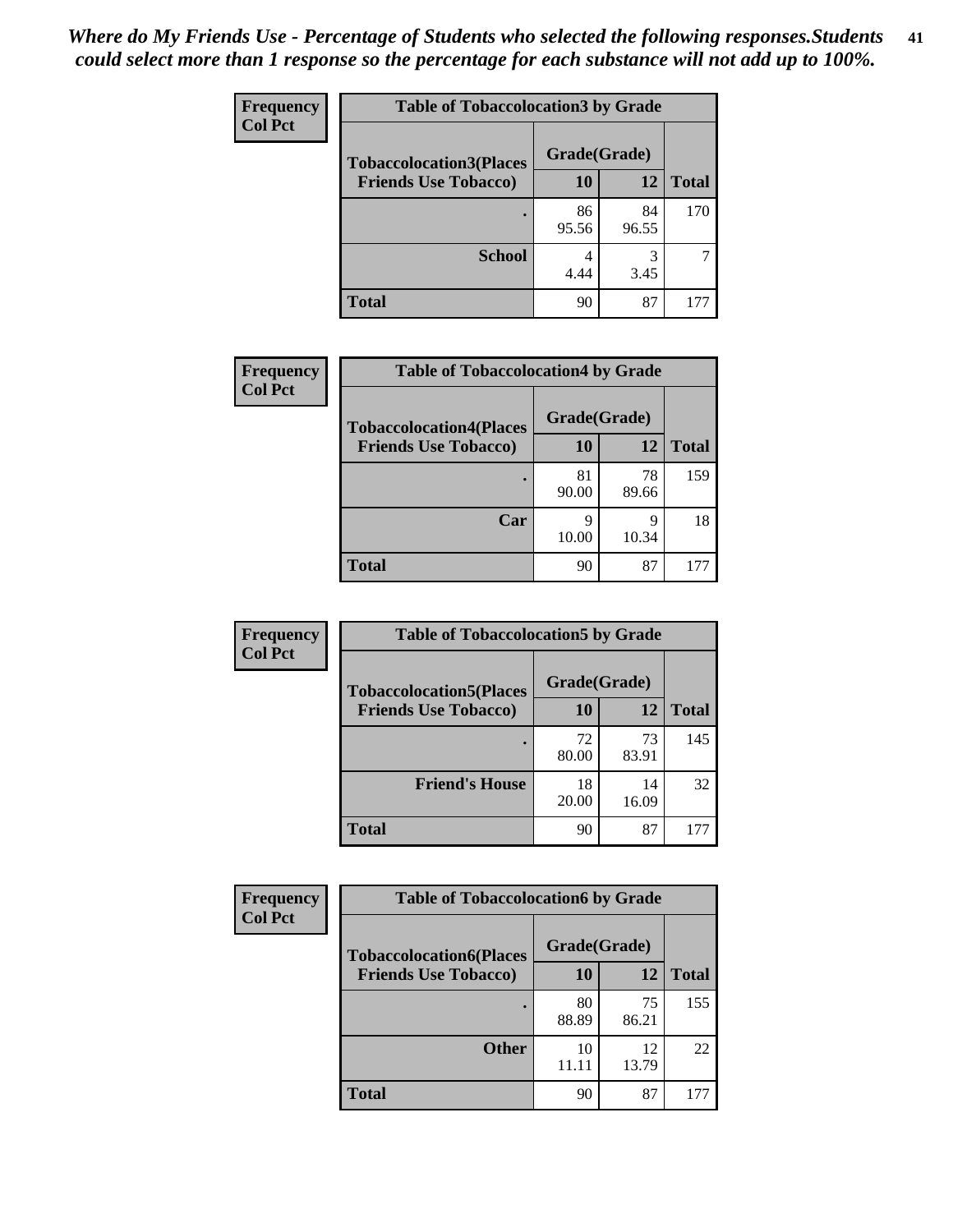*Where do My Friends Use - Percentage of Students who selected the following responses.Students could select more than 1 response so the percentage for each substance will not add up to 100%.*

**Frequency**
**Col Pct**

| Table of Tobaccolocation3 by Grade | | | |
|---|---|---|---|
| **Tobaccolocation3(Places Friends Use Tobacco)** | **Grade(Grade)** | | **Total** |
| | **10** | **12** | |
| **.** | 86<br>95.56 | 84<br>96.55 | 170 |
| **School** | 4<br>4.44 | 3<br>3.45 | 7 |
| **Total** | 90 | 87 | 177 |

**Frequency**
**Col Pct**

| Table of Tobaccolocation4 by Grade | | | |
|---|---|---|---|
| **Tobaccolocation4(Places Friends Use Tobacco)** | **Grade(Grade)** | | **Total** |
| | **10** | **12** | |
| **.** | 81<br>90.00 | 78<br>89.66 | 159 |
| **Car** | 9<br>10.00 | 9<br>10.34 | 18 |
| **Total** | 90 | 87 | 177 |

**Frequency**
**Col Pct**

| Table of Tobaccolocation5 by Grade | | | |
|---|---|---|---|
| **Tobaccolocation5(Places Friends Use Tobacco)** | **Grade(Grade)** | | **Total** |
| | **10** | **12** | |
| **.** | 72<br>80.00 | 73<br>83.91 | 145 |
| **Friend's House** | 18<br>20.00 | 14<br>16.09 | 32 |
| **Total** | 90 | 87 | 177 |

**Frequency**
**Col Pct**

| Table of Tobaccolocation6 by Grade | | | |
|---|---|---|---|
| **Tobaccolocation6(Places Friends Use Tobacco)** | **Grade(Grade)** | | **Total** |
| | **10** | **12** | |
| **.** | 80<br>88.89 | 75<br>86.21 | 155 |
| **Other** | 10<br>11.11 | 12<br>13.79 | 22 |
| **Total** | 90 | 87 | 177 |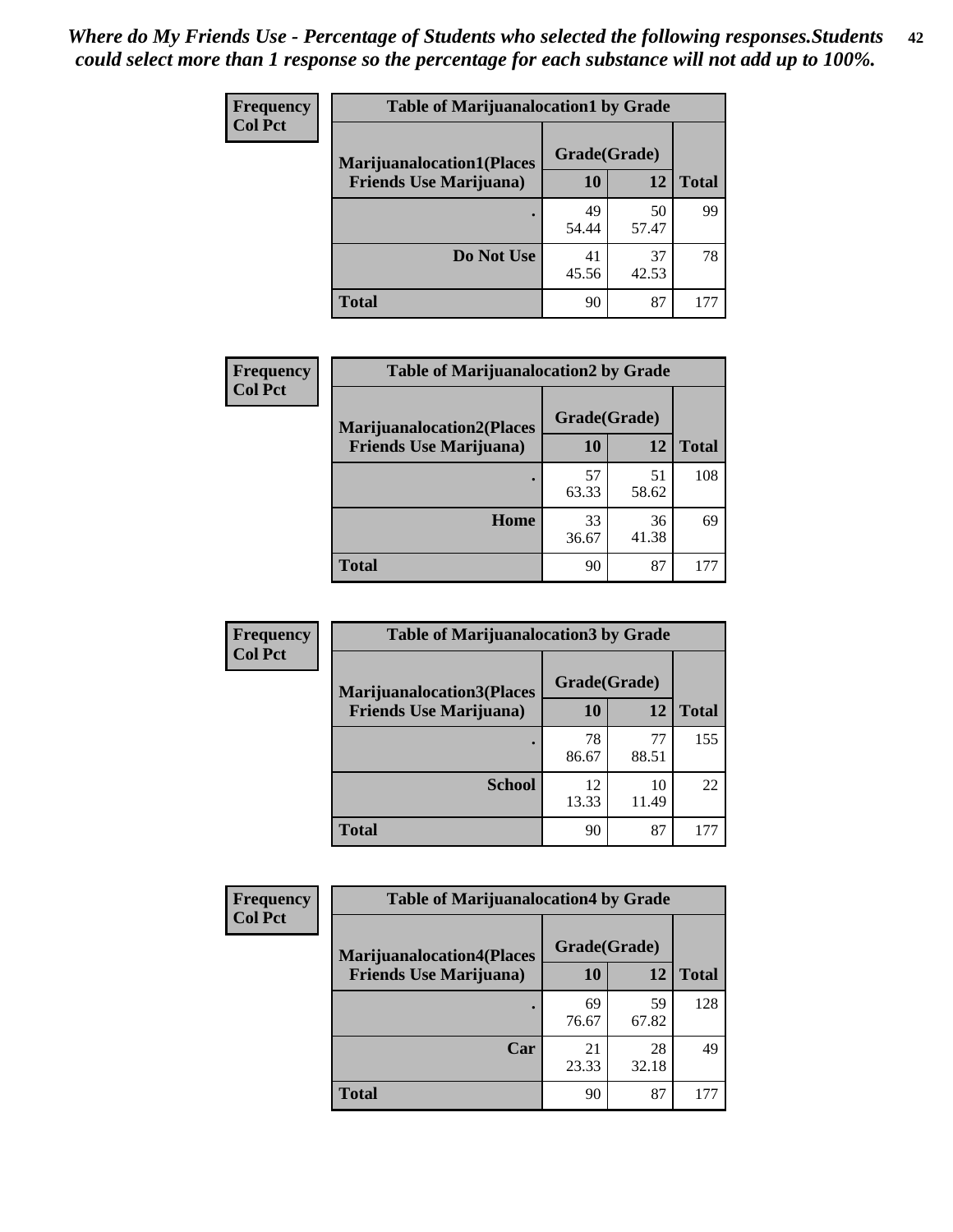*Where do My Friends Use - Percentage of Students who selected the following responses.Students could select more than 1 response so the percentage for each substance will not add up to 100%.*

**Frequency**
**Col Pct**

| Table of Marijuanalocation1 by Grade | | | |
|---|---|---|---|
| **Marijuanalocation1(Places Friends Use Marijuana)** | **Grade(Grade)** | | **Total** |
| | **10** | **12** | |
| **.** | 49<br>54.44 | 50<br>57.47 | 99 |
| **Do Not Use** | 41<br>45.56 | 37<br>42.53 | 78 |
| **Total** | 90 | 87 | 177 |

**Frequency**
**Col Pct**

| Table of Marijuanalocation2 by Grade | | | |
|---|---|---|---|
| **Marijuanalocation2(Places Friends Use Marijuana)** | **Grade(Grade)** | | **Total** |
| | **10** | **12** | |
| **.** | 57<br>63.33 | 51<br>58.62 | 108 |
| **Home** | 33<br>36.67 | 36<br>41.38 | 69 |
| **Total** | 90 | 87 | 177 |

**Frequency**
**Col Pct**

| Table of Marijuanalocation3 by Grade | | | |
|---|---|---|---|
| **Marijuanalocation3(Places Friends Use Marijuana)** | **Grade(Grade)** | | **Total** |
| | **10** | **12** | |
| **.** | 78<br>86.67 | 77<br>88.51 | 155 |
| **School** | 12<br>13.33 | 10<br>11.49 | 22 |
| **Total** | 90 | 87 | 177 |

**Frequency**
**Col Pct**

| Table of Marijuanalocation4 by Grade | | | |
|---|---|---|---|
| **Marijuanalocation4(Places Friends Use Marijuana)** | **Grade(Grade)** | | **Total** |
| | **10** | **12** | |
| **.** | 69<br>76.67 | 59<br>67.82 | 128 |
| **Car** | 21<br>23.33 | 28<br>32.18 | 49 |
| **Total** | 90 | 87 | 177 |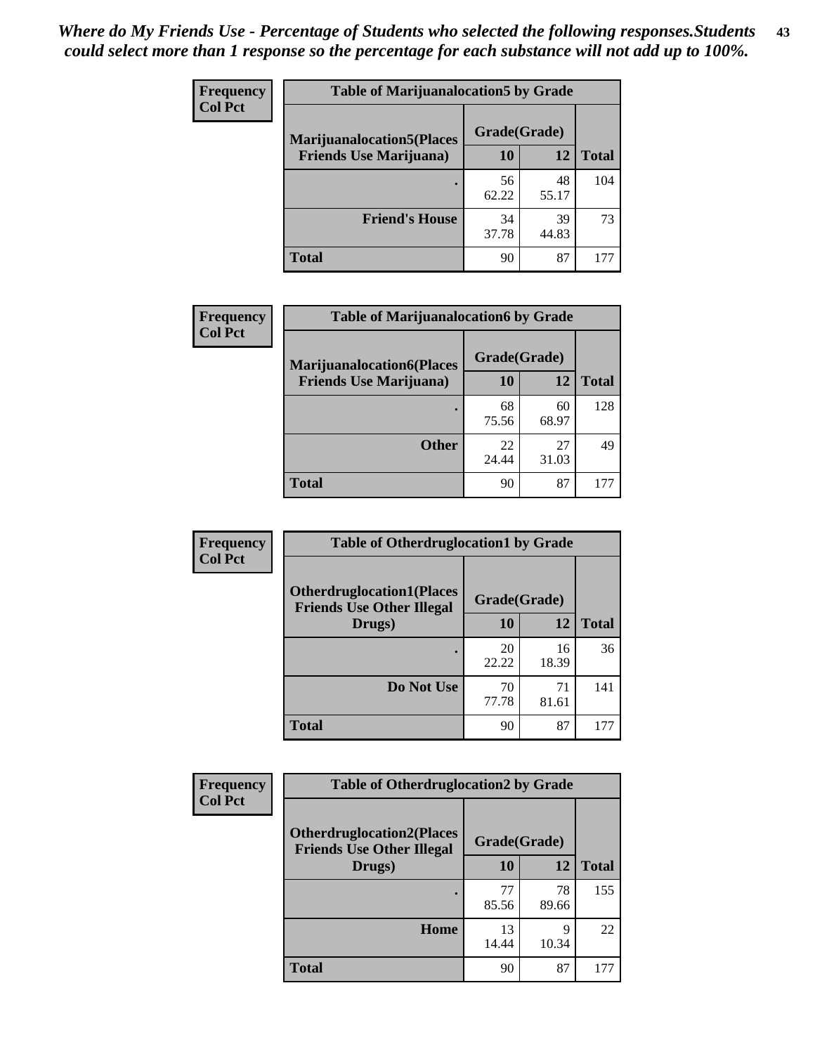*Where do My Friends Use - Percentage of Students who selected the following responses.Students could select more than 1 response so the percentage for each substance will not add up to 100%.*

**Frequency**
**Col Pct**

| Table of Marijuanalocation5 by Grade | | | |
|---|---|---|---|
| **Marijuanalocation5(Places Friends Use Marijuana)** | **Grade(Grade)** | | |
| | **10** | **12** | **Total** |
| . | 56<br>62.22 | 48<br>55.17 | 104 |
| **Friend's House** | 34<br>37.78 | 39<br>44.83 | 73 |
| **Total** | 90 | 87 | 177 |

**Frequency**
**Col Pct**

| Table of Marijuanalocation6 by Grade | | | |
|---|---|---|---|
| **Marijuanalocation6(Places Friends Use Marijuana)** | **Grade(Grade)** | | |
| | **10** | **12** | **Total** |
| . | 68<br>75.56 | 60<br>68.97 | 128 |
| **Other** | 22<br>24.44 | 27<br>31.03 | 49 |
| **Total** | 90 | 87 | 177 |

**Frequency**
**Col Pct**

| Table of Otherdruglocation1 by Grade | | | |
|---|---|---|---|
| **Otherdruglocation1(Places Friends Use Other Illegal Drugs)** | **Grade(Grade)** | | |
| | **10** | **12** | **Total** |
| . | 20<br>22.22 | 16<br>18.39 | 36 |
| **Do Not Use** | 70<br>77.78 | 71<br>81.61 | 141 |
| **Total** | 90 | 87 | 177 |

**Frequency**
**Col Pct**

| Table of Otherdruglocation2 by Grade | | | |
|---|---|---|---|
| **Otherdruglocation2(Places Friends Use Other Illegal Drugs)** | **Grade(Grade)** | | |
| | **10** | **12** | **Total** |
| . | 77<br>85.56 | 78<br>89.66 | 155 |
| **Home** | 13<br>14.44 | 9<br>10.34 | 22 |
| **Total** | 90 | 87 | 177 |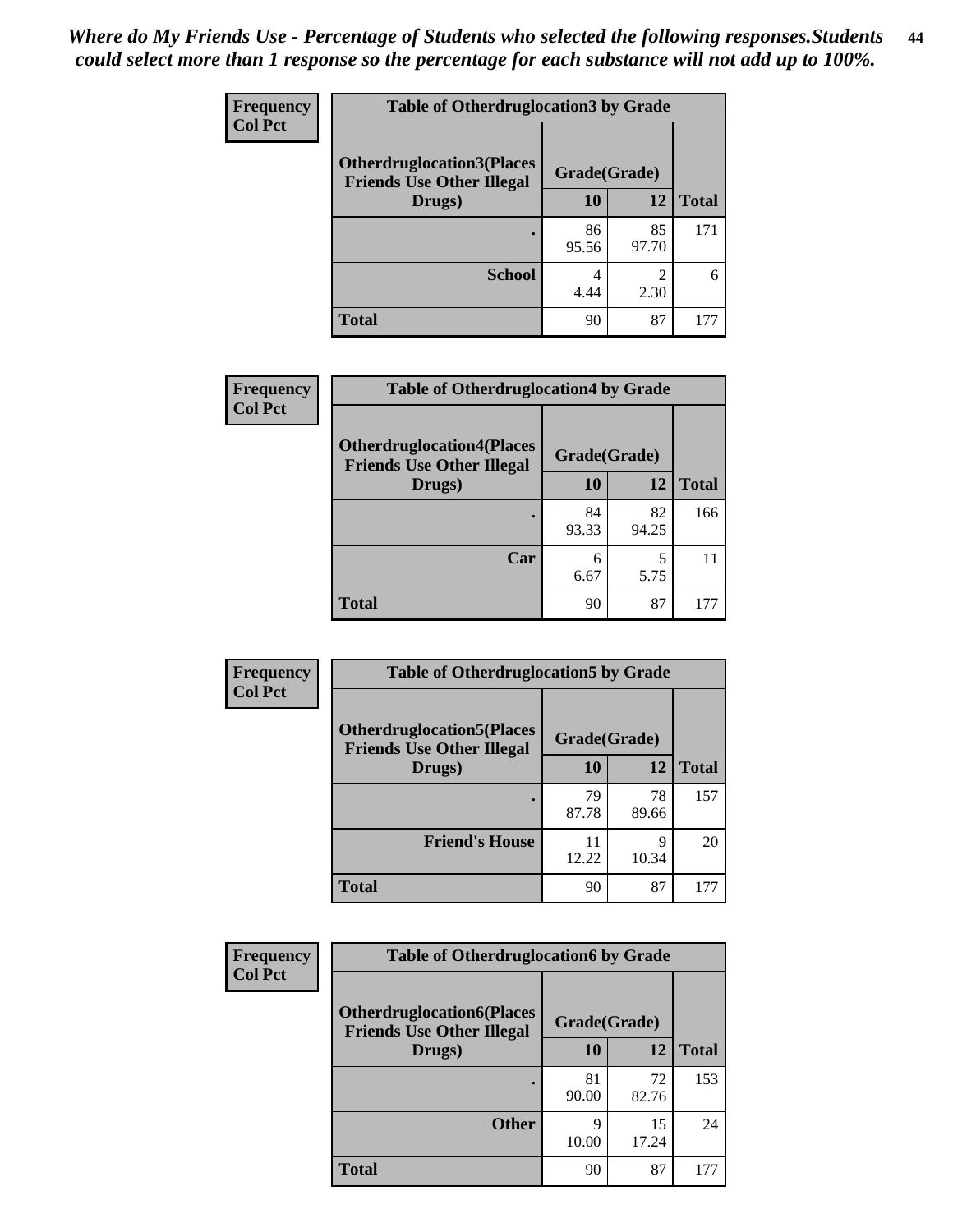*Where do My Friends Use - Percentage of Students who selected the following responses.Students could select more than 1 response so the percentage for each substance will not add up to 100%.*

| Frequency<br>Col Pct | Table of Otherdruglocation3 by Grade | | |
|---|---|---|---|
| Otherdruglocation3(Places Friends Use Other Illegal Drugs) | Grade(Grade) | | |
| | 10 | 12 | Total |
| . | 86<br>95.56 | 85<br>97.70 | 171 |
| School | 4<br>4.44 | 2<br>2.30 | 6 |
| Total | 90 | 87 | 177 |

| Frequency<br>Col Pct | Table of Otherdruglocation4 by Grade | | |
|---|---|---|---|
| Otherdruglocation4(Places Friends Use Other Illegal Drugs) | Grade(Grade) | | |
| | 10 | 12 | Total |
| . | 84<br>93.33 | 82<br>94.25 | 166 |
| Car | 6<br>6.67 | 5<br>5.75 | 11 |
| Total | 90 | 87 | 177 |

| Frequency<br>Col Pct | Table of Otherdruglocation5 by Grade | | |
|---|---|---|---|
| Otherdruglocation5(Places Friends Use Other Illegal Drugs) | Grade(Grade) | | |
| | 10 | 12 | Total |
| . | 79<br>87.78 | 78<br>89.66 | 157 |
| Friend's House | 11<br>12.22 | 9<br>10.34 | 20 |
| Total | 90 | 87 | 177 |

| Frequency<br>Col Pct | Table of Otherdruglocation6 by Grade | | |
|---|---|---|---|
| Otherdruglocation6(Places Friends Use Other Illegal Drugs) | Grade(Grade) | | |
| | 10 | 12 | Total |
| . | 81<br>90.00 | 72<br>82.76 | 153 |
| Other | 9<br>10.00 | 15<br>17.24 | 24 |
| Total | 90 | 87 | 177 |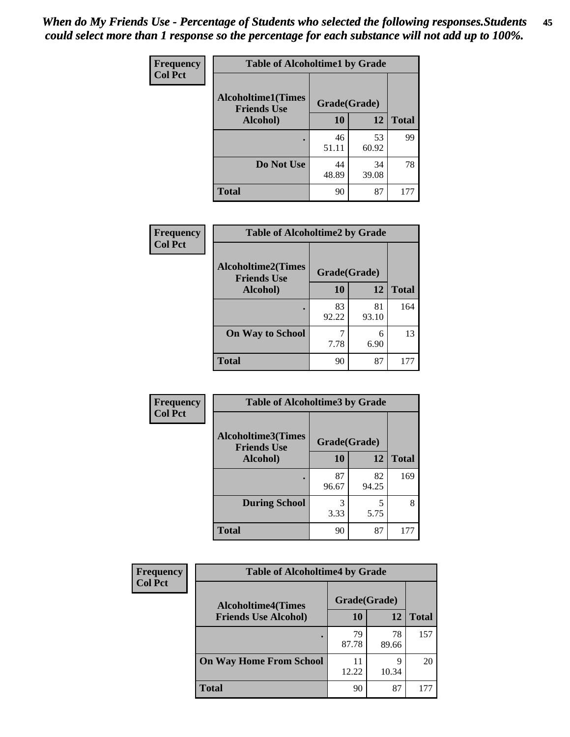*When do My Friends Use - Percentage of Students who selected the following responses.Students could select more than 1 response so the percentage for each substance will not add up to 100%.*

**Frequency**
**Col Pct**

| Table of Alcoholtime1 by Grade | | | |
|---|---|---|---|
| **Alcoholtime1(Times Friends Use Alcohol)** | **Grade(Grade)** | | |
| | **10** | **12** | **Total** |
| **.** | 46<br>51.11 | 53<br>60.92 | 99 |
| **Do Not Use** | 44<br>48.89 | 34<br>39.08 | 78 |
| **Total** | 90 | 87 | 177 |

**Frequency**
**Col Pct**

| Table of Alcoholtime2 by Grade | | | |
|---|---|---|---|
| **Alcoholtime2(Times Friends Use Alcohol)** | **Grade(Grade)** | | |
| | **10** | **12** | **Total** |
| **.** | 83<br>92.22 | 81<br>93.10 | 164 |
| **On Way to School** | 7<br>7.78 | 6<br>6.90 | 13 |
| **Total** | 90 | 87 | 177 |

**Frequency**
**Col Pct**

| Table of Alcoholtime3 by Grade | | | |
|---|---|---|---|
| **Alcoholtime3(Times Friends Use Alcohol)** | **Grade(Grade)** | | |
| | **10** | **12** | **Total** |
| **.** | 87<br>96.67 | 82<br>94.25 | 169 |
| **During School** | 3<br>3.33 | 5<br>5.75 | 8 |
| **Total** | 90 | 87 | 177 |

**Frequency**
**Col Pct**

| Table of Alcoholtime4 by Grade | | | |
|---|---|---|---|
| **Alcoholtime4(Times Friends Use Alcohol)** | **Grade(Grade)** | | |
| | **10** | **12** | **Total** |
| **.** | 79<br>87.78 | 78<br>89.66 | 157 |
| **On Way Home From School** | 11<br>12.22 | 9<br>10.34 | 20 |
| **Total** | 90 | 87 | 177 |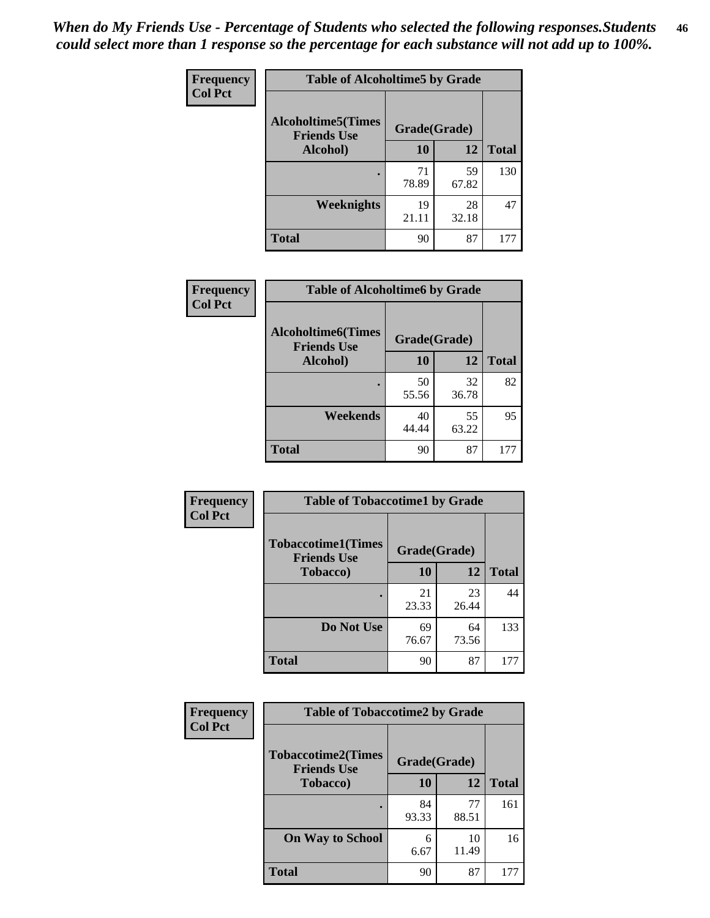*When do My Friends Use - Percentage of Students who selected the following responses.Students could select more than 1 response so the percentage for each substance will not add up to 100%.*

**Frequency**
**Col Pct**

| Table of Alcoholtime5 by Grade | | | |
|---|---|---|---|
| **Alcoholtime5(Times Friends Use Alcohol)** | **Grade(Grade)** | | **Total** |
| | **10** | **12** | |
| . | 71<br>78.89 | 59<br>67.82 | 130 |
| **Weeknights** | 19<br>21.11 | 28<br>32.18 | 47 |
| **Total** | 90 | 87 | 177 |

**Frequency**
**Col Pct**

| Table of Alcoholtime6 by Grade | | | |
|---|---|---|---|
| **Alcoholtime6(Times Friends Use Alcohol)** | **Grade(Grade)** | | **Total** |
| | **10** | **12** | |
| . | 50<br>55.56 | 32<br>36.78 | 82 |
| **Weekends** | 40<br>44.44 | 55<br>63.22 | 95 |
| **Total** | 90 | 87 | 177 |

**Frequency**
**Col Pct**

| Table of Tobaccotime1 by Grade | | | |
|---|---|---|---|
| **Tobaccotime1(Times Friends Use Tobacco)** | **Grade(Grade)** | | **Total** |
| | **10** | **12** | |
| . | 21<br>23.33 | 23<br>26.44 | 44 |
| **Do Not Use** | 69<br>76.67 | 64<br>73.56 | 133 |
| **Total** | 90 | 87 | 177 |

**Frequency**
**Col Pct**

| Table of Tobaccotime2 by Grade | | | |
|---|---|---|---|
| **Tobaccotime2(Times Friends Use Tobacco)** | **Grade(Grade)** | | **Total** |
| | **10** | **12** | |
| . | 84<br>93.33 | 77<br>88.51 | 161 |
| **On Way to School** | 6<br>6.67 | 10<br>11.49 | 16 |
| **Total** | 90 | 87 | 177 |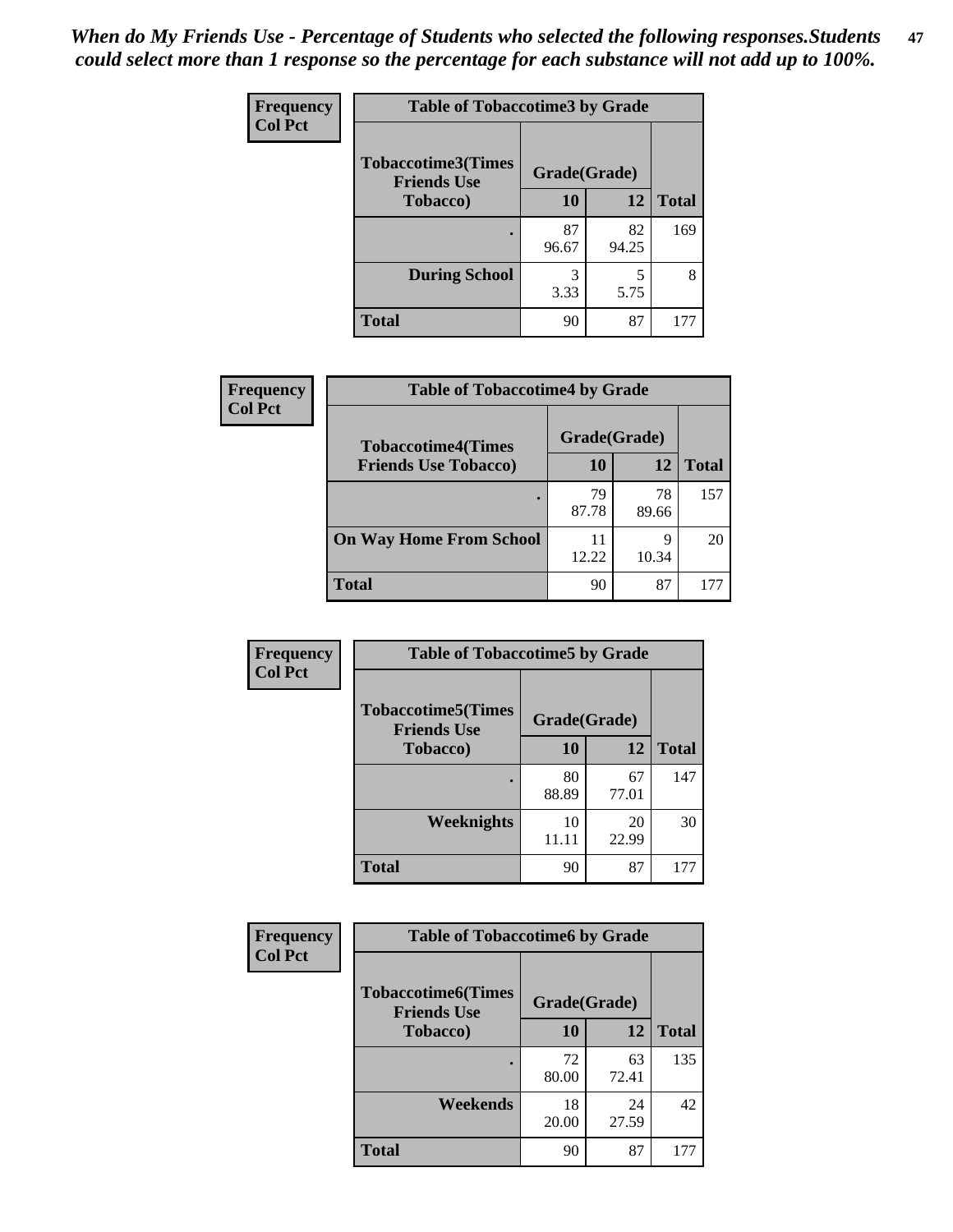*When do My Friends Use - Percentage of Students who selected the following responses.Students could select more than 1 response so the percentage for each substance will not add up to 100%.*

**Frequency**
**Col Pct**

| Table of Tobaccotime3 by Grade | | | |
|---|---|---|---|
| **Tobaccotime3(Times Friends Use Tobacco)** | **Grade(Grade)** | | **Total** |
| | **10** | **12** | |
| **.** | 87<br>96.67 | 82<br>94.25 | 169 |
| **During School** | 3<br>3.33 | 5<br>5.75 | 8 |
| **Total** | 90 | 87 | 177 |

**Frequency**
**Col Pct**

| Table of Tobaccotime4 by Grade | | | |
|---|---|---|---|
| **Tobaccotime4(Times Friends Use Tobacco)** | **Grade(Grade)** | | **Total** |
| | **10** | **12** | |
| **.** | 79<br>87.78 | 78<br>89.66 | 157 |
| **On Way Home From School** | 11<br>12.22 | 9<br>10.34 | 20 |
| **Total** | 90 | 87 | 177 |

**Frequency**
**Col Pct**

| Table of Tobaccotime5 by Grade | | | |
|---|---|---|---|
| **Tobaccotime5(Times Friends Use Tobacco)** | **Grade(Grade)** | | **Total** |
| | **10** | **12** | |
| **.** | 80<br>88.89 | 67<br>77.01 | 147 |
| **Weeknights** | 10<br>11.11 | 20<br>22.99 | 30 |
| **Total** | 90 | 87 | 177 |

**Frequency**
**Col Pct**

| Table of Tobaccotime6 by Grade | | | |
|---|---|---|---|
| **Tobaccotime6(Times Friends Use Tobacco)** | **Grade(Grade)** | | **Total** |
| | **10** | **12** | |
| **.** | 72<br>80.00 | 63<br>72.41 | 135 |
| **Weekends** | 18<br>20.00 | 24<br>27.59 | 42 |
| **Total** | 90 | 87 | 177 |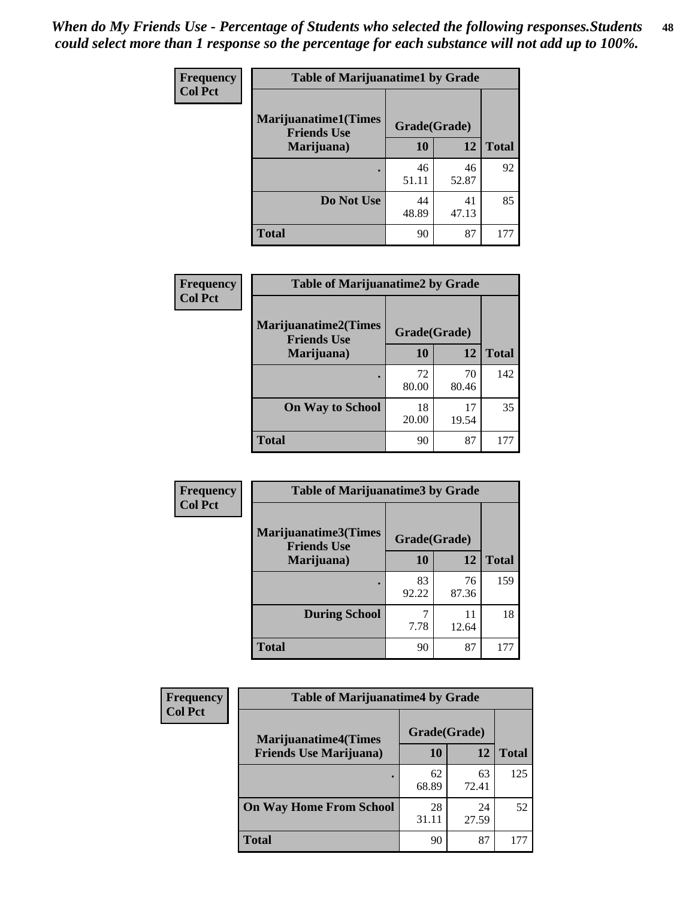*When do My Friends Use - Percentage of Students who selected the following responses.Students could select more than 1 response so the percentage for each substance will not add up to 100%.*

**Frequency**
**Col Pct**

| Table of Marijuanatime1 by Grade | | | |
|---|---|---|---|
| **Marijuanatime1(Times Friends Use Marijuana)** | **Grade(Grade)** | | |
| | **10** | **12** | **Total** |
| **.** | 46<br>51.11 | 46<br>52.87 | 92 |
| **Do Not Use** | 44<br>48.89 | 41<br>47.13 | 85 |
| **Total** | 90 | 87 | 177 |

**Frequency**
**Col Pct**

| Table of Marijuanatime2 by Grade | | | |
|---|---|---|---|
| **Marijuanatime2(Times Friends Use Marijuana)** | **Grade(Grade)** | | |
| | **10** | **12** | **Total** |
| **.** | 72<br>80.00 | 70<br>80.46 | 142 |
| **On Way to School** | 18<br>20.00 | 17<br>19.54 | 35 |
| **Total** | 90 | 87 | 177 |

**Frequency**
**Col Pct**

| Table of Marijuanatime3 by Grade | | | |
|---|---|---|---|
| **Marijuanatime3(Times Friends Use Marijuana)** | **Grade(Grade)** | | |
| | **10** | **12** | **Total** |
| **.** | 83<br>92.22 | 76<br>87.36 | 159 |
| **During School** | 7<br>7.78 | 11<br>12.64 | 18 |
| **Total** | 90 | 87 | 177 |

**Frequency**
**Col Pct**

| Table of Marijuanatime4 by Grade | | | |
|---|---|---|---|
| **Marijuanatime4(Times Friends Use Marijuana)** | **Grade(Grade)** | | |
| | **10** | **12** | **Total** |
| **.** | 62<br>68.89 | 63<br>72.41 | 125 |
| **On Way Home From School** | 28<br>31.11 | 24<br>27.59 | 52 |
| **Total** | 90 | 87 | 177 |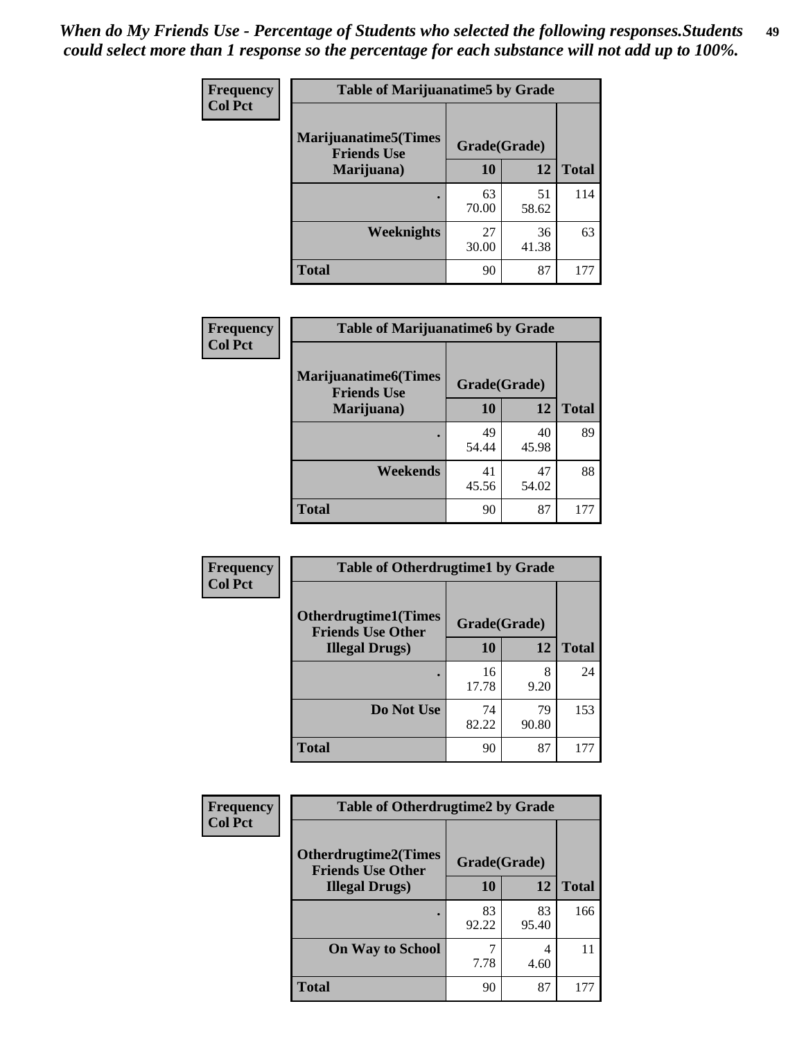*When do My Friends Use - Percentage of Students who selected the following responses.Students could select more than 1 response so the percentage for each substance will not add up to 100%.*

**Frequency**
**Col Pct**

| Table of Marijuanatime5 by Grade | | | |
|---|---|---|---|
| **Marijuanatime5(Times Friends Use Marijuana)** | **Grade(Grade)** | | |
| | **10** | **12** | **Total** |
| **.** | 63<br>70.00 | 51<br>58.62 | 114 |
| **Weeknights** | 27<br>30.00 | 36<br>41.38 | 63 |
| **Total** | 90 | 87 | 177 |

**Frequency**
**Col Pct**

| Table of Marijuanatime6 by Grade | | | |
|---|---|---|---|
| **Marijuanatime6(Times Friends Use Marijuana)** | **Grade(Grade)** | | |
| | **10** | **12** | **Total** |
| **.** | 49<br>54.44 | 40<br>45.98 | 89 |
| **Weekends** | 41<br>45.56 | 47<br>54.02 | 88 |
| **Total** | 90 | 87 | 177 |

**Frequency**
**Col Pct**

| Table of Otherdrugtime1 by Grade | | | |
|---|---|---|---|
| **Otherdrugtime1(Times Friends Use Other Illegal Drugs)** | **Grade(Grade)** | | |
| | **10** | **12** | **Total** |
| **.** | 16<br>17.78 | 8<br>9.20 | 24 |
| **Do Not Use** | 74<br>82.22 | 79<br>90.80 | 153 |
| **Total** | 90 | 87 | 177 |

**Frequency**
**Col Pct**

| Table of Otherdrugtime2 by Grade | | | |
|---|---|---|---|
| **Otherdrugtime2(Times Friends Use Other Illegal Drugs)** | **Grade(Grade)** | | |
| | **10** | **12** | **Total** |
| **.** | 83<br>92.22 | 83<br>95.40 | 166 |
| **On Way to School** | 7<br>7.78 | 4<br>4.60 | 11 |
| **Total** | 90 | 87 | 177 |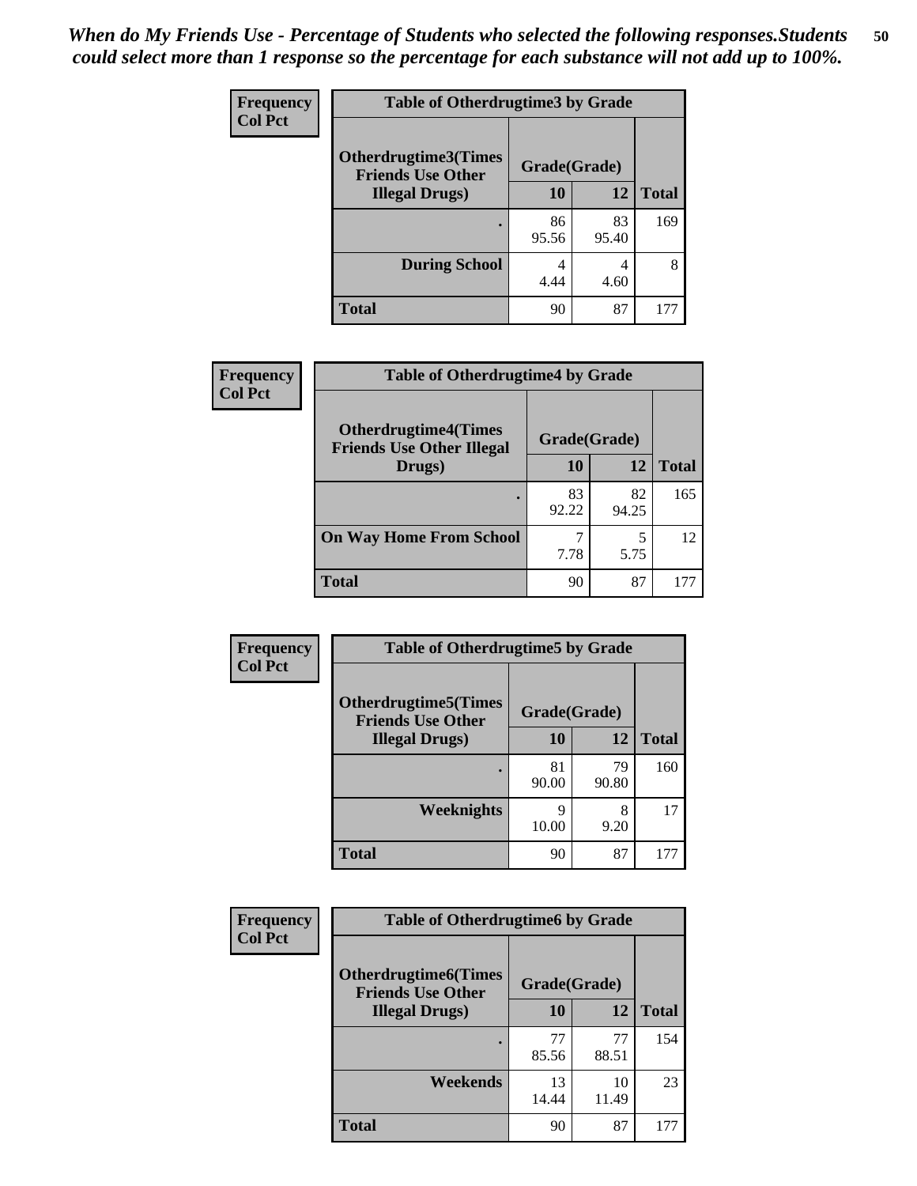*When do My Friends Use - Percentage of Students who selected the following responses.Students could select more than 1 response so the percentage for each substance will not add up to 100%.*

**Frequency**
**Col Pct**

| Table of Otherdrugtime3 by Grade | | | |
|---|---|---|---|
| Otherdrugtime3(Times Friends Use Other Illegal Drugs) | Grade(Grade) | | |
| | 10 | 12 | Total |
| . | 86<br>95.56 | 83<br>95.40 | 169 |
| During School | 4<br>4.44 | 4<br>4.60 | 8 |
| Total | 90 | 87 | 177 |

**Frequency**
**Col Pct**

| Table of Otherdrugtime4 by Grade | | | |
|---|---|---|---|
| Otherdrugtime4(Times Friends Use Other Illegal Drugs) | Grade(Grade) | | |
| | 10 | 12 | Total |
| . | 83<br>92.22 | 82<br>94.25 | 165 |
| On Way Home From School | 7<br>7.78 | 5<br>5.75 | 12 |
| Total | 90 | 87 | 177 |

**Frequency**
**Col Pct**

| Table of Otherdrugtime5 by Grade | | | |
|---|---|---|---|
| Otherdrugtime5(Times Friends Use Other Illegal Drugs) | Grade(Grade) | | |
| | 10 | 12 | Total |
| . | 81<br>90.00 | 79<br>90.80 | 160 |
| Weeknights | 9<br>10.00 | 8<br>9.20 | 17 |
| Total | 90 | 87 | 177 |

**Frequency**
**Col Pct**

| Table of Otherdrugtime6 by Grade | | | |
|---|---|---|---|
| Otherdrugtime6(Times Friends Use Other Illegal Drugs) | Grade(Grade) | | |
| | 10 | 12 | Total |
| . | 77<br>85.56 | 77<br>88.51 | 154 |
| Weekends | 13<br>14.44 | 10<br>11.49 | 23 |
| Total | 90 | 87 | 177 |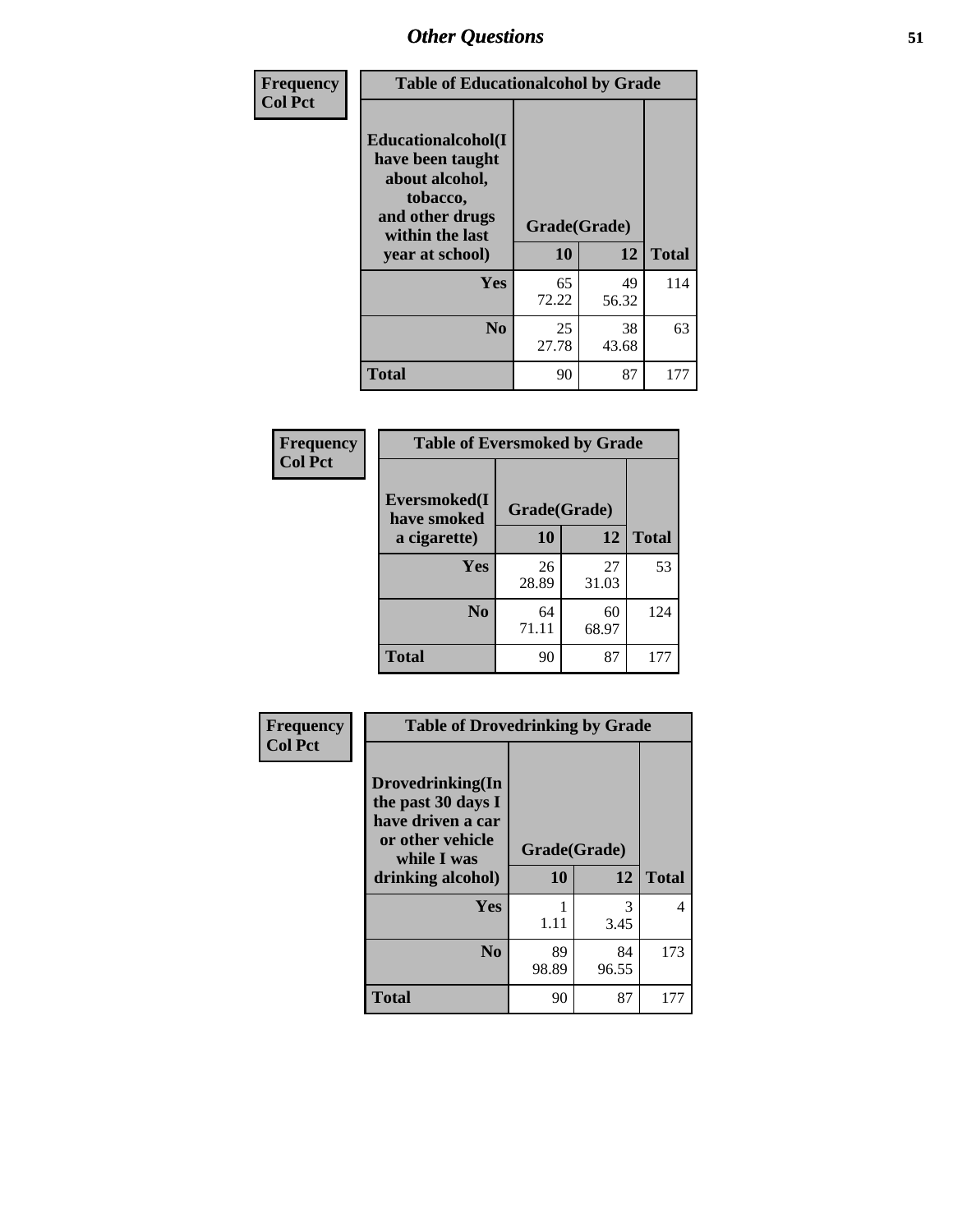## Other Questions

| Frequency<br>Col Pct | Table of Educationalcohol by Grade | | |
|---|---|---|---|
| Educationalcohol(I have been taught about alcohol, tobacco, and other drugs within the last year at school) | Grade(Grade) | | |
| | 10 | 12 | Total |
| Yes | 65<br>72.22 | 49<br>56.32 | 114 |
| No | 25<br>27.78 | 38<br>43.68 | 63 |
| Total | 90 | 87 | 177 |

| Frequency<br>Col Pct | Table of Eversmoked by Grade | | |
|---|---|---|---|
| Eversmoked(I have smoked a cigarette) | Grade(Grade) | | |
| | 10 | 12 | Total |
| Yes | 26<br>28.89 | 27<br>31.03 | 53 |
| No | 64<br>71.11 | 60<br>68.97 | 124 |
| Total | 90 | 87 | 177 |

| Frequency<br>Col Pct | Table of Drovedrinking by Grade | | |
|---|---|---|---|
| Drovedrinking(In the past 30 days I have driven a car or other vehicle while I was drinking alcohol) | Grade(Grade) | | |
| | 10 | 12 | Total |
| Yes | 1<br>1.11 | 3<br>3.45 | 4 |
| No | 89<br>98.89 | 84<br>96.55 | 173 |
| Total | 90 | 87 | 177 |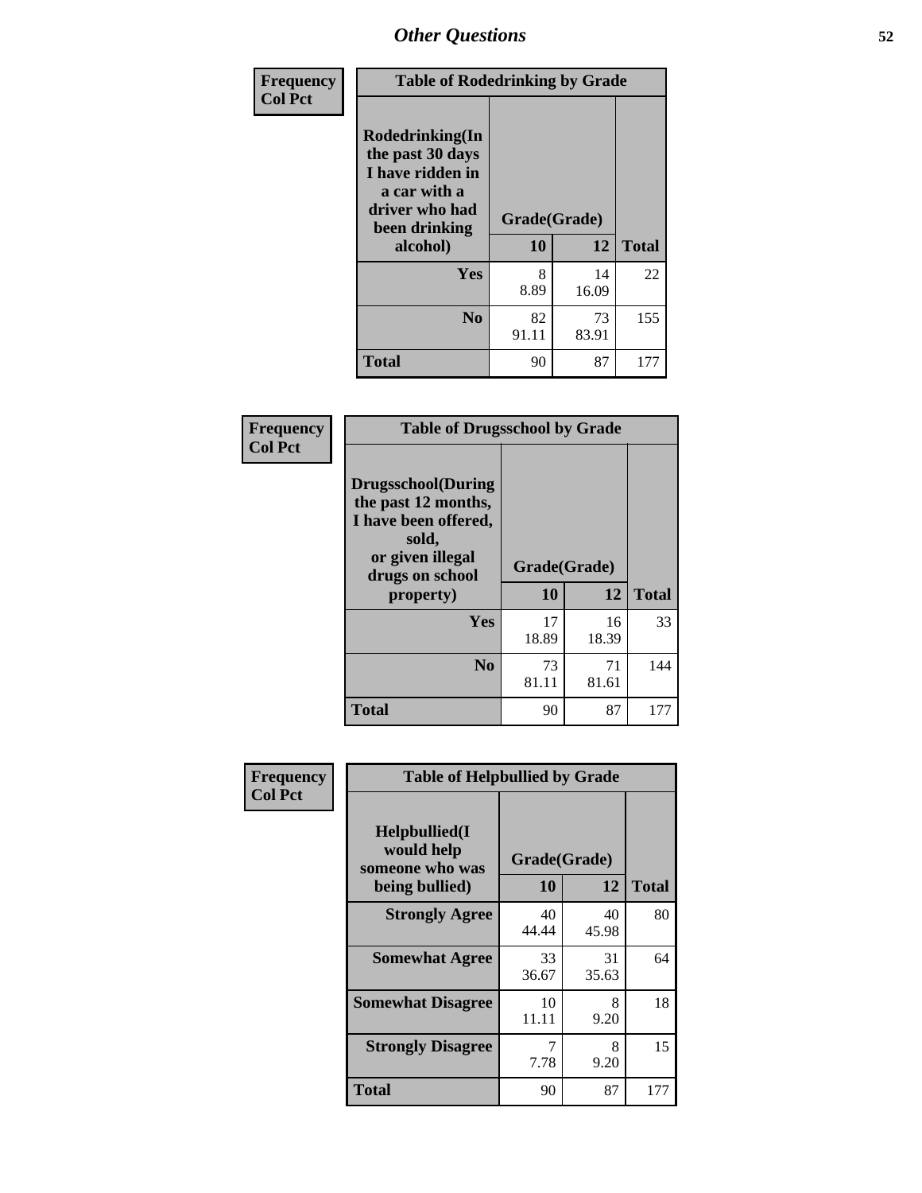## Other Questions

**Frequency**
**Col Pct**

| Table of Rodedrinking by Grade | | | |
|---|---|---|---|
| Rodedrinking(In the past 30 days I have ridden in a car with a driver who had been drinking alcohol) | Grade(Grade) | | |
| | 10 | 12 | Total |
| Yes | 8<br>8.89 | 14<br>16.09 | 22 |
| No | 82<br>91.11 | 73<br>83.91 | 155 |
| Total | 90 | 87 | 177 |

**Frequency**
**Col Pct**

| Table of Drugsschool by Grade | | | |
|---|---|---|---|
| Drugsschool(During the past 12 months, I have been offered, sold, or given illegal drugs on school property) | Grade(Grade) | | |
| | 10 | 12 | Total |
| Yes | 17<br>18.89 | 16<br>18.39 | 33 |
| No | 73<br>81.11 | 71<br>81.61 | 144 |
| Total | 90 | 87 | 177 |

**Frequency**
**Col Pct**

| Table of Helpbullied by Grade | | | |
|---|---|---|---|
| Helpbullied(I would help someone who was being bullied) | Grade(Grade) | | |
| | 10 | 12 | Total |
| Strongly Agree | 40<br>44.44 | 40<br>45.98 | 80 |
| Somewhat Agree | 33<br>36.67 | 31<br>35.63 | 64 |
| Somewhat Disagree | 10<br>11.11 | 8<br>9.20 | 18 |
| Strongly Disagree | 7<br>7.78 | 8<br>9.20 | 15 |
| Total | 90 | 87 | 177 |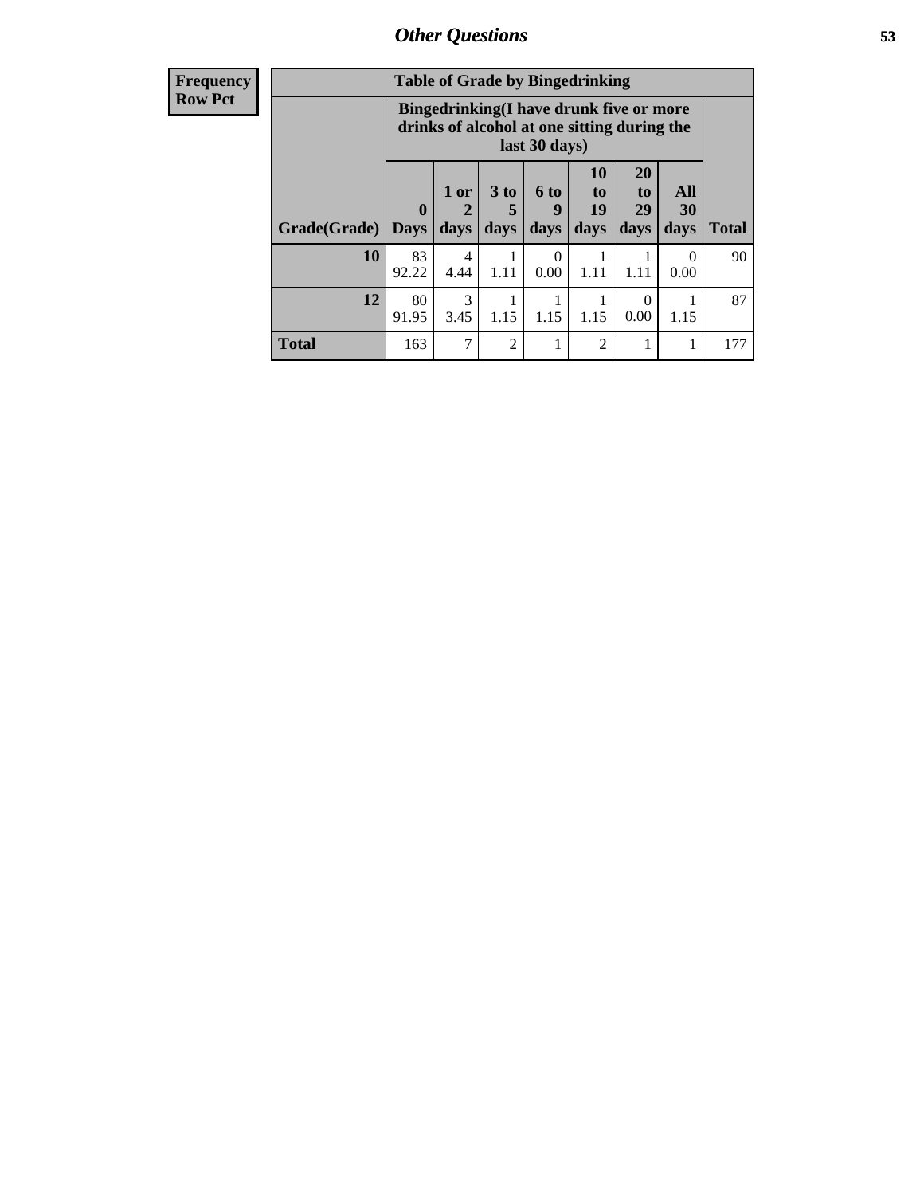## Other Questions

**Frequency Row Pct**

**Table of Grade by Bingedrinking**

| Grade(Grade) | Bingedrinking(I have drunk five or more drinks of alcohol at one sitting during the last 30 days) | | | | | | | Total |
|---|---|---|---|---|---|---|---|---|
| | 0 Days | 1 or 2 days | 3 to 5 days | 6 to 9 days | 10 to 19 days | 20 to 29 days | All 30 days | |
| **10** | 83<br>92.22 | 4<br>4.44 | 1<br>1.11 | 0<br>0.00 | 1<br>1.11 | 1<br>1.11 | 0<br>0.00 | 90 |
| **12** | 80<br>91.95 | 3<br>3.45 | 1<br>1.15 | 1<br>1.15 | 1<br>1.15 | 0<br>0.00 | 1<br>1.15 | 87 |
| **Total** | 163 | 7 | 2 | 1 | 2 | 1 | 1 | 177 |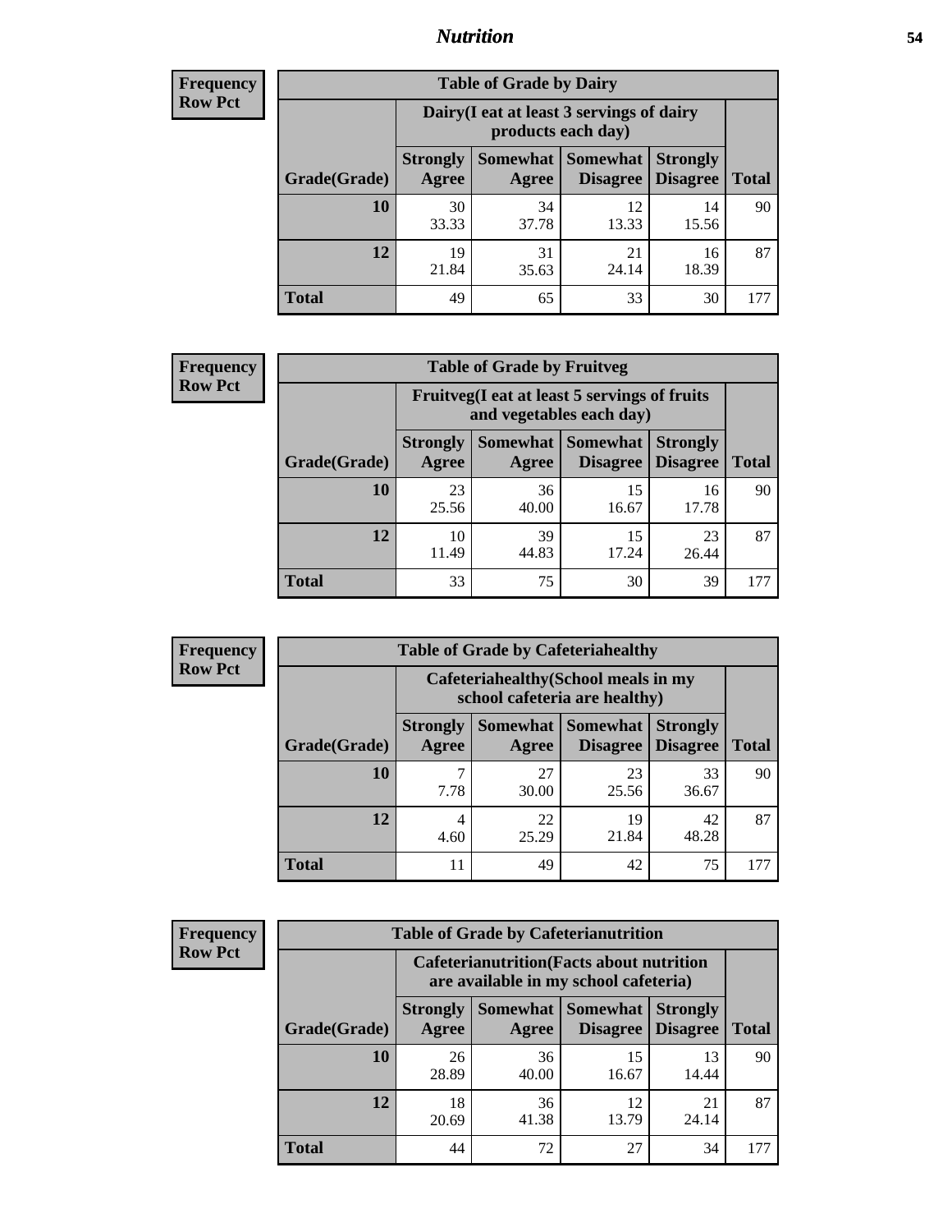# Nutrition

**Frequency Row Pct**

| Table of Grade by Dairy | | | | | |
|---|---|---|---|---|---|
| | Dairy(I eat at least 3 servings of dairy products each day) | | | | |
| Grade(Grade) | Strongly Agree | Somewhat Agree | Somewhat Disagree | Strongly Disagree | Total |
| **10** | 30<br>33.33 | 34<br>37.78 | 12<br>13.33 | 14<br>15.56 | 90 |
| **12** | 19<br>21.84 | 31<br>35.63 | 21<br>24.14 | 16<br>18.39 | 87 |
| **Total** | 49 | 65 | 33 | 30 | 177 |

**Frequency Row Pct**

| Table of Grade by Fruitveg | | | | | |
|---|---|---|---|---|---|
| | Fruitveg(I eat at least 5 servings of fruits and vegetables each day) | | | | |
| Grade(Grade) | Strongly Agree | Somewhat Agree | Somewhat Disagree | Strongly Disagree | Total |
| **10** | 23<br>25.56 | 36<br>40.00 | 15<br>16.67 | 16<br>17.78 | 90 |
| **12** | 10<br>11.49 | 39<br>44.83 | 15<br>17.24 | 23<br>26.44 | 87 |
| **Total** | 33 | 75 | 30 | 39 | 177 |

**Frequency Row Pct**

| Table of Grade by Cafeteriahealthy | | | | | |
|---|---|---|---|---|---|
| | Cafeteriahealthy(School meals in my school cafeteria are healthy) | | | | |
| Grade(Grade) | Strongly Agree | Somewhat Agree | Somewhat Disagree | Strongly Disagree | Total |
| **10** | 7<br>7.78 | 27<br>30.00 | 23<br>25.56 | 33<br>36.67 | 90 |
| **12** | 4<br>4.60 | 22<br>25.29 | 19<br>21.84 | 42<br>48.28 | 87 |
| **Total** | 11 | 49 | 42 | 75 | 177 |

**Frequency Row Pct**

| Table of Grade by Cafeterianutrition | | | | | |
|---|---|---|---|---|---|
| | Cafeterianutrition(Facts about nutrition are available in my school cafeteria) | | | | |
| Grade(Grade) | Strongly Agree | Somewhat Agree | Somewhat Disagree | Strongly Disagree | Total |
| **10** | 26<br>28.89 | 36<br>40.00 | 15<br>16.67 | 13<br>14.44 | 90 |
| **12** | 18<br>20.69 | 36<br>41.38 | 12<br>13.79 | 21<br>24.14 | 87 |
| **Total** | 44 | 72 | 27 | 34 | 177 |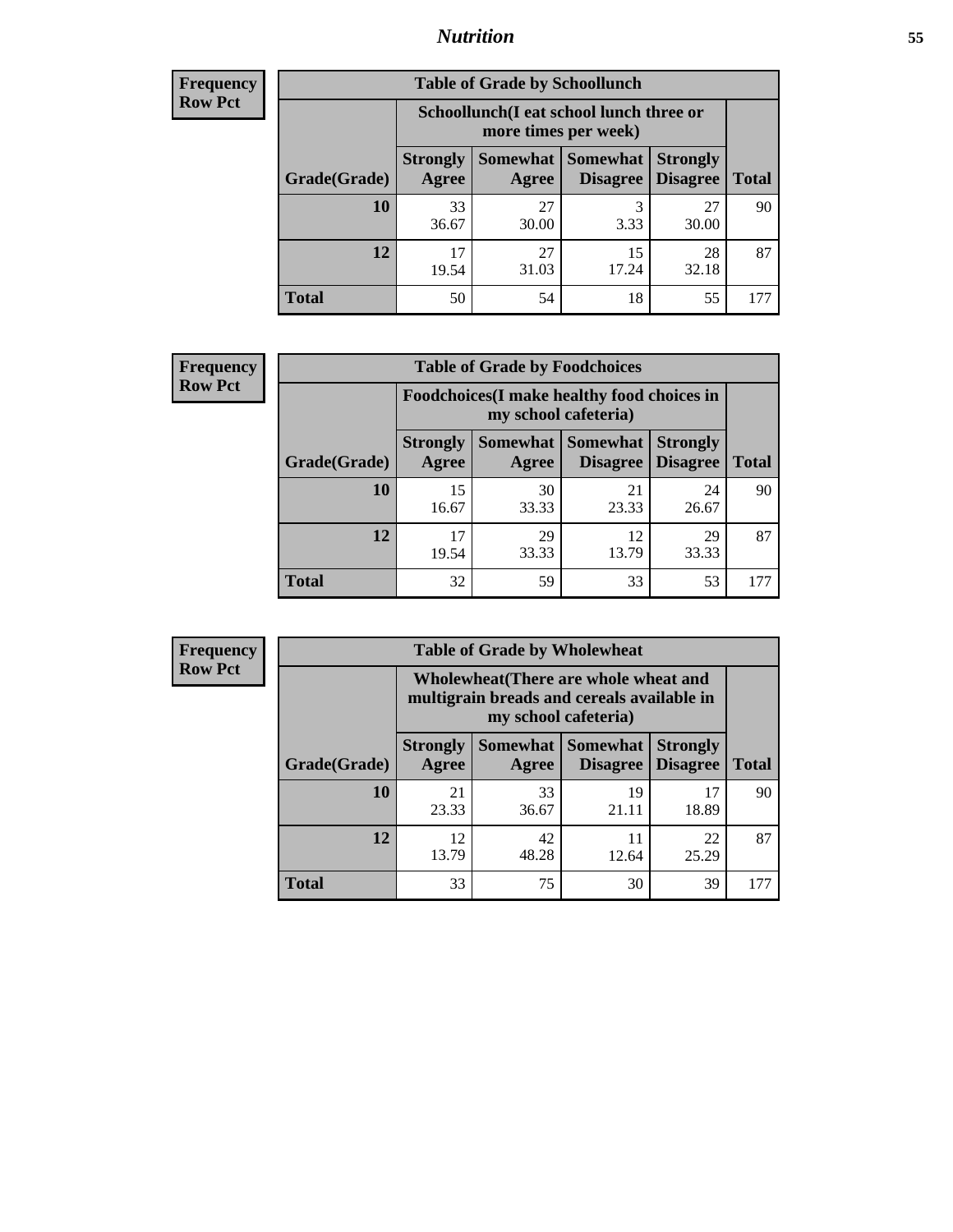# Nutrition

**Frequency**
**Row Pct**

| Table of Grade by Schoollunch | | | | | |
|---|---|---|---|---|---|
| | Schoollunch(I eat school lunch three or more times per week) | | | | |
| Grade(Grade) | Strongly Agree | Somewhat Agree | Somewhat Disagree | Strongly Disagree | Total |
| 10 | 33<br>36.67 | 27<br>30.00 | 3<br>3.33 | 27<br>30.00 | 90 |
| 12 | 17<br>19.54 | 27<br>31.03 | 15<br>17.24 | 28<br>32.18 | 87 |
| Total | 50 | 54 | 18 | 55 | 177 |

**Frequency**
**Row Pct**

| Table of Grade by Foodchoices | | | | | |
|---|---|---|---|---|---|
| | Foodchoices(I make healthy food choices in my school cafeteria) | | | | |
| Grade(Grade) | Strongly Agree | Somewhat Agree | Somewhat Disagree | Strongly Disagree | Total |
| 10 | 15<br>16.67 | 30<br>33.33 | 21<br>23.33 | 24<br>26.67 | 90 |
| 12 | 17<br>19.54 | 29<br>33.33 | 12<br>13.79 | 29<br>33.33 | 87 |
| Total | 32 | 59 | 33 | 53 | 177 |

**Frequency**
**Row Pct**

| Table of Grade by Wholewheat | | | | | |
|---|---|---|---|---|---|
| | Wholewheat(There are whole wheat and multigrain breads and cereals available in my school cafeteria) | | | | |
| Grade(Grade) | Strongly Agree | Somewhat Agree | Somewhat Disagree | Strongly Disagree | Total |
| 10 | 21<br>23.33 | 33<br>36.67 | 19<br>21.11 | 17<br>18.89 | 90 |
| 12 | 12<br>13.79 | 42<br>48.28 | 11<br>12.64 | 22<br>25.29 | 87 |
| Total | 33 | 75 | 30 | 39 | 177 |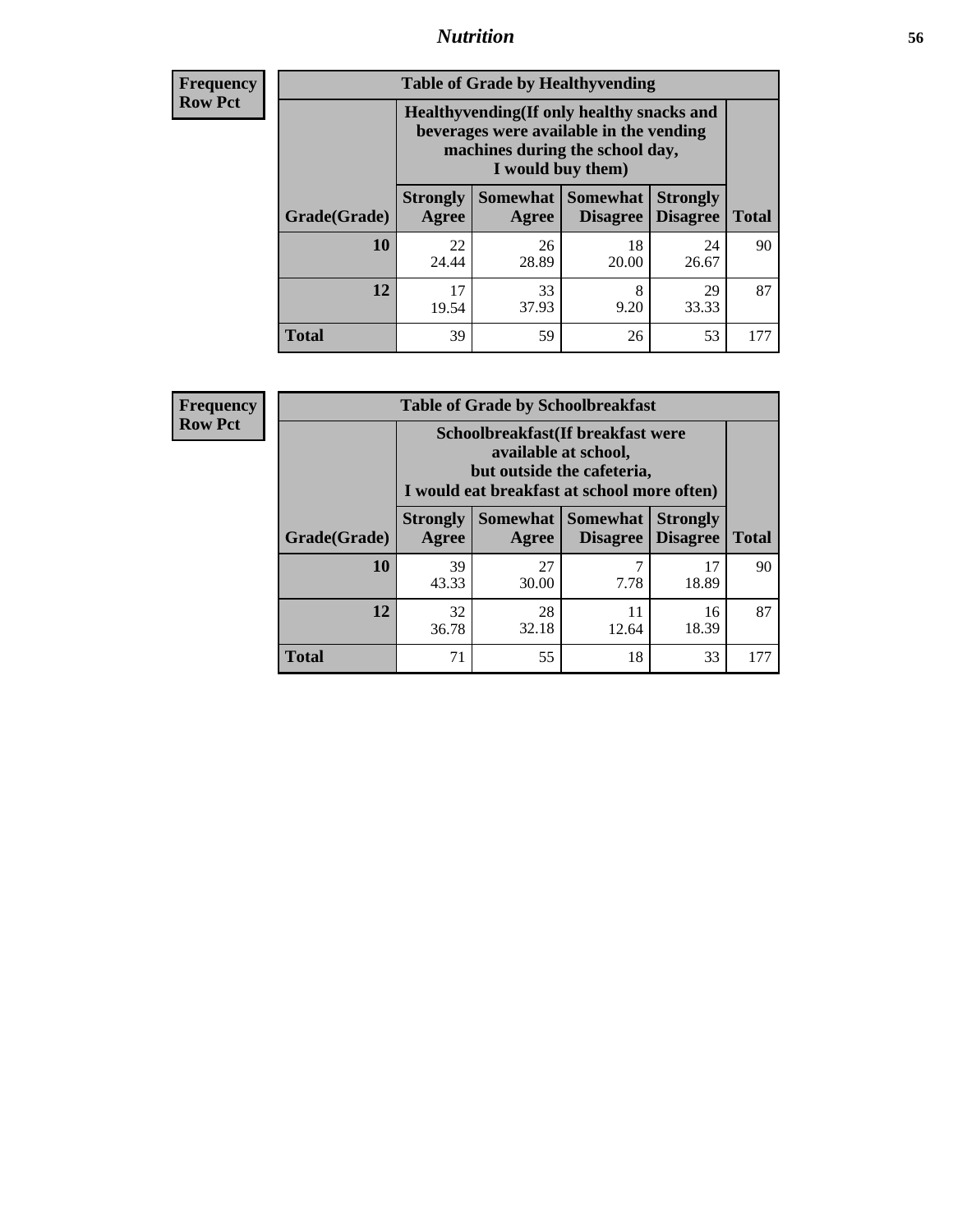## Nutrition

**Frequency**
**Row Pct**

**Table of Grade by Healthyvending**

| Grade(Grade) | Healthyvending(If only healthy snacks and beverages were available in the vending machines during the school day, I would buy them) | | | | Total |
|---|---|---|---|---|---|
| | Strongly Agree | Somewhat Agree | Somewhat Disagree | Strongly Disagree | |
| **10** | 22<br>24.44 | 26<br>28.89 | 18<br>20.00 | 24<br>26.67 | 90 |
| **12** | 17<br>19.54 | 33<br>37.93 | 8<br>9.20 | 29<br>33.33 | 87 |
| **Total** | 39 | 59 | 26 | 53 | 177 |

**Frequency**
**Row Pct**

**Table of Grade by Schoolbreakfast**

| Grade(Grade) | Schoolbreakfast(If breakfast were available at school, but outside the cafeteria, I would eat breakfast at school more often) | | | | Total |
|---|---|---|---|---|---|
| | Strongly Agree | Somewhat Agree | Somewhat Disagree | Strongly Disagree | |
| **10** | 39<br>43.33 | 27<br>30.00 | 7<br>7.78 | 17<br>18.89 | 90 |
| **12** | 32<br>36.78 | 28<br>32.18 | 11<br>12.64 | 16<br>18.39 | 87 |
| **Total** | 71 | 55 | 18 | 33 | 177 |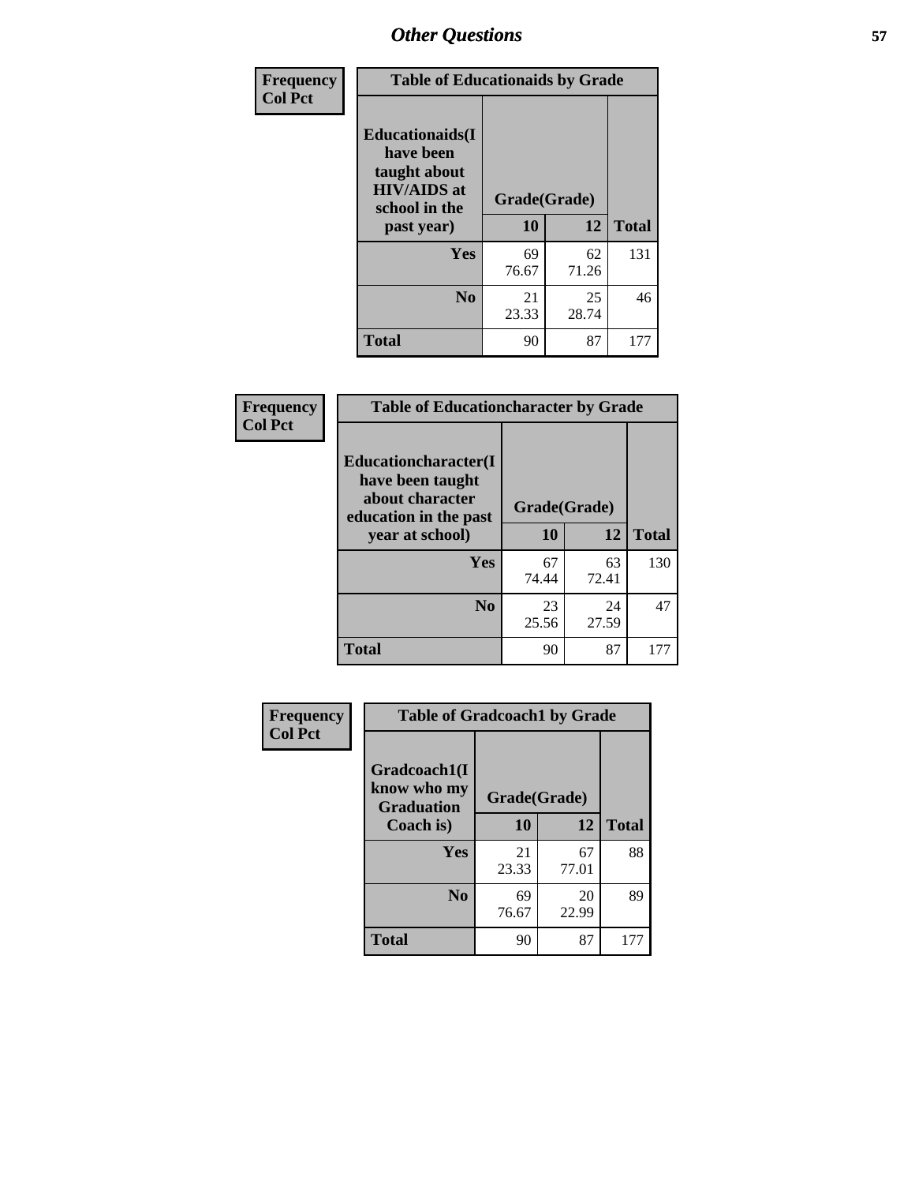| Frequency Col Pct | Table of Educationaids by Grade | | |
|---|---|---|---|
| Educationaids(I have been taught about HIV/AIDS at school in the past year) | Grade(Grade) | | |
| | 10 | 12 | Total |
| Yes | 69<br>76.67 | 62<br>71.26 | 131 |
| No | 21<br>23.33 | 25<br>28.74 | 46 |
| Total | 90 | 87 | 177 |

| Frequency Col Pct | Table of Educationcharacter by Grade | | |
|---|---|---|---|
| Educationcharacter(I have been taught about character education in the past year at school) | Grade(Grade) | | |
| | 10 | 12 | Total |
| Yes | 67<br>74.44 | 63<br>72.41 | 130 |
| No | 23<br>25.56 | 24<br>27.59 | 47 |
| Total | 90 | 87 | 177 |

| Frequency Col Pct | Table of Gradcoach1 by Grade | | |
|---|---|---|---|
| Gradcoach1(I know who my Graduation Coach is) | Grade(Grade) | | |
| | 10 | 12 | Total |
| Yes | 21<br>23.33 | 67<br>77.01 | 88 |
| No | 69<br>76.67 | 20<br>22.99 | 89 |
| Total | 90 | 87 | 177 |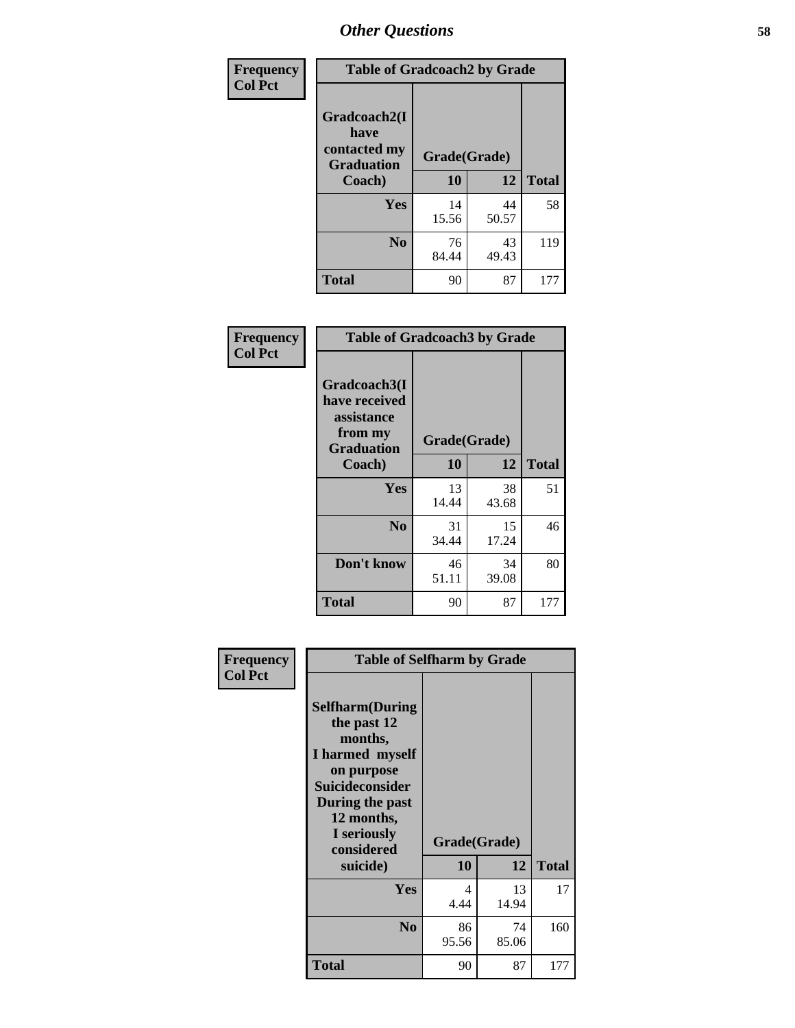## Other Questions

**Frequency**
**Col Pct**

**Table of Gradcoach2 by Grade**

| Gradcoach2(I have contacted my Graduation Coach) | Grade(Grade) 10 | 12 | Total |
|---|---|---|---|
| **Yes** | 14<br>15.56 | 44<br>50.57 | 58 |
| **No** | 76<br>84.44 | 43<br>49.43 | 119 |
| **Total** | 90 | 87 | 177 |

**Frequency**
**Col Pct**

**Table of Gradcoach3 by Grade**

| Gradcoach3(I have received assistance from my Graduation Coach) | Grade(Grade) 10 | 12 | Total |
|---|---|---|---|
| **Yes** | 13<br>14.44 | 38<br>43.68 | 51 |
| **No** | 31<br>34.44 | 15<br>17.24 | 46 |
| **Don't know** | 46<br>51.11 | 34<br>39.08 | 80 |
| **Total** | 90 | 87 | 177 |

**Frequency**
**Col Pct**

**Table of Selfharm by Grade**

| Selfharm(During the past 12 months, I harmed myself on purpose Suicideconsider During the past 12 months, I seriously considered suicide) | Grade(Grade) 10 | 12 | Total |
|---|---|---|---|
| **Yes** | 4<br>4.44 | 13<br>14.94 | 17 |
| **No** | 86<br>95.56 | 74<br>85.06 | 160 |
| **Total** | 90 | 87 | 177 |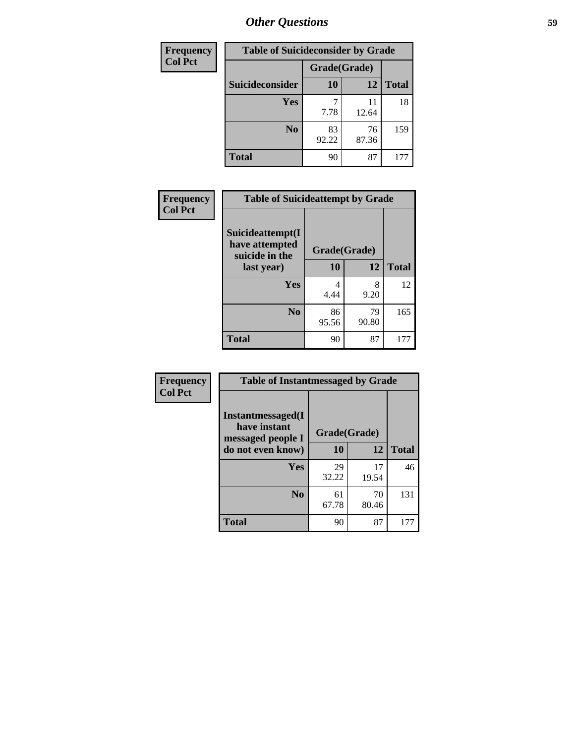# Other Questions

| Frequency<br>Col Pct | Table of Suicideconsider by Grade | | |
|---|---|---|---|
| | Grade(Grade) | | |
| Suicideconsider | 10 | 12 | Total |
| Yes | 7<br>7.78 | 11<br>12.64 | 18 |
| No | 83<br>92.22 | 76<br>87.36 | 159 |
| Total | 90 | 87 | 177 |

| Frequency<br>Col Pct | Table of Suicideattempt by Grade | | |
|---|---|---|---|
| Suicideattempt(I have attempted suicide in the last year) | Grade(Grade) | | |
| | 10 | 12 | Total |
| Yes | 4<br>4.44 | 8<br>9.20 | 12 |
| No | 86<br>95.56 | 79<br>90.80 | 165 |
| Total | 90 | 87 | 177 |

| Frequency<br>Col Pct | Table of Instantmessaged by Grade | | |
|---|---|---|---|
| Instantmessaged(I have instant messaged people I do not even know) | Grade(Grade) | | |
| | 10 | 12 | Total |
| Yes | 29<br>32.22 | 17<br>19.54 | 46 |
| No | 61<br>67.78 | 70<br>80.46 | 131 |
| Total | 90 | 87 | 177 |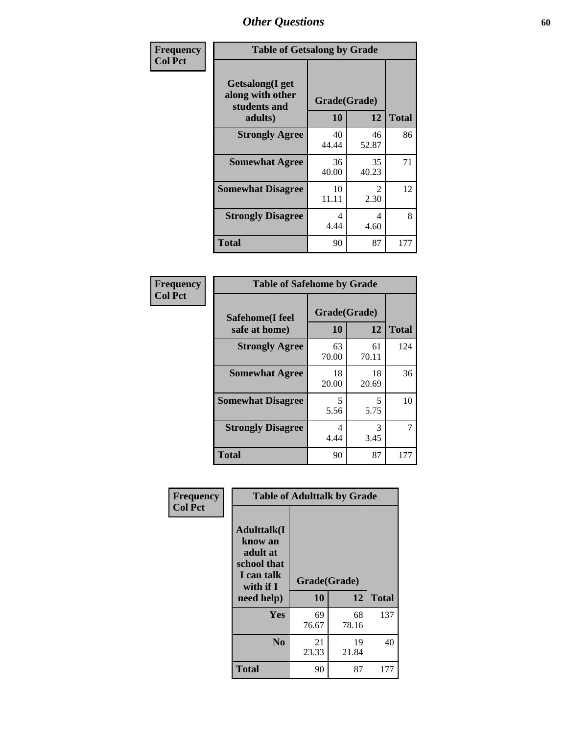| Frequency<br>Col Pct | Table of Getsalong by Grade | | |
|---|---|---|---|
| Getsalong(I get along with other students and adults) | Grade(Grade) | | |
| | 10 | 12 | Total |
| Strongly Agree | 40<br>44.44 | 46<br>52.87 | 86 |
| Somewhat Agree | 36<br>40.00 | 35<br>40.23 | 71 |
| Somewhat Disagree | 10<br>11.11 | 2<br>2.30 | 12 |
| Strongly Disagree | 4<br>4.44 | 4<br>4.60 | 8 |
| Total | 90 | 87 | 177 |

| Frequency<br>Col Pct | Table of Safehome by Grade | | |
|---|---|---|---|
| Safehome(I feel safe at home) | Grade(Grade) | | |
| | 10 | 12 | Total |
| Strongly Agree | 63<br>70.00 | 61<br>70.11 | 124 |
| Somewhat Agree | 18<br>20.00 | 18<br>20.69 | 36 |
| Somewhat Disagree | 5<br>5.56 | 5<br>5.75 | 10 |
| Strongly Disagree | 4<br>4.44 | 3<br>3.45 | 7 |
| Total | 90 | 87 | 177 |

| Frequency<br>Col Pct | Table of Adulttalk by Grade | | |
|---|---|---|---|
| Adulttalk(I know an adult at school that I can talk with if I need help) | Grade(Grade) | | |
| | 10 | 12 | Total |
| Yes | 69<br>76.67 | 68<br>78.16 | 137 |
| No | 21<br>23.33 | 19<br>21.84 | 40 |
| Total | 90 | 87 | 177 |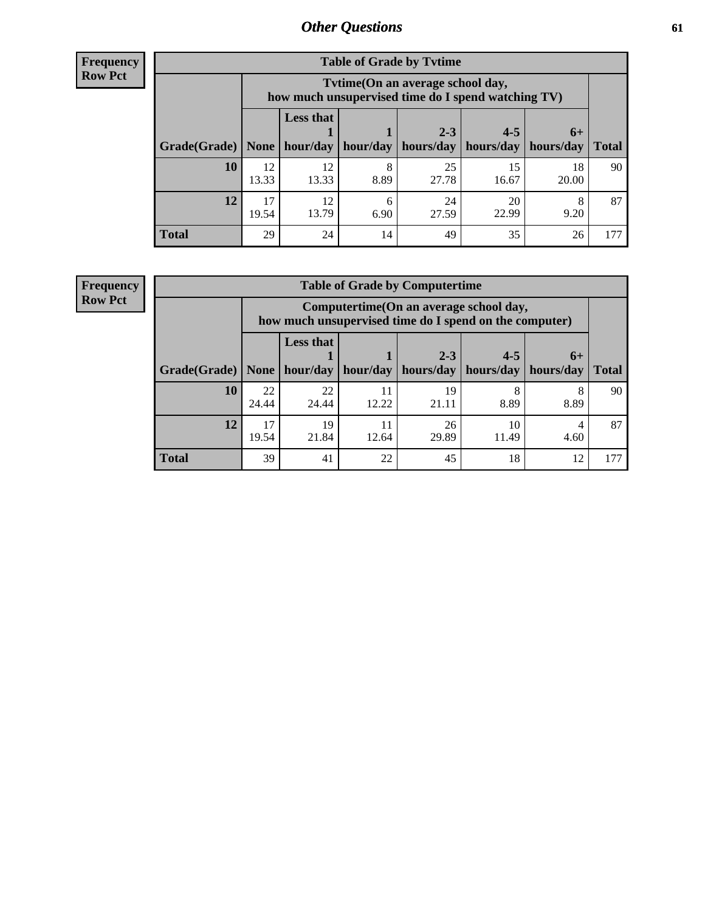# Other Questions

**Frequency**
**Row Pct**

| Table of Grade by Tvtime | | | | | | | |
|---|---|---|---|---|---|---|---|
| | Tvtime(On an average school day, how much unsupervised time do I spend watching TV) | | | | | | |
| Grade(Grade) | None | Less that 1 hour/day | 1 hour/day | 2-3 hours/day | 4-5 hours/day | 6+ hours/day | Total |
| **10** | 12<br>13.33 | 12<br>13.33 | 8<br>8.89 | 25<br>27.78 | 15<br>16.67 | 18<br>20.00 | 90 |
| **12** | 17<br>19.54 | 12<br>13.79 | 6<br>6.90 | 24<br>27.59 | 20<br>22.99 | 8<br>9.20 | 87 |
| **Total** | 29 | 24 | 14 | 49 | 35 | 26 | 177 |

**Frequency**
**Row Pct**

| Table of Grade by Computertime | | | | | | | |
|---|---|---|---|---|---|---|---|
| | Computertime(On an average school day, how much unsupervised time do I spend on the computer) | | | | | | |
| Grade(Grade) | None | Less that 1 hour/day | 1 hour/day | 2-3 hours/day | 4-5 hours/day | 6+ hours/day | Total |
| **10** | 22<br>24.44 | 22<br>24.44 | 11<br>12.22 | 19<br>21.11 | 8<br>8.89 | 8<br>8.89 | 90 |
| **12** | 17<br>19.54 | 19<br>21.84 | 11<br>12.64 | 26<br>29.89 | 10<br>11.49 | 4<br>4.60 | 87 |
| **Total** | 39 | 41 | 22 | 45 | 18 | 12 | 177 |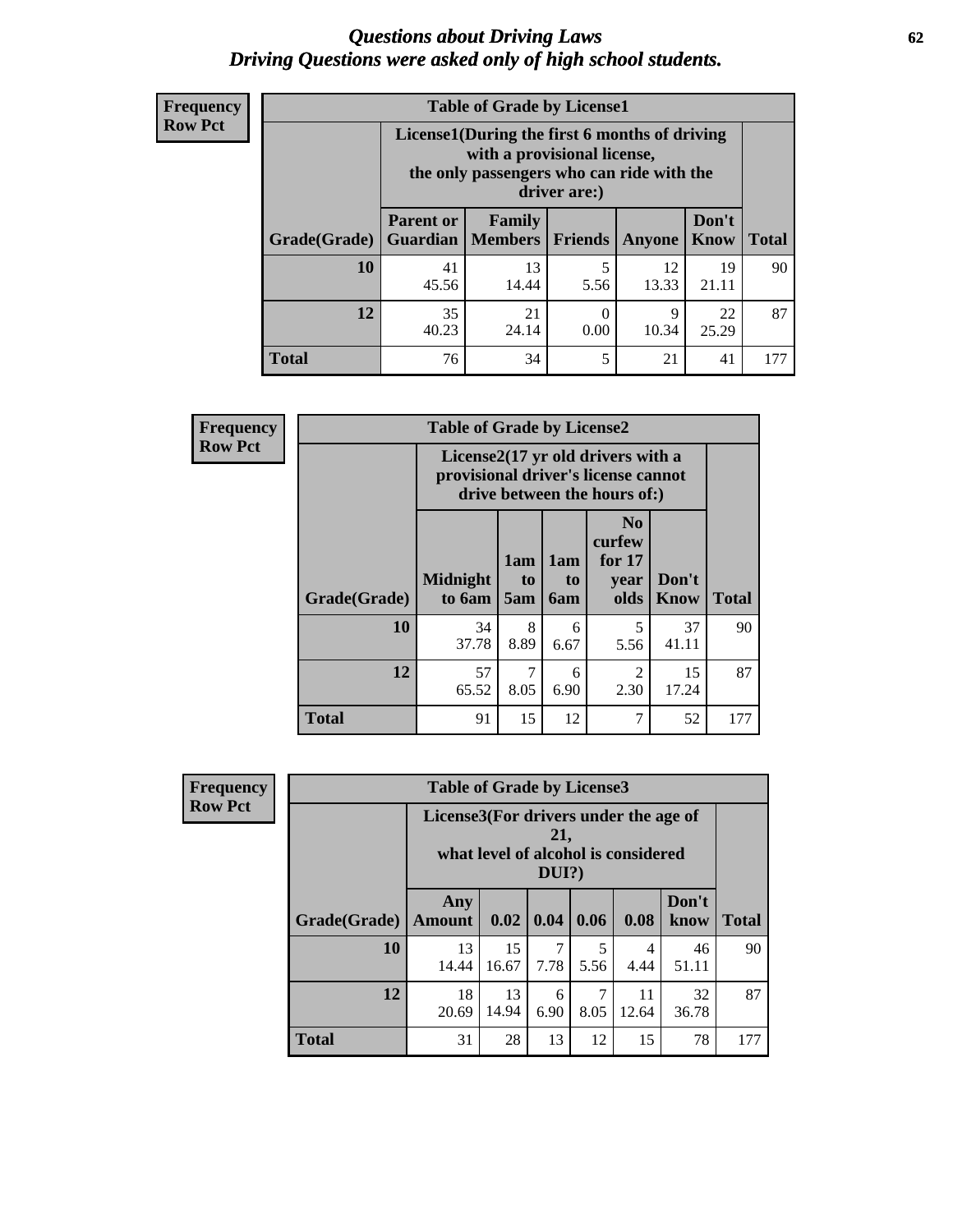# Questions about Driving Laws
## Driving Questions were asked only of high school students.

**Frequency**
**Row Pct**

**Table of Grade by License1**

| Grade(Grade) | License1(During the first 6 months of driving with a provisional license, the only passengers who can ride with the driver are:) | | | | | Total |
|---|---|---|---|---|---|---|
| | Parent or Guardian | Family Members | Friends | Anyone | Don't Know | |
| 10 | 41<br>45.56 | 13<br>14.44 | 5<br>5.56 | 12<br>13.33 | 19<br>21.11 | 90 |
| 12 | 35<br>40.23 | 21<br>24.14 | 0<br>0.00 | 9<br>10.34 | 22<br>25.29 | 87 |
| Total | 76 | 34 | 5 | 21 | 41 | 177 |

**Frequency**
**Row Pct**

**Table of Grade by License2**

| Grade(Grade) | License2(17 yr old drivers with a provisional driver's license cannot drive between the hours of:) | | | | | Total |
|---|---|---|---|---|---|---|
| | Midnight to 6am | 1am to 5am | 1am to 6am | No curfew for 17 year olds | Don't Know | |
| 10 | 34<br>37.78 | 8<br>8.89 | 6<br>6.67 | 5<br>5.56 | 37<br>41.11 | 90 |
| 12 | 57<br>65.52 | 7<br>8.05 | 6<br>6.90 | 2<br>2.30 | 15<br>17.24 | 87 |
| Total | 91 | 15 | 12 | 7 | 52 | 177 |

**Frequency**
**Row Pct**

**Table of Grade by License3**

| Grade(Grade) | License3(For drivers under the age of 21, what level of alcohol is considered DUI?) | | | | | | Total |
|---|---|---|---|---|---|---|---|
| | Any Amount | 0.02 | 0.04 | 0.06 | 0.08 | Don't know | |
| 10 | 13<br>14.44 | 15<br>16.67 | 7<br>7.78 | 5<br>5.56 | 4<br>4.44 | 46<br>51.11 | 90 |
| 12 | 18<br>20.69 | 13<br>14.94 | 6<br>6.90 | 7<br>8.05 | 11<br>12.64 | 32<br>36.78 | 87 |
| Total | 31 | 28 | 13 | 12 | 15 | 78 | 177 |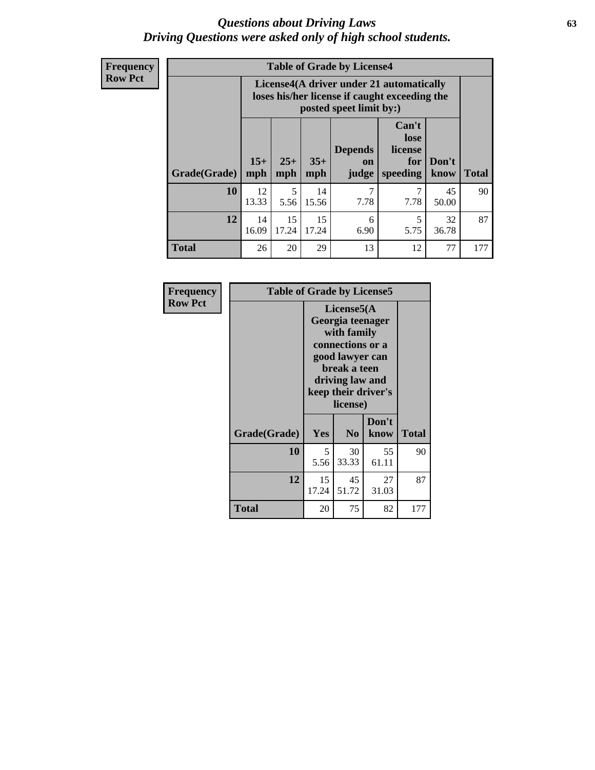# *Questions about Driving Laws*
## *Driving Questions were asked only of high school students.*

**Frequency**
**Row Pct**

**Table of Grade by License4**

| Grade(Grade) | License4(A driver under 21 automatically loses his/her license if caught exceeding the posted speet limit by:) | | | | | | Total |
|---|---|---|---|---|---|---|---|
| | 15+ mph | 25+ mph | 35+ mph | Depends on judge | Can't lose license for speeding | Don't know | |
| **10** | 12<br>13.33 | 5<br>5.56 | 14<br>15.56 | 7<br>7.78 | 7<br>7.78 | 45<br>50.00 | 90 |
| **12** | 14<br>16.09 | 15<br>17.24 | 15<br>17.24 | 6<br>6.90 | 5<br>5.75 | 32<br>36.78 | 87 |
| **Total** | 26 | 20 | 29 | 13 | 12 | 77 | 177 |

**Frequency**
**Row Pct**

**Table of Grade by License5**

| Grade(Grade) | License5(A Georgia teenager with family connections or a good lawyer can break a teen driving law and keep their driver's license) | | | Total |
|---|---|---|---|---|
| | Yes | No | Don't know | |
| **10** | 5<br>5.56 | 30<br>33.33 | 55<br>61.11 | 90 |
| **12** | 15<br>17.24 | 45<br>51.72 | 27<br>31.03 | 87 |
| **Total** | 20 | 75 | 82 | 177 |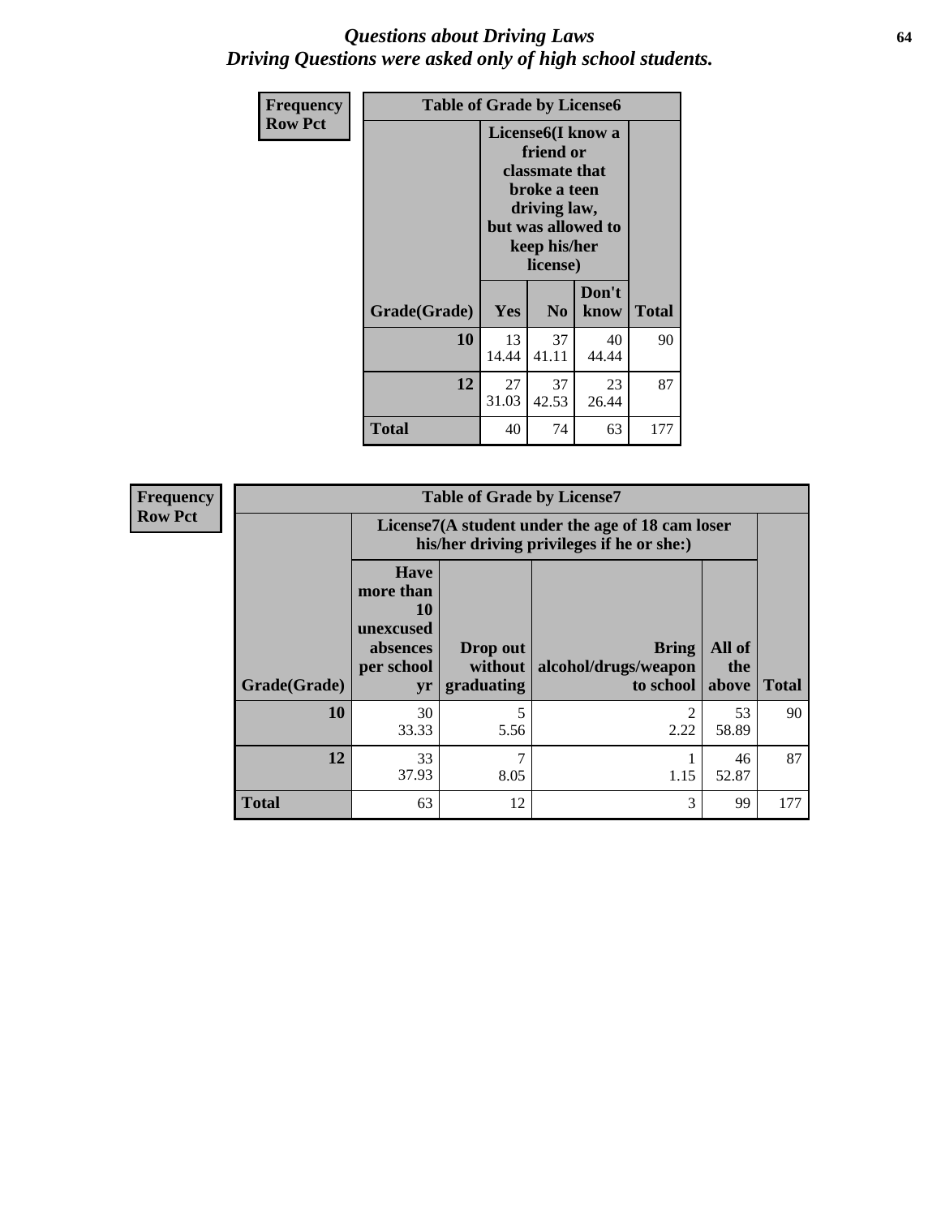# *Questions about Driving Laws*
# *Driving Questions were asked only of high school students.*

**Frequency**
**Row Pct**

**Table of Grade by License6**

| Grade(Grade) | License6(I know a friend or classmate that broke a teen driving law, but was allowed to keep his/her license) | | | Total |
|---|---|---|---|---|
| | Yes | No | Don't know | |
| **10** | 13<br>14.44 | 37<br>41.11 | 40<br>44.44 | 90 |
| **12** | 27<br>31.03 | 37<br>42.53 | 23<br>26.44 | 87 |
| **Total** | 40 | 74 | 63 | 177 |

**Frequency**
**Row Pct**

**Table of Grade by License7**

| Grade(Grade) | License7(A student under the age of 18 cam loser his/her driving privileges if he or she:) | | | | Total |
|---|---|---|---|---|---|
| | Have more than 10 unexcused absences per school yr | Drop out without graduating | Bring alcohol/drugs/weapon to school | All of the above | |
| **10** | 30<br>33.33 | 5<br>5.56 | 2<br>2.22 | 53<br>58.89 | 90 |
| **12** | 33<br>37.93 | 7<br>8.05 | 1<br>1.15 | 46<br>52.87 | 87 |
| **Total** | 63 | 12 | 3 | 99 | 177 |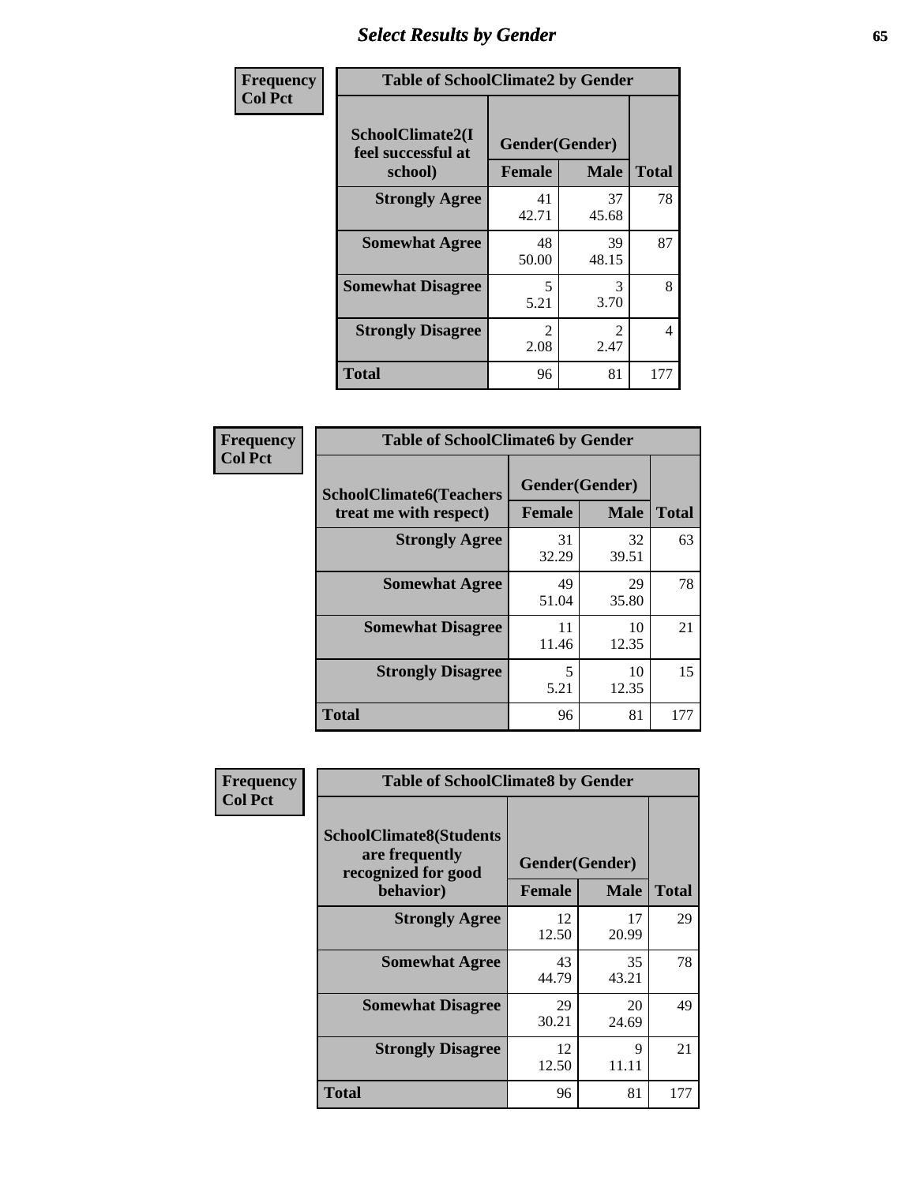## Select Results by Gender

**Frequency**
**Col Pct**

**Table of SchoolClimate2 by Gender**

| SchoolClimate2(I feel successful at school) | Gender(Gender) | | Total |
|---|---|---|---|
| | Female | Male | |
| Strongly Agree | 41<br>42.71 | 37<br>45.68 | 78 |
| Somewhat Agree | 48<br>50.00 | 39<br>48.15 | 87 |
| Somewhat Disagree | 5<br>5.21 | 3<br>3.70 | 8 |
| Strongly Disagree | 2<br>2.08 | 2<br>2.47 | 4 |
| Total | 96 | 81 | 177 |

**Frequency**
**Col Pct**

**Table of SchoolClimate6 by Gender**

| SchoolClimate6(Teachers treat me with respect) | Gender(Gender) | | Total |
|---|---|---|---|
| | Female | Male | |
| Strongly Agree | 31<br>32.29 | 32<br>39.51 | 63 |
| Somewhat Agree | 49<br>51.04 | 29<br>35.80 | 78 |
| Somewhat Disagree | 11<br>11.46 | 10<br>12.35 | 21 |
| Strongly Disagree | 5<br>5.21 | 10<br>12.35 | 15 |
| Total | 96 | 81 | 177 |

**Frequency**
**Col Pct**

**Table of SchoolClimate8 by Gender**

| SchoolClimate8(Students are frequently recognized for good behavior) | Gender(Gender) | | Total |
|---|---|---|---|
| | Female | Male | |
| Strongly Agree | 12<br>12.50 | 17<br>20.99 | 29 |
| Somewhat Agree | 43<br>44.79 | 35<br>43.21 | 78 |
| Somewhat Disagree | 29<br>30.21 | 20<br>24.69 | 49 |
| Strongly Disagree | 12<br>12.50 | 9<br>11.11 | 21 |
| Total | 96 | 81 | 177 |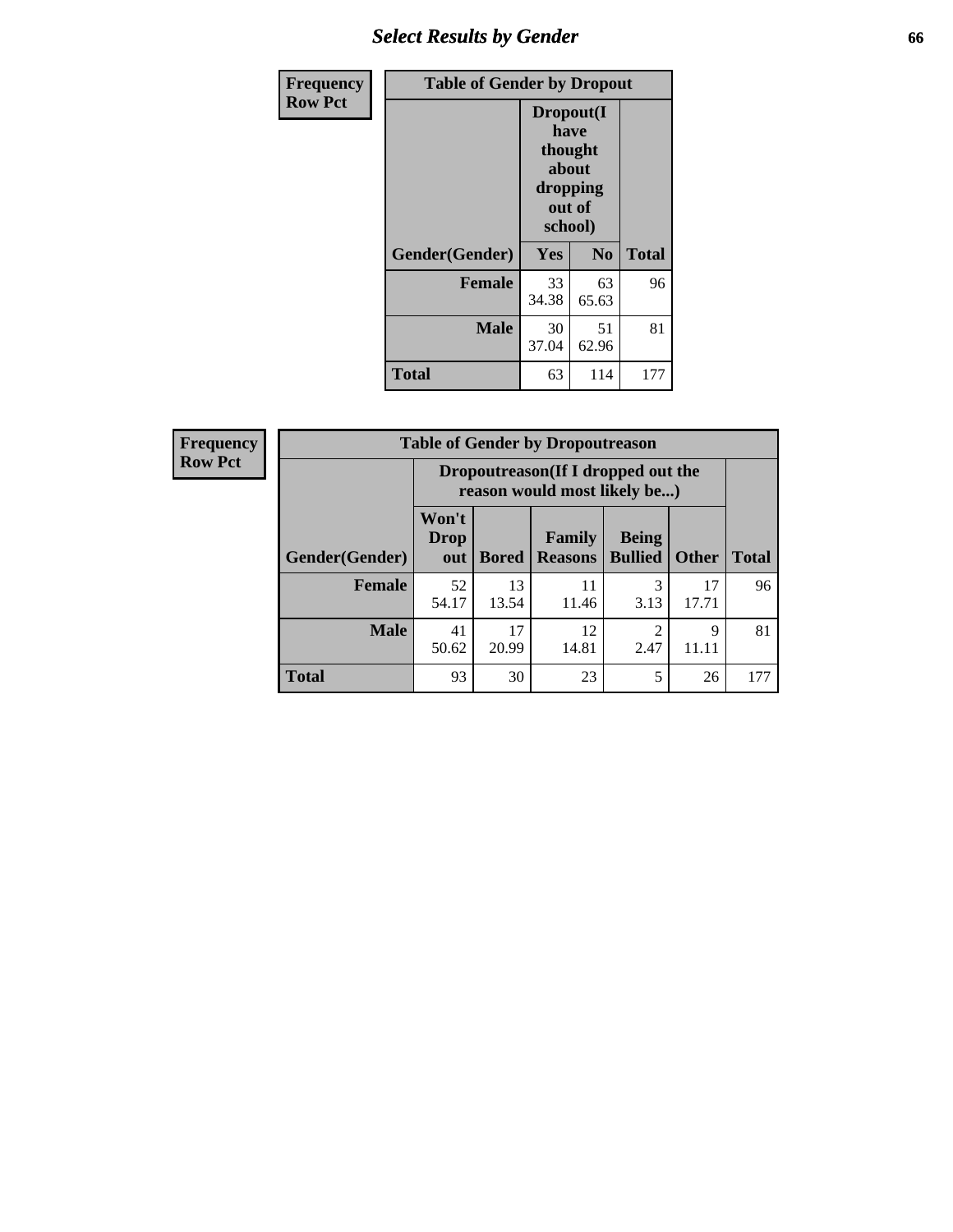## Select Results by Gender

| Frequency<br>Row Pct | Table of Gender by Dropout | | |
|---|---|---|---|
| | Dropout(I have thought about dropping out of school) | | |
| Gender(Gender) | Yes | No | Total |
| Female | 33<br>34.38 | 63<br>65.63 | 96 |
| Male | 30<br>37.04 | 51<br>62.96 | 81 |
| Total | 63 | 114 | 177 |

| Frequency<br>Row Pct | Table of Gender by Dropoutreason | | | | | |
|---|---|---|---|---|---|---|
| | Dropoutreason(If I dropped out the reason would most likely be...) | | | | | |
| Gender(Gender) | Won't Drop out | Bored | Family Reasons | Being Bullied | Other | Total |
| Female | 52<br>54.17 | 13<br>13.54 | 11<br>11.46 | 3<br>3.13 | 17<br>17.71 | 96 |
| Male | 41<br>50.62 | 17<br>20.99 | 12<br>14.81 | 2<br>2.47 | 9<br>11.11 | 81 |
| Total | 93 | 30 | 23 | 5 | 26 | 177 |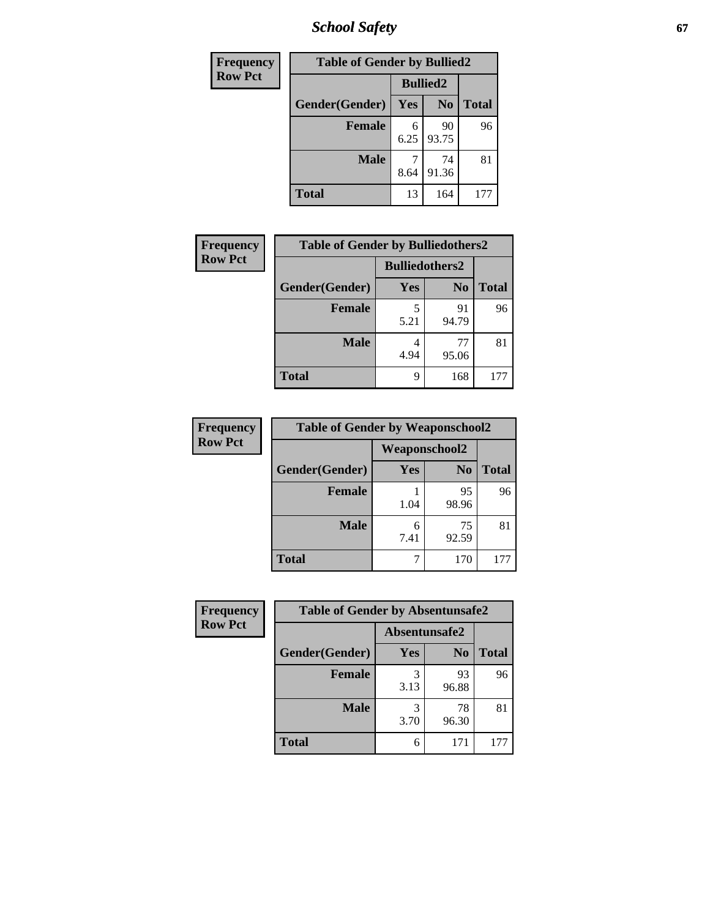| Frequency Row Pct | Table of Gender by Bullied2 | | |
|---|---|---|---|
| | Bullied2 | | |
| Gender(Gender) | Yes | No | Total |
| Female | 6<br>6.25 | 90<br>93.75 | 96 |
| Male | 7<br>8.64 | 74<br>91.36 | 81 |
| Total | 13 | 164 | 177 |

| Frequency Row Pct | Table of Gender by Bulliedothers2 | | |
|---|---|---|---|
| | Bulliedothers2 | | |
| Gender(Gender) | Yes | No | Total |
| Female | 5<br>5.21 | 91<br>94.79 | 96 |
| Male | 4<br>4.94 | 77<br>95.06 | 81 |
| Total | 9 | 168 | 177 |

| Frequency Row Pct | Table of Gender by Weaponschool2 | | |
|---|---|---|---|
| | Weaponschool2 | | |
| Gender(Gender) | Yes | No | Total |
| Female | 1<br>1.04 | 95<br>98.96 | 96 |
| Male | 6<br>7.41 | 75<br>92.59 | 81 |
| Total | 7 | 170 | 177 |

| Frequency Row Pct | Table of Gender by Absentunsafe2 | | |
|---|---|---|---|
| | Absentunsafe2 | | |
| Gender(Gender) | Yes | No | Total |
| Female | 3<br>3.13 | 93<br>96.88 | 96 |
| Male | 3<br>3.70 | 78<br>96.30 | 81 |
| Total | 6 | 171 | 177 |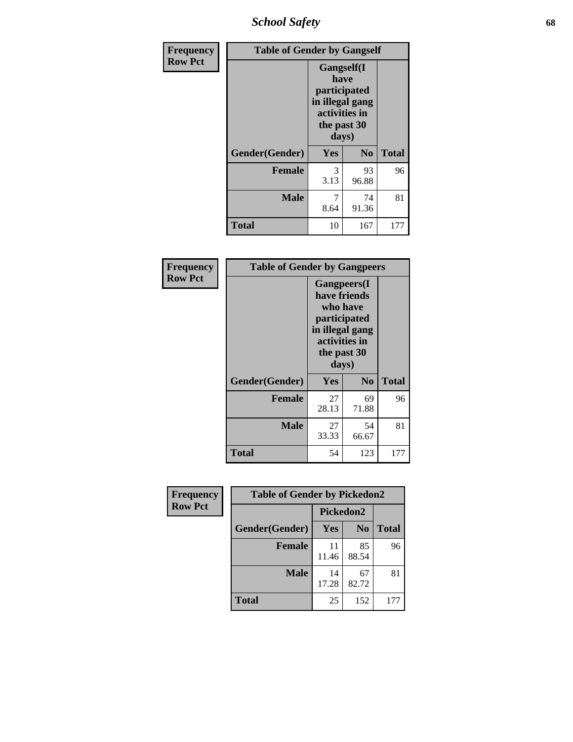| Frequency Row Pct | Table of Gender by Gangself | | |
|---|---|---|---|
| | Gangself(I have participated in illegal gang activities in the past 30 days) | | |
| Gender(Gender) | Yes | No | Total |
| Female | 3<br>3.13 | 93<br>96.88 | 96 |
| Male | 7<br>8.64 | 74<br>91.36 | 81 |
| Total | 10 | 167 | 177 |

| Frequency Row Pct | Table of Gender by Gangpeers | | |
|---|---|---|---|
| | Gangpeers(I have friends who have participated in illegal gang activities in the past 30 days) | | |
| Gender(Gender) | Yes | No | Total |
| Female | 27<br>28.13 | 69<br>71.88 | 96 |
| Male | 27<br>33.33 | 54<br>66.67 | 81 |
| Total | 54 | 123 | 177 |

| Frequency Row Pct | Table of Gender by Pickedon2 | | |
|---|---|---|---|
| | Pickedon2 | | |
| Gender(Gender) | Yes | No | Total |
| Female | 11<br>11.46 | 85<br>88.54 | 96 |
| Male | 14<br>17.28 | 67<br>82.72 | 81 |
| Total | 25 | 152 | 177 |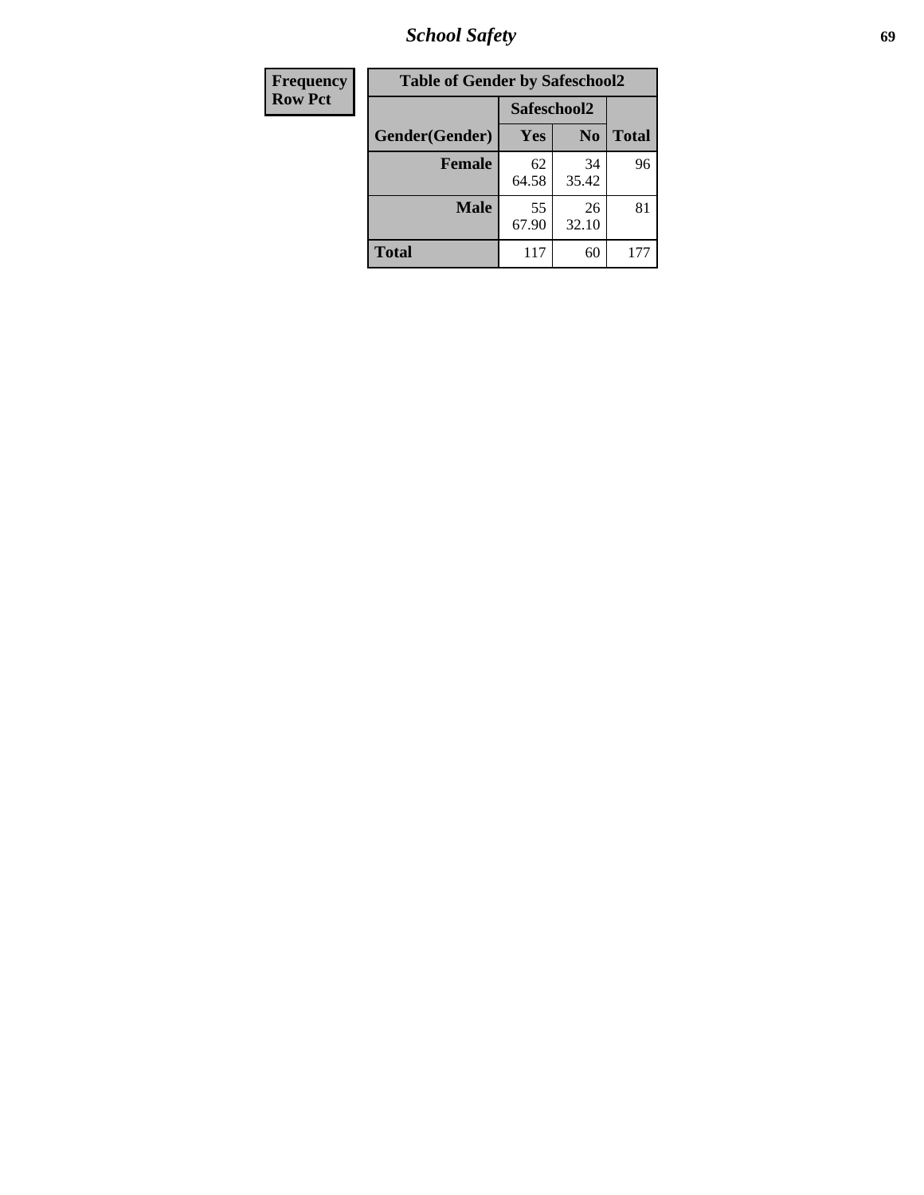| Frequency Row Pct |
| --- |

**Table of Gender by Safeschool2**

| Gender(Gender) | Safeschool2 Yes | Safeschool2 No | Total |
| --- | --- | --- | --- |
| **Female** | 62<br>64.58 | 34<br>35.42 | 96 |
| **Male** | 55<br>67.90 | 26<br>32.10 | 81 |
| **Total** | 117 | 60 | 177 |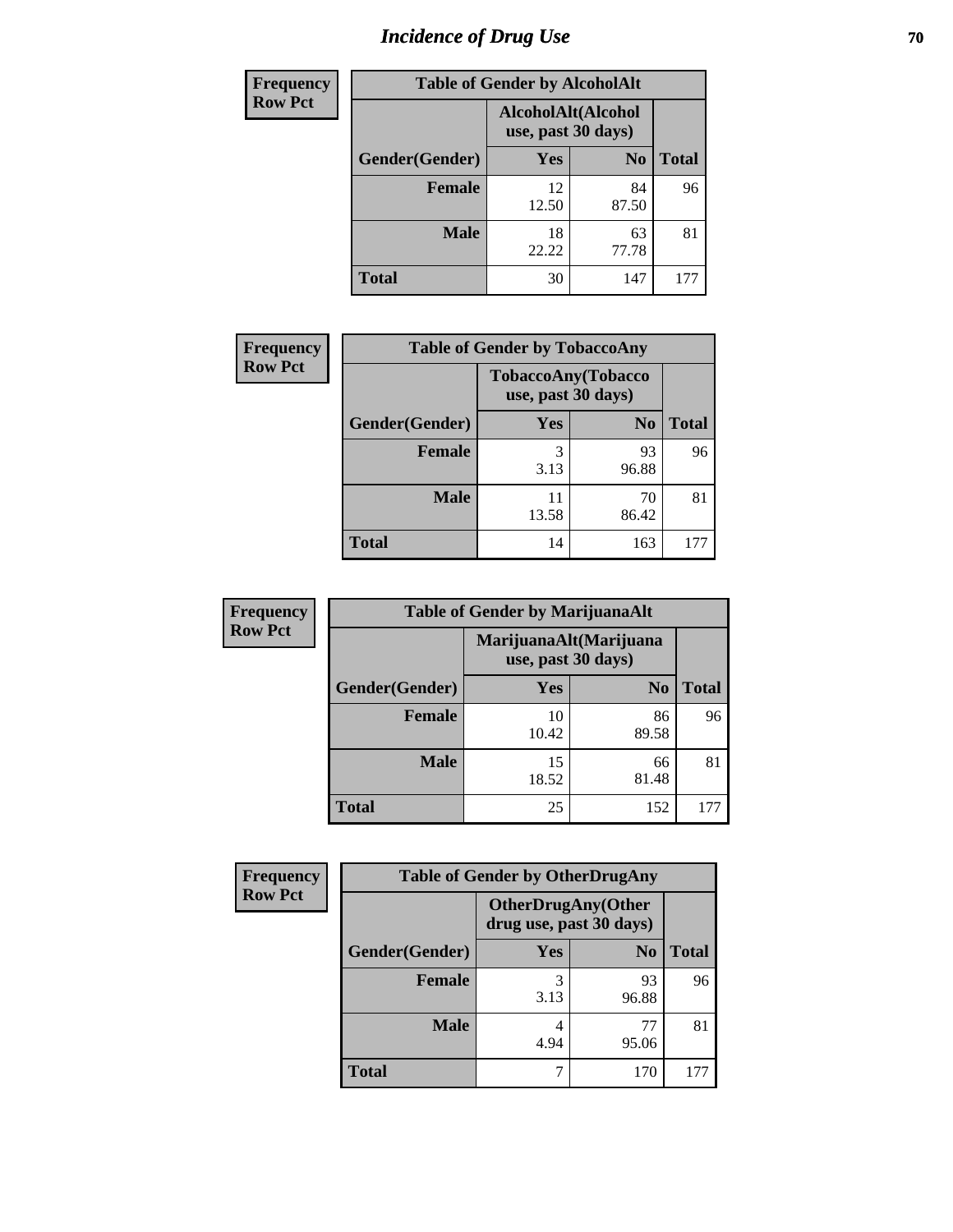# Incidence of Drug Use

**Frequency**
**Row Pct**

| Table of Gender by AlcoholAlt | | | |
|---|---|---|---|
| | AlcoholAlt(Alcohol use, past 30 days) | | |
| Gender(Gender) | Yes | No | Total |
| **Female** | 12<br>12.50 | 84<br>87.50 | 96 |
| **Male** | 18<br>22.22 | 63<br>77.78 | 81 |
| **Total** | 30 | 147 | 177 |

**Frequency**
**Row Pct**

| Table of Gender by TobaccoAny | | | |
|---|---|---|---|
| | TobaccoAny(Tobacco use, past 30 days) | | |
| Gender(Gender) | Yes | No | Total |
| **Female** | 3<br>3.13 | 93<br>96.88 | 96 |
| **Male** | 11<br>13.58 | 70<br>86.42 | 81 |
| **Total** | 14 | 163 | 177 |

**Frequency**
**Row Pct**

| Table of Gender by MarijuanaAlt | | | |
|---|---|---|---|
| | MarijuanaAlt(Marijuana use, past 30 days) | | |
| Gender(Gender) | Yes | No | Total |
| **Female** | 10<br>10.42 | 86<br>89.58 | 96 |
| **Male** | 15<br>18.52 | 66<br>81.48 | 81 |
| **Total** | 25 | 152 | 177 |

**Frequency**
**Row Pct**

| Table of Gender by OtherDrugAny | | | |
|---|---|---|---|
| | OtherDrugAny(Other drug use, past 30 days) | | |
| Gender(Gender) | Yes | No | Total |
| **Female** | 3<br>3.13 | 93<br>96.88 | 96 |
| **Male** | 4<br>4.94 | 77<br>95.06 | 81 |
| **Total** | 7 | 170 | 177 |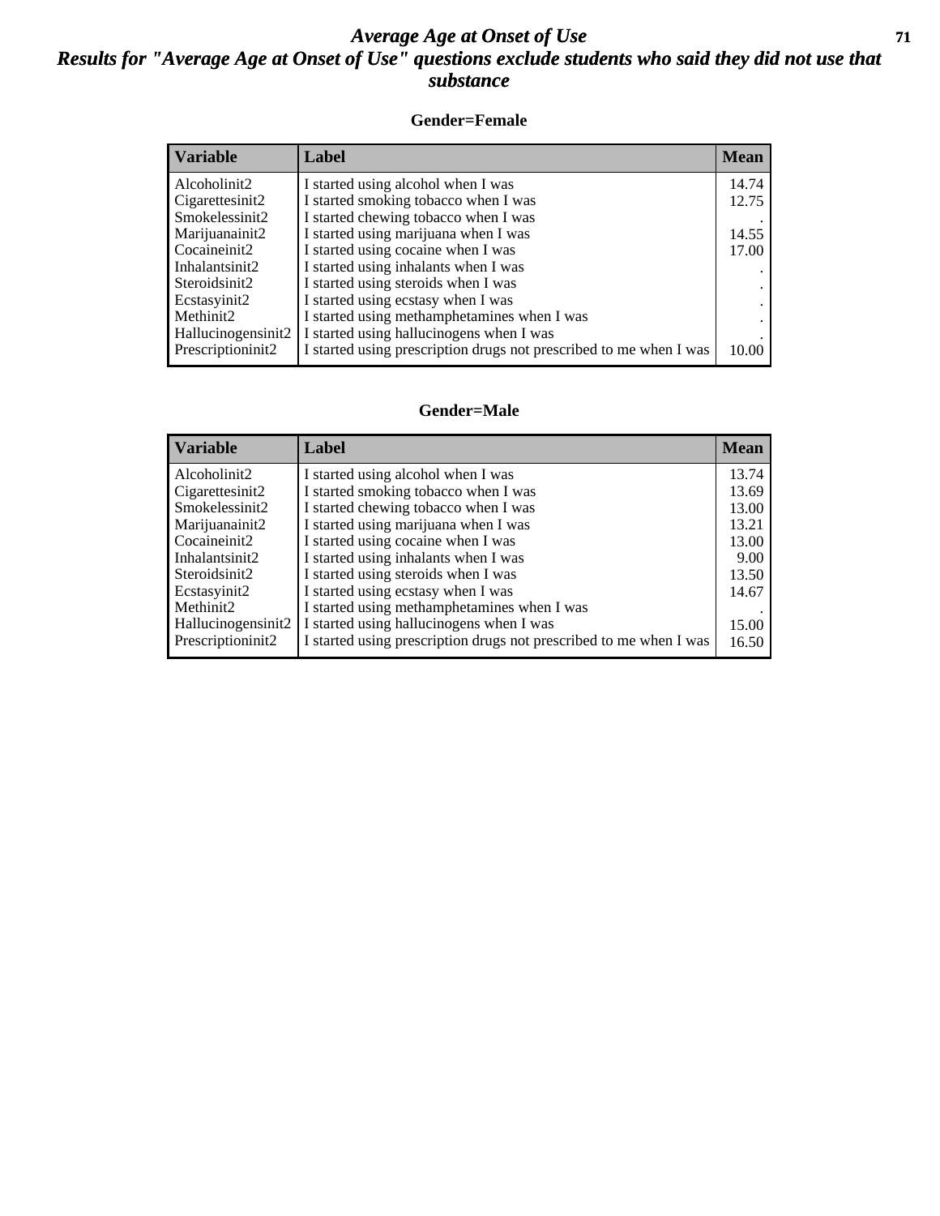# *Average Age at Onset of Use*
## *Results for "Average Age at Onset of Use" questions exclude students who said they did not use that substance*

**Gender=Female**

| Variable | Label | Mean |
|---|---|---|
| Alcoholinit2 | I started using alcohol when I was | 14.74 |
| Cigarettesinit2 | I started smoking tobacco when I was | 12.75 |
| Smokelessinit2 | I started chewing tobacco when I was | . |
| Marijuanainit2 | I started using marijuana when I was | 14.55 |
| Cocaineinit2 | I started using cocaine when I was | 17.00 |
| Inhalantsinit2 | I started using inhalants when I was | . |
| Steroidsinit2 | I started using steroids when I was | . |
| Ecstasyinit2 | I started using ecstasy when I was | . |
| Methinit2 | I started using methamphetamines when I was | . |
| Hallucinogensinit2 | I started using hallucinogens when I was | . |
| Prescriptioninit2 | I started using prescription drugs not prescribed to me when I was | 10.00 |

**Gender=Male**

| Variable | Label | Mean |
|---|---|---|
| Alcoholinit2 | I started using alcohol when I was | 13.74 |
| Cigarettesinit2 | I started smoking tobacco when I was | 13.69 |
| Smokelessinit2 | I started chewing tobacco when I was | 13.00 |
| Marijuanainit2 | I started using marijuana when I was | 13.21 |
| Cocaineinit2 | I started using cocaine when I was | 13.00 |
| Inhalantsinit2 | I started using inhalants when I was | 9.00 |
| Steroidsinit2 | I started using steroids when I was | 13.50 |
| Ecstasyinit2 | I started using ecstasy when I was | 14.67 |
| Methinit2 | I started using methamphetamines when I was | . |
| Hallucinogensinit2 | I started using hallucinogens when I was | 15.00 |
| Prescriptioninit2 | I started using prescription drugs not prescribed to me when I was | 16.50 |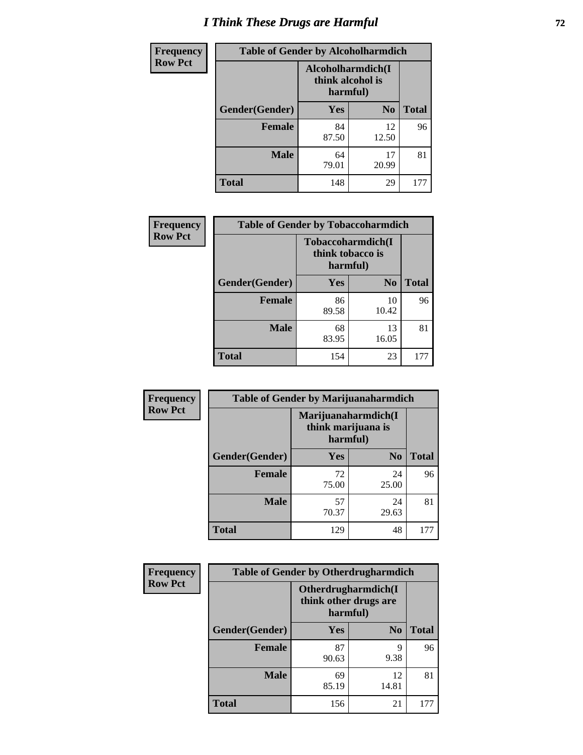# I Think These Drugs are Harmful

| Frequency Row Pct | Table of Gender by Alcoholharmdich | | |
|---|---|---|---|
| | Alcoholharmdich(I think alcohol is harmful) | | |
| Gender(Gender) | Yes | No | Total |
| Female | 84<br>87.50 | 12<br>12.50 | 96 |
| Male | 64<br>79.01 | 17<br>20.99 | 81 |
| Total | 148 | 29 | 177 |

| Frequency Row Pct | Table of Gender by Tobaccoharmdich | | |
|---|---|---|---|
| | Tobaccoharmdich(I think tobacco is harmful) | | |
| Gender(Gender) | Yes | No | Total |
| Female | 86<br>89.58 | 10<br>10.42 | 96 |
| Male | 68<br>83.95 | 13<br>16.05 | 81 |
| Total | 154 | 23 | 177 |

| Frequency Row Pct | Table of Gender by Marijuanaharmdich | | |
|---|---|---|---|
| | Marijuanaharmdich(I think marijuana is harmful) | | |
| Gender(Gender) | Yes | No | Total |
| Female | 72<br>75.00 | 24<br>25.00 | 96 |
| Male | 57<br>70.37 | 24<br>29.63 | 81 |
| Total | 129 | 48 | 177 |

| Frequency Row Pct | Table of Gender by Otherdrugharmdich | | |
|---|---|---|---|
| | Otherdrugharmdich(I think other drugs are harmful) | | |
| Gender(Gender) | Yes | No | Total |
| Female | 87<br>90.63 | 9<br>9.38 | 96 |
| Male | 69<br>85.19 | 12<br>14.81 | 81 |
| Total | 156 | 21 | 177 |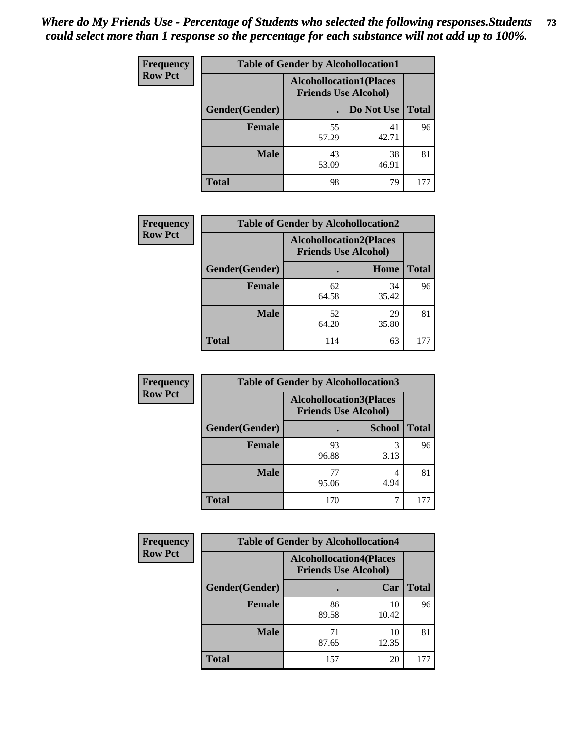*Where do My Friends Use - Percentage of Students who selected the following responses.Students could select more than 1 response so the percentage for each substance will not add up to 100%.*

**Frequency**
**Row Pct**

| Table of Gender by Alcohollocation1 | | | |
|---|---|---|---|
| | Alcohollocation1(Places Friends Use Alcohol) | | |
| Gender(Gender) | . | Do Not Use | Total |
| **Female** | 55<br>57.29 | 41<br>42.71 | 96 |
| **Male** | 43<br>53.09 | 38<br>46.91 | 81 |
| **Total** | 98 | 79 | 177 |

**Frequency**
**Row Pct**

| Table of Gender by Alcohollocation2 | | | |
|---|---|---|---|
| | Alcohollocation2(Places Friends Use Alcohol) | | |
| Gender(Gender) | . | Home | Total |
| **Female** | 62<br>64.58 | 34<br>35.42 | 96 |
| **Male** | 52<br>64.20 | 29<br>35.80 | 81 |
| **Total** | 114 | 63 | 177 |

**Frequency**
**Row Pct**

| Table of Gender by Alcohollocation3 | | | |
|---|---|---|---|
| | Alcohollocation3(Places Friends Use Alcohol) | | |
| Gender(Gender) | . | School | Total |
| **Female** | 93<br>96.88 | 3<br>3.13 | 96 |
| **Male** | 77<br>95.06 | 4<br>4.94 | 81 |
| **Total** | 170 | 7 | 177 |

**Frequency**
**Row Pct**

| Table of Gender by Alcohollocation4 | | | |
|---|---|---|---|
| | Alcohollocation4(Places Friends Use Alcohol) | | |
| Gender(Gender) | . | Car | Total |
| **Female** | 86<br>89.58 | 10<br>10.42 | 96 |
| **Male** | 71<br>87.65 | 10<br>12.35 | 81 |
| **Total** | 157 | 20 | 177 |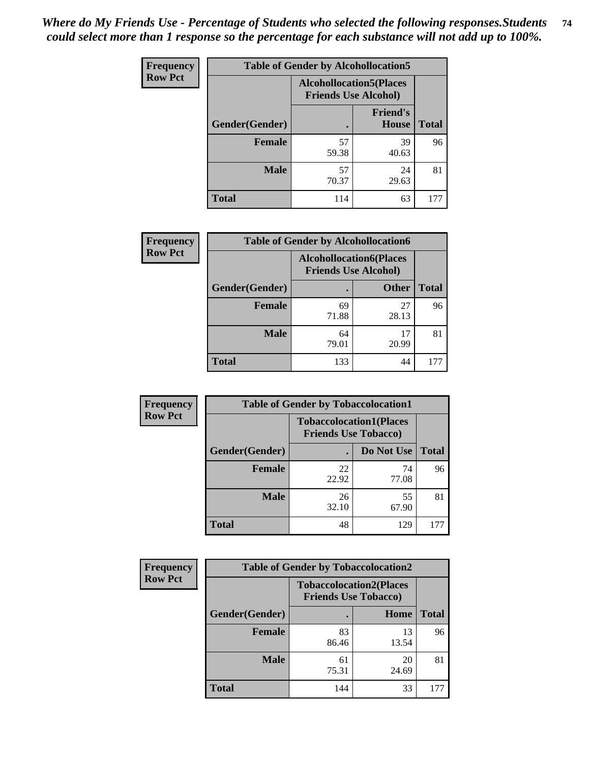*Where do My Friends Use - Percentage of Students who selected the following responses.Students could select more than 1 response so the percentage for each substance will not add up to 100%.*

**Frequency**
**Row Pct**

| Table of Gender by Alcohollocation5 | | | |
|---|---|---|---|
| | Alcohollocation5(Places Friends Use Alcohol) | | |
| Gender(Gender) | . | Friend's House | Total |
| **Female** | 57<br>59.38 | 39<br>40.63 | 96 |
| **Male** | 57<br>70.37 | 24<br>29.63 | 81 |
| **Total** | 114 | 63 | 177 |

**Frequency**
**Row Pct**

| Table of Gender by Alcohollocation6 | | | |
|---|---|---|---|
| | Alcohollocation6(Places Friends Use Alcohol) | | |
| Gender(Gender) | . | Other | Total |
| **Female** | 69<br>71.88 | 27<br>28.13 | 96 |
| **Male** | 64<br>79.01 | 17<br>20.99 | 81 |
| **Total** | 133 | 44 | 177 |

**Frequency**
**Row Pct**

| Table of Gender by Tobaccolocation1 | | | |
|---|---|---|---|
| | Tobaccolocation1(Places Friends Use Tobacco) | | |
| Gender(Gender) | . | Do Not Use | Total |
| **Female** | 22<br>22.92 | 74<br>77.08 | 96 |
| **Male** | 26<br>32.10 | 55<br>67.90 | 81 |
| **Total** | 48 | 129 | 177 |

**Frequency**
**Row Pct**

| Table of Gender by Tobaccolocation2 | | | |
|---|---|---|---|
| | Tobaccolocation2(Places Friends Use Tobacco) | | |
| Gender(Gender) | . | Home | Total |
| **Female** | 83<br>86.46 | 13<br>13.54 | 96 |
| **Male** | 61<br>75.31 | 20<br>24.69 | 81 |
| **Total** | 144 | 33 | 177 |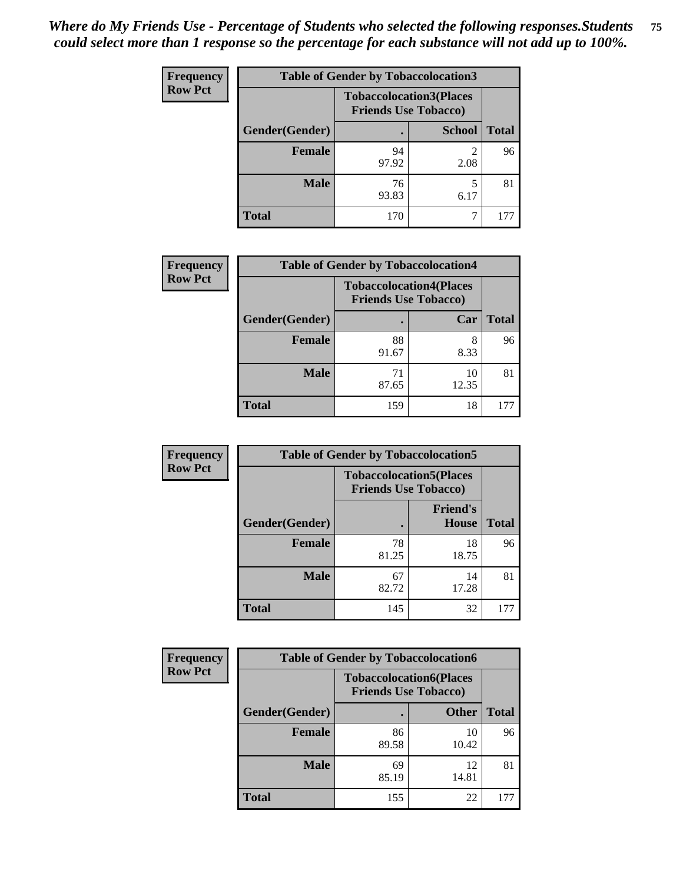*Where do My Friends Use - Percentage of Students who selected the following responses.Students could select more than 1 response so the percentage for each substance will not add up to 100%.*

**Frequency / Row Pct**

| Table of Gender by Tobaccolocation3 | | | |
|---|---|---|---|
| | Tobaccolocation3(Places Friends Use Tobacco) | | |
| Gender(Gender) | . | School | Total |
| Female | 94<br>97.92 | 2<br>2.08 | 96 |
| Male | 76<br>93.83 | 5<br>6.17 | 81 |
| Total | 170 | 7 | 177 |

**Frequency / Row Pct**

| Table of Gender by Tobaccolocation4 | | | |
|---|---|---|---|
| | Tobaccolocation4(Places Friends Use Tobacco) | | |
| Gender(Gender) | . | Car | Total |
| Female | 88<br>91.67 | 8<br>8.33 | 96 |
| Male | 71<br>87.65 | 10<br>12.35 | 81 |
| Total | 159 | 18 | 177 |

**Frequency / Row Pct**

| Table of Gender by Tobaccolocation5 | | | |
|---|---|---|---|
| | Tobaccolocation5(Places Friends Use Tobacco) | | |
| Gender(Gender) | . | Friend's House | Total |
| Female | 78<br>81.25 | 18<br>18.75 | 96 |
| Male | 67<br>82.72 | 14<br>17.28 | 81 |
| Total | 145 | 32 | 177 |

**Frequency / Row Pct**

| Table of Gender by Tobaccolocation6 | | | |
|---|---|---|---|
| | Tobaccolocation6(Places Friends Use Tobacco) | | |
| Gender(Gender) | . | Other | Total |
| Female | 86<br>89.58 | 10<br>10.42 | 96 |
| Male | 69<br>85.19 | 12<br>14.81 | 81 |
| Total | 155 | 22 | 177 |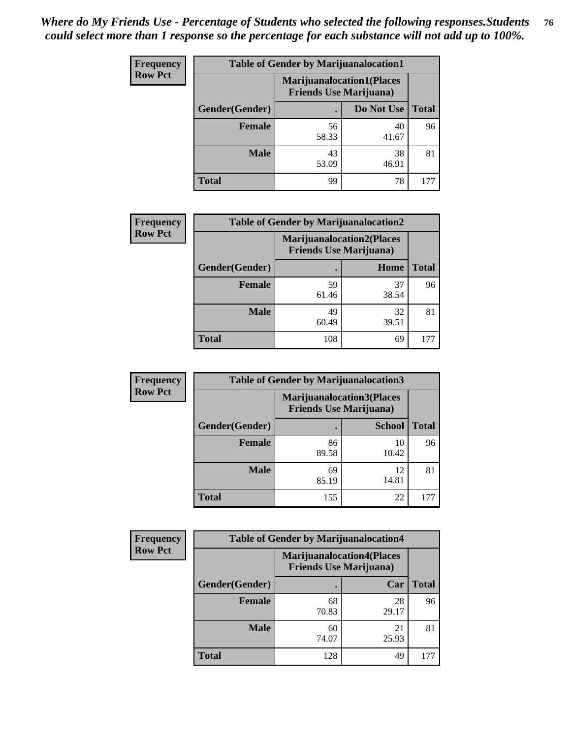*Where do My Friends Use - Percentage of Students who selected the following responses.Students could select more than 1 response so the percentage for each substance will not add up to 100%.*

**Frequency**
**Row Pct**

| Table of Gender by Marijuanalocation1 | | | |
|---|---|---|---|
| | Marijuanalocation1(Places Friends Use Marijuana) | | |
| Gender(Gender) | . | Do Not Use | Total |
| **Female** | 56<br>58.33 | 40<br>41.67 | 96 |
| **Male** | 43<br>53.09 | 38<br>46.91 | 81 |
| **Total** | 99 | 78 | 177 |

**Frequency**
**Row Pct**

| Table of Gender by Marijuanalocation2 | | | |
|---|---|---|---|
| | Marijuanalocation2(Places Friends Use Marijuana) | | |
| Gender(Gender) | . | Home | Total |
| **Female** | 59<br>61.46 | 37<br>38.54 | 96 |
| **Male** | 49<br>60.49 | 32<br>39.51 | 81 |
| **Total** | 108 | 69 | 177 |

**Frequency**
**Row Pct**

| Table of Gender by Marijuanalocation3 | | | |
|---|---|---|---|
| | Marijuanalocation3(Places Friends Use Marijuana) | | |
| Gender(Gender) | . | School | Total |
| **Female** | 86<br>89.58 | 10<br>10.42 | 96 |
| **Male** | 69<br>85.19 | 12<br>14.81 | 81 |
| **Total** | 155 | 22 | 177 |

**Frequency**
**Row Pct**

| Table of Gender by Marijuanalocation4 | | | |
|---|---|---|---|
| | Marijuanalocation4(Places Friends Use Marijuana) | | |
| Gender(Gender) | . | Car | Total |
| **Female** | 68<br>70.83 | 28<br>29.17 | 96 |
| **Male** | 60<br>74.07 | 21<br>25.93 | 81 |
| **Total** | 128 | 49 | 177 |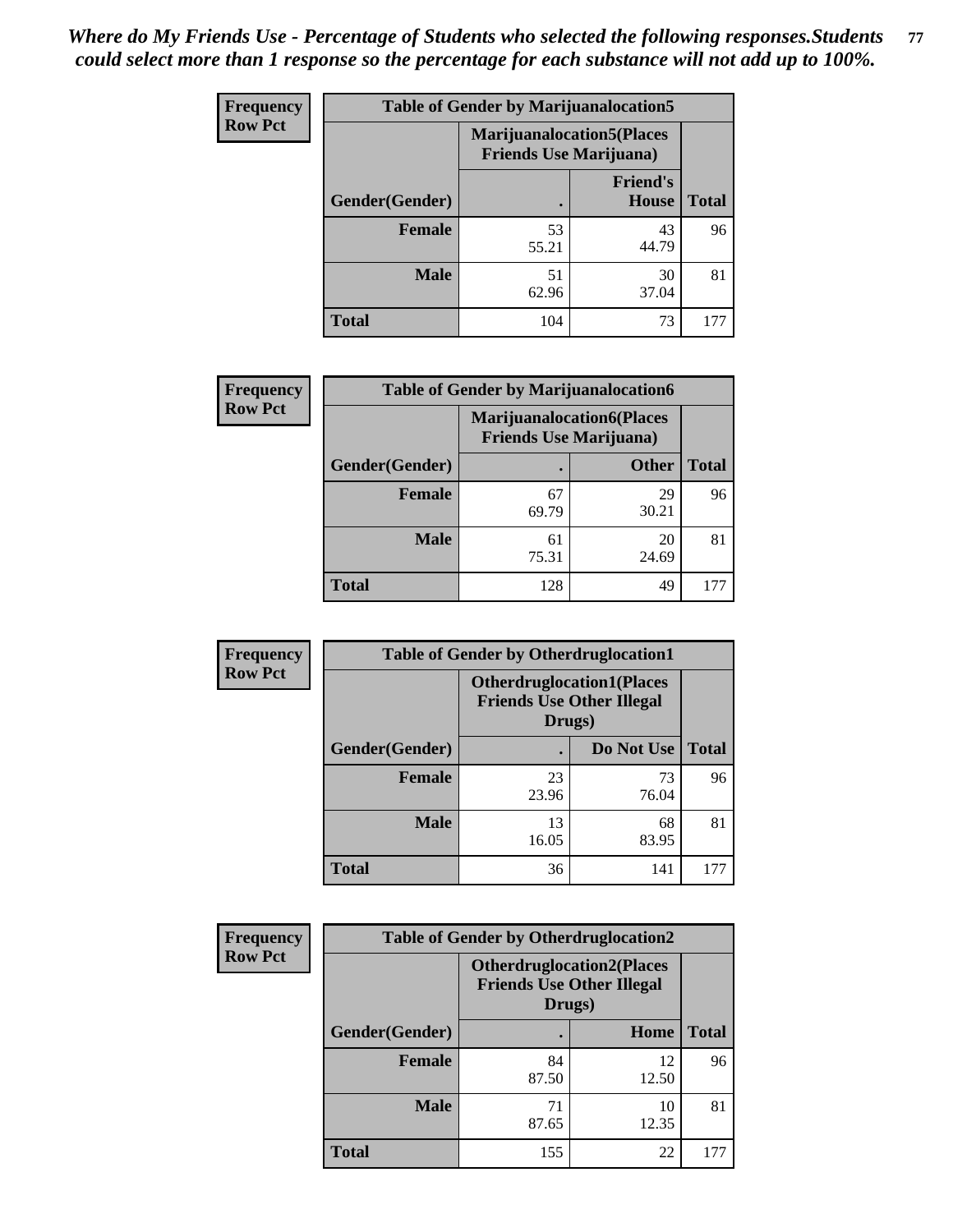*Where do My Friends Use - Percentage of Students who selected the following responses.Students could select more than 1 response so the percentage for each substance will not add up to 100%.*

**Frequency**
**Row Pct**

| Table of Gender by Marijuanalocation5 | | | |
|---|---|---|---|
| | Marijuanalocation5(Places Friends Use Marijuana) | | |
| Gender(Gender) | . | Friend's House | Total |
| **Female** | 53<br>55.21 | 43<br>44.79 | 96 |
| **Male** | 51<br>62.96 | 30<br>37.04 | 81 |
| **Total** | 104 | 73 | 177 |

**Frequency**
**Row Pct**

| Table of Gender by Marijuanalocation6 | | | |
|---|---|---|---|
| | Marijuanalocation6(Places Friends Use Marijuana) | | |
| Gender(Gender) | . | Other | Total |
| **Female** | 67<br>69.79 | 29<br>30.21 | 96 |
| **Male** | 61<br>75.31 | 20<br>24.69 | 81 |
| **Total** | 128 | 49 | 177 |

**Frequency**
**Row Pct**

| Table of Gender by Otherdruglocation1 | | | |
|---|---|---|---|
| | Otherdruglocation1(Places Friends Use Other Illegal Drugs) | | |
| Gender(Gender) | . | Do Not Use | Total |
| **Female** | 23<br>23.96 | 73<br>76.04 | 96 |
| **Male** | 13<br>16.05 | 68<br>83.95 | 81 |
| **Total** | 36 | 141 | 177 |

**Frequency**
**Row Pct**

| Table of Gender by Otherdruglocation2 | | | |
|---|---|---|---|
| | Otherdruglocation2(Places Friends Use Other Illegal Drugs) | | |
| Gender(Gender) | . | Home | Total |
| **Female** | 84<br>87.50 | 12<br>12.50 | 96 |
| **Male** | 71<br>87.65 | 10<br>12.35 | 81 |
| **Total** | 155 | 22 | 177 |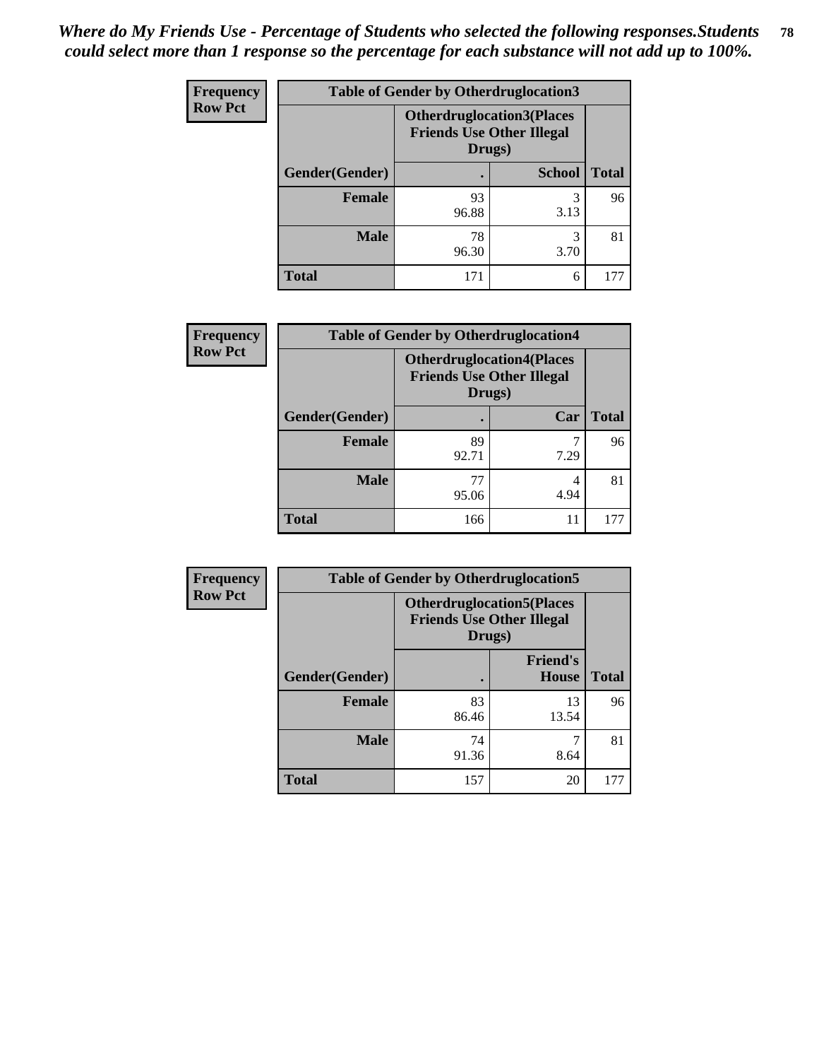*Where do My Friends Use - Percentage of Students who selected the following responses.Students could select more than 1 response so the percentage for each substance will not add up to 100%.*

**Frequency**
**Row Pct**

| Table of Gender by Otherdruglocation3 | | | |
|---|---|---|---|
| | Otherdruglocation3(Places Friends Use Other Illegal Drugs) | | |
| Gender(Gender) | . | School | Total |
| Female | 93<br>96.88 | 3<br>3.13 | 96 |
| Male | 78<br>96.30 | 3<br>3.70 | 81 |
| Total | 171 | 6 | 177 |

**Frequency**
**Row Pct**

| Table of Gender by Otherdruglocation4 | | | |
|---|---|---|---|
| | Otherdruglocation4(Places Friends Use Other Illegal Drugs) | | |
| Gender(Gender) | . | Car | Total |
| Female | 89<br>92.71 | 7<br>7.29 | 96 |
| Male | 77<br>95.06 | 4<br>4.94 | 81 |
| Total | 166 | 11 | 177 |

**Frequency**
**Row Pct**

| Table of Gender by Otherdruglocation5 | | | |
|---|---|---|---|
| | Otherdruglocation5(Places Friends Use Other Illegal Drugs) | | |
| Gender(Gender) | . | Friend's House | Total |
| Female | 83<br>86.46 | 13<br>13.54 | 96 |
| Male | 74<br>91.36 | 7<br>8.64 | 81 |
| Total | 157 | 20 | 177 |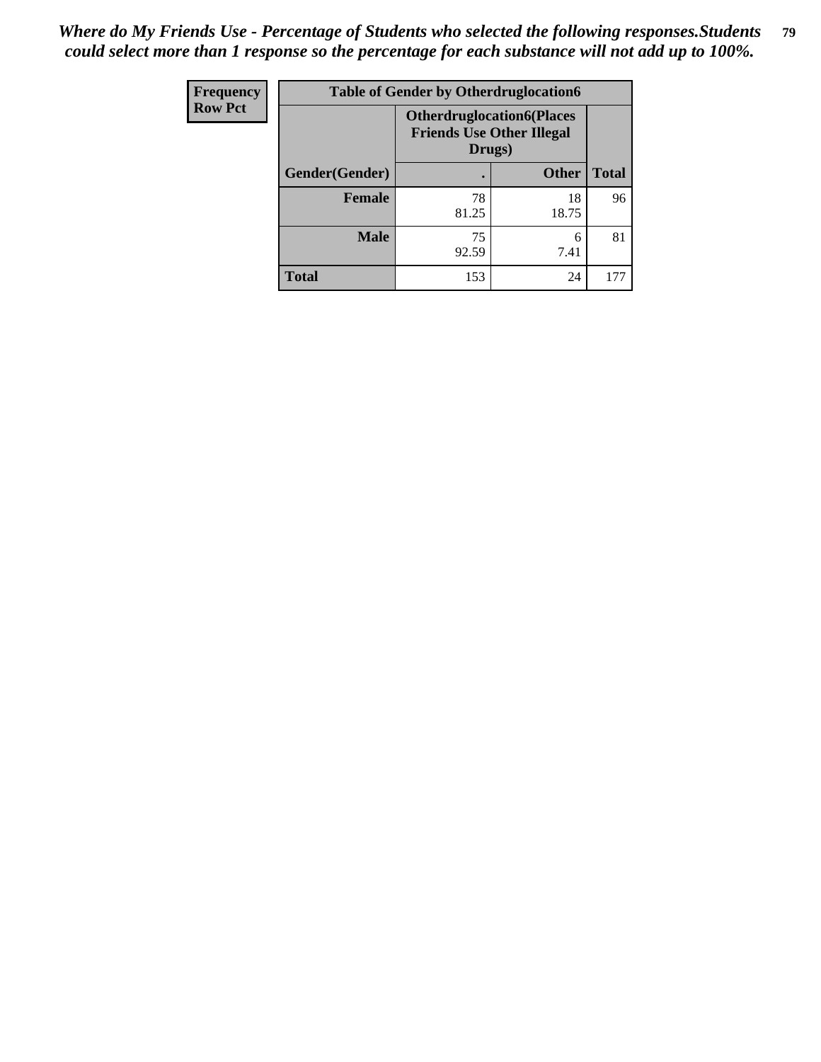*Where do My Friends Use - Percentage of Students who selected the following responses.Students could select more than 1 response so the percentage for each substance will not add up to 100%.*

| Frequency Row Pct | Table of Gender by Otherdruglocation6 | | |
|---|---|---|---|
| | **Otherdruglocation6(Places Friends Use Other Illegal Drugs)** | | |
| **Gender(Gender)** | **.** | **Other** | **Total** |
| **Female** | 78<br>81.25 | 18<br>18.75 | 96 |
| **Male** | 75<br>92.59 | 6<br>7.41 | 81 |
| **Total** | 153 | 24 | 177 |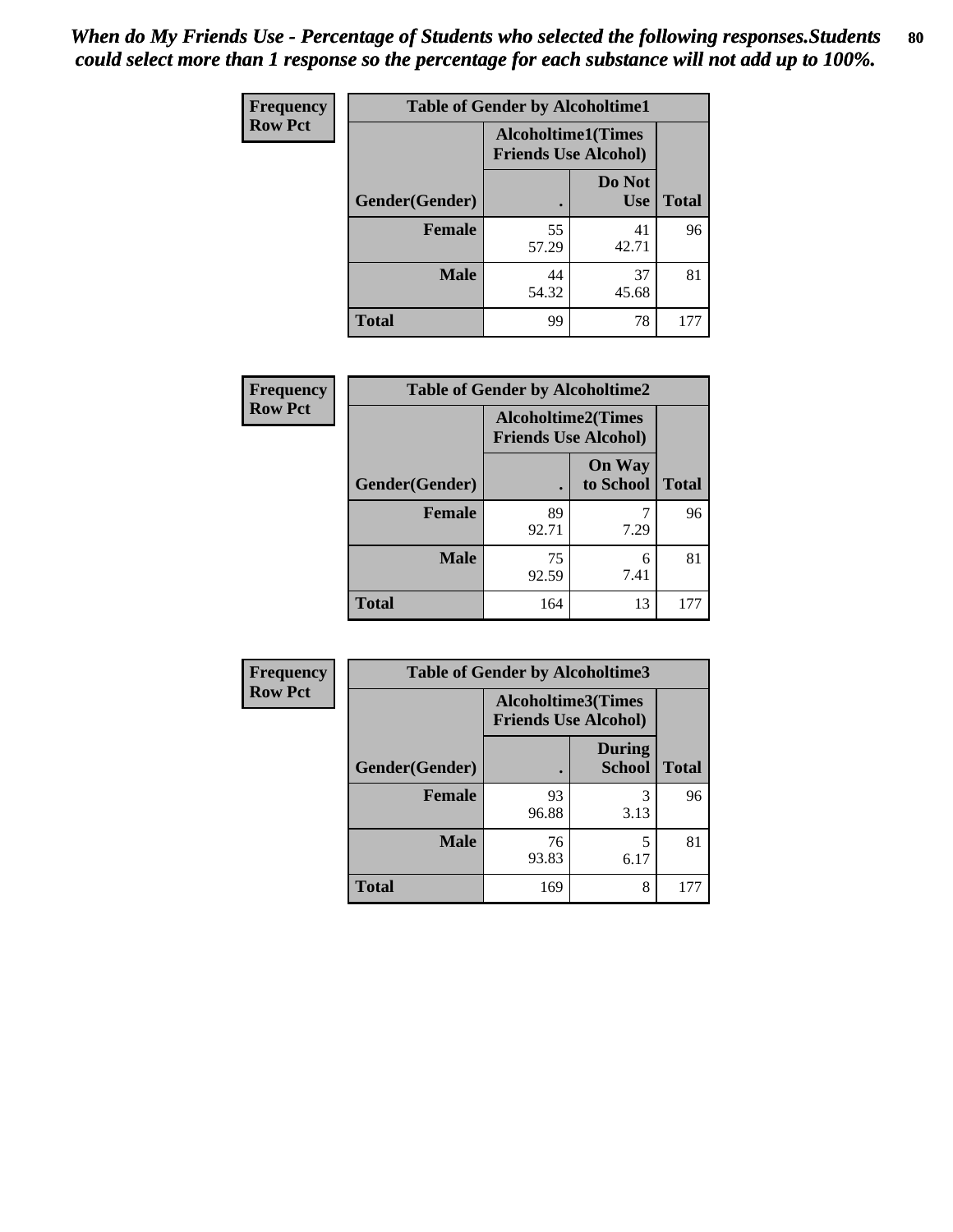*When do My Friends Use - Percentage of Students who selected the following responses.Students could select more than 1 response so the percentage for each substance will not add up to 100%.*

**Frequency**
**Row Pct**

| Table of Gender by Alcoholtime1 | | | |
|---|---|---|---|
| | Alcoholtime1(Times Friends Use Alcohol) | | |
| Gender(Gender) | . | Do Not Use | Total |
| **Female** | 55<br>57.29 | 41<br>42.71 | 96 |
| **Male** | 44<br>54.32 | 37<br>45.68 | 81 |
| **Total** | 99 | 78 | 177 |

**Frequency**
**Row Pct**

| Table of Gender by Alcoholtime2 | | | |
|---|---|---|---|
| | Alcoholtime2(Times Friends Use Alcohol) | | |
| Gender(Gender) | . | On Way to School | Total |
| **Female** | 89<br>92.71 | 7<br>7.29 | 96 |
| **Male** | 75<br>92.59 | 6<br>7.41 | 81 |
| **Total** | 164 | 13 | 177 |

**Frequency**
**Row Pct**

| Table of Gender by Alcoholtime3 | | | |
|---|---|---|---|
| | Alcoholtime3(Times Friends Use Alcohol) | | |
| Gender(Gender) | . | During School | Total |
| **Female** | 93<br>96.88 | 3<br>3.13 | 96 |
| **Male** | 76<br>93.83 | 5<br>6.17 | 81 |
| **Total** | 169 | 8 | 177 |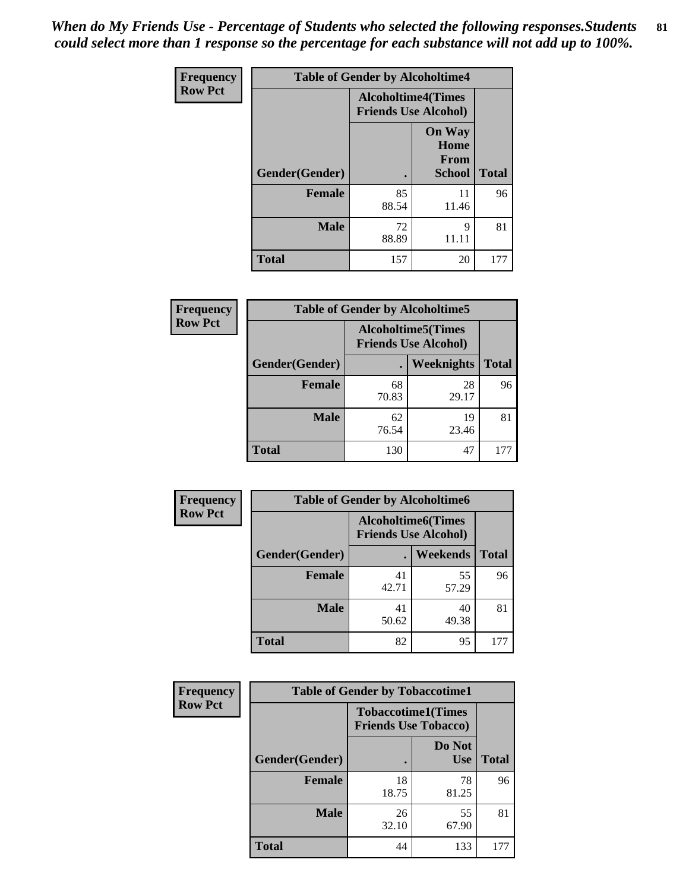*When do My Friends Use - Percentage of Students who selected the following responses.Students could select more than 1 response so the percentage for each substance will not add up to 100%.*

**Frequency**
**Row Pct**

| Table of Gender by Alcoholtime4 | | | |
|---|---|---|---|
| | Alcoholtime4(Times Friends Use Alcohol) | | |
| Gender(Gender) | . | On Way Home From School | Total |
| **Female** | 85<br>88.54 | 11<br>11.46 | 96 |
| **Male** | 72<br>88.89 | 9<br>11.11 | 81 |
| **Total** | 157 | 20 | 177 |

**Frequency**
**Row Pct**

| Table of Gender by Alcoholtime5 | | | |
|---|---|---|---|
| | Alcoholtime5(Times Friends Use Alcohol) | | |
| Gender(Gender) | . | Weeknights | Total |
| **Female** | 68<br>70.83 | 28<br>29.17 | 96 |
| **Male** | 62<br>76.54 | 19<br>23.46 | 81 |
| **Total** | 130 | 47 | 177 |

**Frequency**
**Row Pct**

| Table of Gender by Alcoholtime6 | | | |
|---|---|---|---|
| | Alcoholtime6(Times Friends Use Alcohol) | | |
| Gender(Gender) | . | Weekends | Total |
| **Female** | 41<br>42.71 | 55<br>57.29 | 96 |
| **Male** | 41<br>50.62 | 40<br>49.38 | 81 |
| **Total** | 82 | 95 | 177 |

**Frequency**
**Row Pct**

| Table of Gender by Tobaccotime1 | | | |
|---|---|---|---|
| | Tobaccotime1(Times Friends Use Tobacco) | | |
| Gender(Gender) | . | Do Not Use | Total |
| **Female** | 18<br>18.75 | 78<br>81.25 | 96 |
| **Male** | 26<br>32.10 | 55<br>67.90 | 81 |
| **Total** | 44 | 133 | 177 |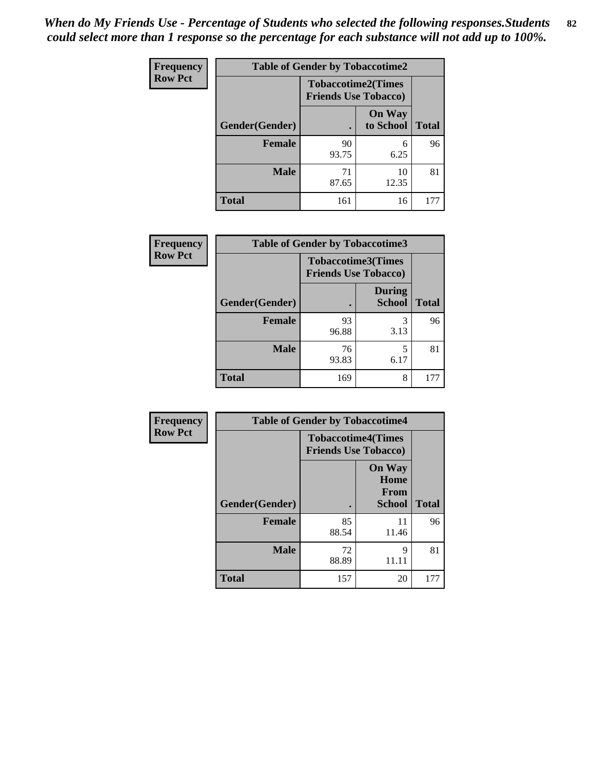*When do My Friends Use - Percentage of Students who selected the following responses.Students could select more than 1 response so the percentage for each substance will not add up to 100%.*

**Frequency**
**Row Pct**

| Table of Gender by Tobaccotime2 | | | |
|---|---|---|---|
| | Tobaccotime2(Times Friends Use Tobacco) | | |
| Gender(Gender) | . | On Way to School | Total |
| **Female** | 90<br>93.75 | 6<br>6.25 | 96 |
| **Male** | 71<br>87.65 | 10<br>12.35 | 81 |
| **Total** | 161 | 16 | 177 |

**Frequency**
**Row Pct**

| Table of Gender by Tobaccotime3 | | | |
|---|---|---|---|
| | Tobaccotime3(Times Friends Use Tobacco) | | |
| Gender(Gender) | . | During School | Total |
| **Female** | 93<br>96.88 | 3<br>3.13 | 96 |
| **Male** | 76<br>93.83 | 5<br>6.17 | 81 |
| **Total** | 169 | 8 | 177 |

**Frequency**
**Row Pct**

| Table of Gender by Tobaccotime4 | | | |
|---|---|---|---|
| | Tobaccotime4(Times Friends Use Tobacco) | | |
| Gender(Gender) | . | On Way Home From School | Total |
| **Female** | 85<br>88.54 | 11<br>11.46 | 96 |
| **Male** | 72<br>88.89 | 9<br>11.11 | 81 |
| **Total** | 157 | 20 | 177 |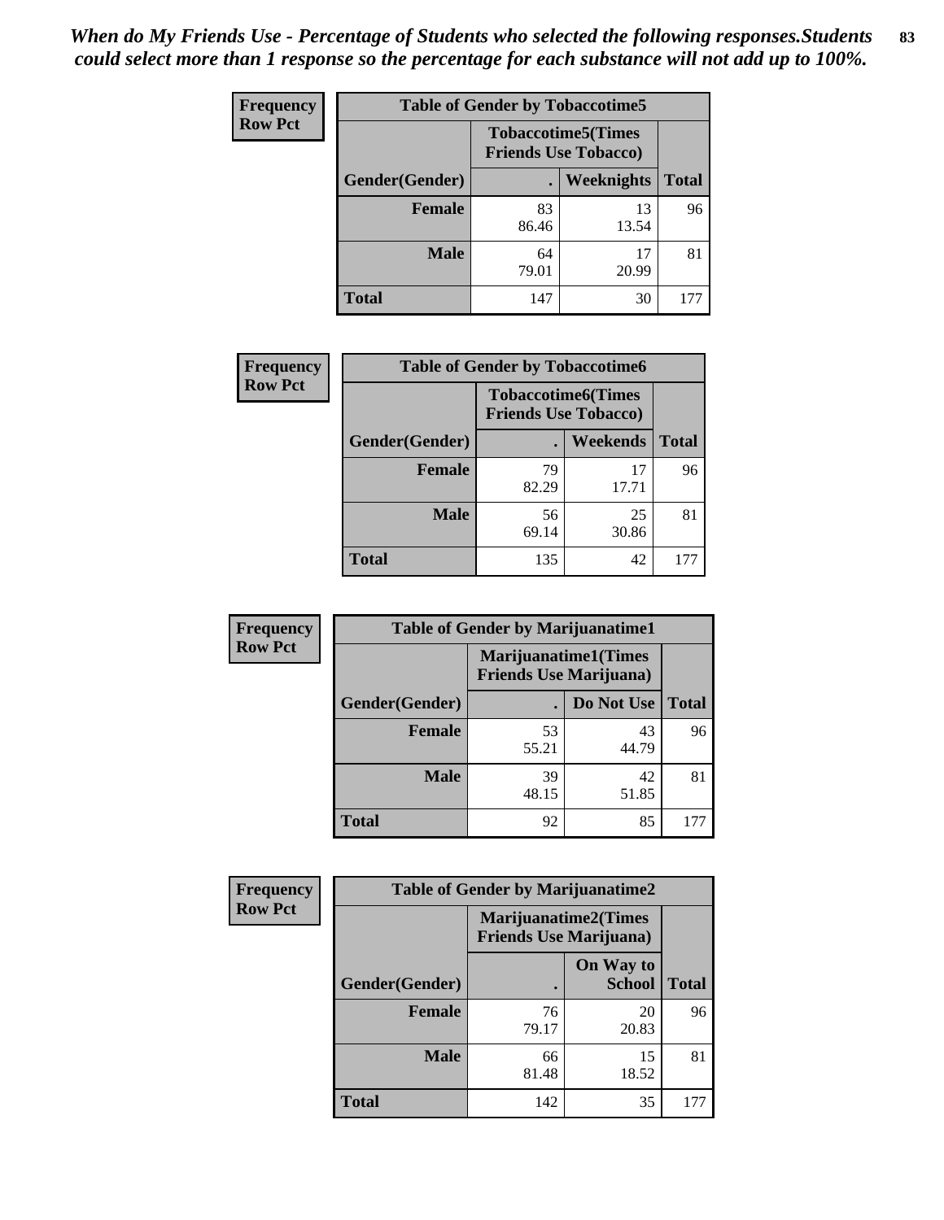*When do My Friends Use - Percentage of Students who selected the following responses.Students could select more than 1 response so the percentage for each substance will not add up to 100%.*

**Frequency**
**Row Pct**

| Table of Gender by Tobaccotime5 | | | |
|---|---|---|---|
| | Tobaccotime5(Times Friends Use Tobacco) | | |
| Gender(Gender) | . | Weeknights | Total |
| **Female** | 83<br>86.46 | 13<br>13.54 | 96 |
| **Male** | 64<br>79.01 | 17<br>20.99 | 81 |
| **Total** | 147 | 30 | 177 |

**Frequency**
**Row Pct**

| Table of Gender by Tobaccotime6 | | | |
|---|---|---|---|
| | Tobaccotime6(Times Friends Use Tobacco) | | |
| Gender(Gender) | . | Weekends | Total |
| **Female** | 79<br>82.29 | 17<br>17.71 | 96 |
| **Male** | 56<br>69.14 | 25<br>30.86 | 81 |
| **Total** | 135 | 42 | 177 |

**Frequency**
**Row Pct**

| Table of Gender by Marijuanatime1 | | | |
|---|---|---|---|
| | Marijuanatime1(Times Friends Use Marijuana) | | |
| Gender(Gender) | . | Do Not Use | Total |
| **Female** | 53<br>55.21 | 43<br>44.79 | 96 |
| **Male** | 39<br>48.15 | 42<br>51.85 | 81 |
| **Total** | 92 | 85 | 177 |

**Frequency**
**Row Pct**

| Table of Gender by Marijuanatime2 | | | |
|---|---|---|---|
| | Marijuanatime2(Times Friends Use Marijuana) | | |
| Gender(Gender) | . | On Way to School | Total |
| **Female** | 76<br>79.17 | 20<br>20.83 | 96 |
| **Male** | 66<br>81.48 | 15<br>18.52 | 81 |
| **Total** | 142 | 35 | 177 |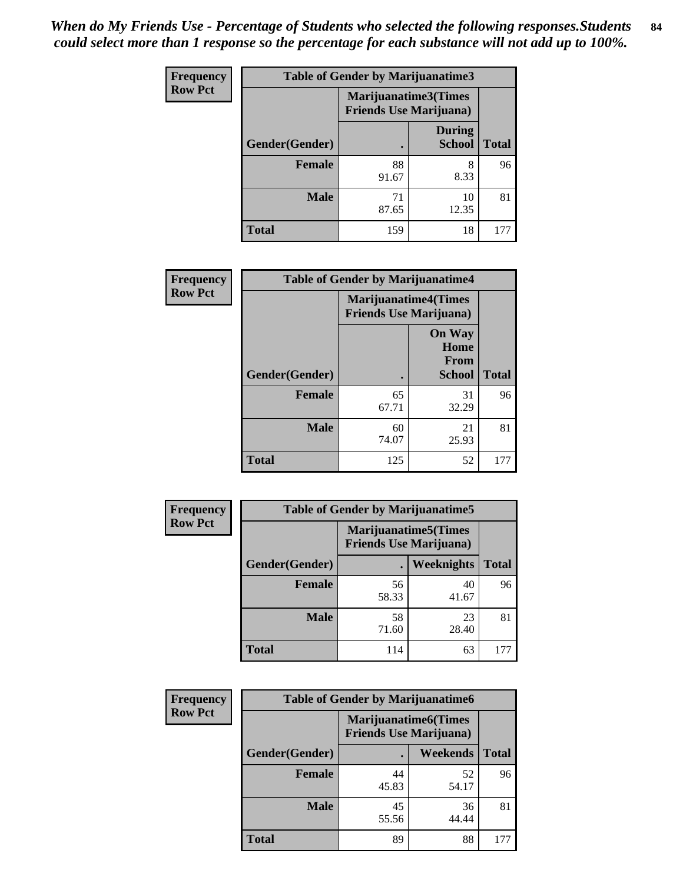*When do My Friends Use - Percentage of Students who selected the following responses.Students could select more than 1 response so the percentage for each substance will not add up to 100%.*

**Frequency**
**Row Pct**

| Table of Gender by Marijuanatime3 | | | |
|---|---|---|---|
| | Marijuanatime3(Times Friends Use Marijuana) | | |
| Gender(Gender) | . | During School | Total |
| **Female** | 88<br>91.67 | 8<br>8.33 | 96 |
| **Male** | 71<br>87.65 | 10<br>12.35 | 81 |
| **Total** | 159 | 18 | 177 |

**Frequency**
**Row Pct**

| Table of Gender by Marijuanatime4 | | | |
|---|---|---|---|
| | Marijuanatime4(Times Friends Use Marijuana) | | |
| Gender(Gender) | . | On Way Home From School | Total |
| **Female** | 65<br>67.71 | 31<br>32.29 | 96 |
| **Male** | 60<br>74.07 | 21<br>25.93 | 81 |
| **Total** | 125 | 52 | 177 |

**Frequency**
**Row Pct**

| Table of Gender by Marijuanatime5 | | | |
|---|---|---|---|
| | Marijuanatime5(Times Friends Use Marijuana) | | |
| Gender(Gender) | . | Weeknights | Total |
| **Female** | 56<br>58.33 | 40<br>41.67 | 96 |
| **Male** | 58<br>71.60 | 23<br>28.40 | 81 |
| **Total** | 114 | 63 | 177 |

**Frequency**
**Row Pct**

| Table of Gender by Marijuanatime6 | | | |
|---|---|---|---|
| | Marijuanatime6(Times Friends Use Marijuana) | | |
| Gender(Gender) | . | Weekends | Total |
| **Female** | 44<br>45.83 | 52<br>54.17 | 96 |
| **Male** | 45<br>55.56 | 36<br>44.44 | 81 |
| **Total** | 89 | 88 | 177 |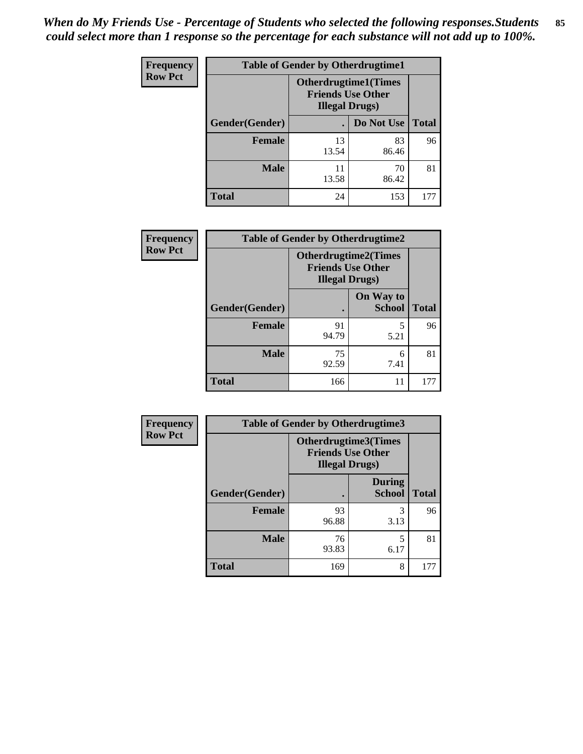*When do My Friends Use - Percentage of Students who selected the following responses.Students could select more than 1 response so the percentage for each substance will not add up to 100%.*

**Frequency**
**Row Pct**

| Table of Gender by Otherdrugtime1 | | | |
|---|---|---|---|
| | Otherdrugtime1(Times Friends Use Other Illegal Drugs) | | |
| Gender(Gender) | . | Do Not Use | Total |
| Female | 13<br>13.54 | 83<br>86.46 | 96 |
| Male | 11<br>13.58 | 70<br>86.42 | 81 |
| Total | 24 | 153 | 177 |

**Frequency**
**Row Pct**

| Table of Gender by Otherdrugtime2 | | | |
|---|---|---|---|
| | Otherdrugtime2(Times Friends Use Other Illegal Drugs) | | |
| Gender(Gender) | . | On Way to School | Total |
| Female | 91<br>94.79 | 5<br>5.21 | 96 |
| Male | 75<br>92.59 | 6<br>7.41 | 81 |
| Total | 166 | 11 | 177 |

**Frequency**
**Row Pct**

| Table of Gender by Otherdrugtime3 | | | |
|---|---|---|---|
| | Otherdrugtime3(Times Friends Use Other Illegal Drugs) | | |
| Gender(Gender) | . | During School | Total |
| Female | 93<br>96.88 | 3<br>3.13 | 96 |
| Male | 76<br>93.83 | 5<br>6.17 | 81 |
| Total | 169 | 8 | 177 |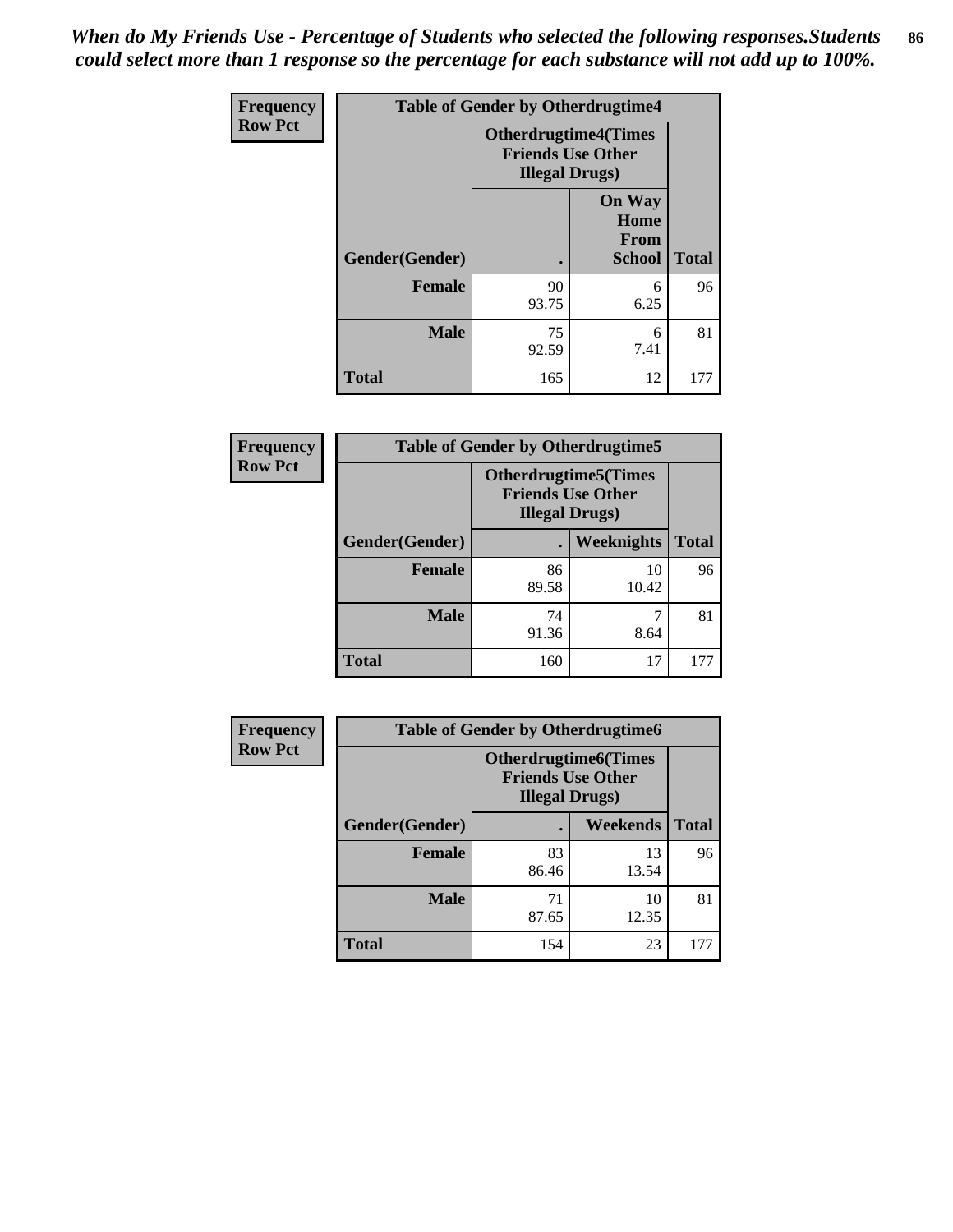*When do My Friends Use - Percentage of Students who selected the following responses.Students could select more than 1 response so the percentage for each substance will not add up to 100%.*

| Frequency Row Pct | Table of Gender by Otherdrugtime4 | | |
|---|---|---|---|
| | Otherdrugtime4(Times Friends Use Other Illegal Drugs) | | |
| Gender(Gender) | . | On Way Home From School | Total |
| Female | 90<br>93.75 | 6<br>6.25 | 96 |
| Male | 75<br>92.59 | 6<br>7.41 | 81 |
| Total | 165 | 12 | 177 |

| Frequency Row Pct | Table of Gender by Otherdrugtime5 | | |
|---|---|---|---|
| | Otherdrugtime5(Times Friends Use Other Illegal Drugs) | | |
| Gender(Gender) | . | Weeknights | Total |
| Female | 86<br>89.58 | 10<br>10.42 | 96 |
| Male | 74<br>91.36 | 7<br>8.64 | 81 |
| Total | 160 | 17 | 177 |

| Frequency Row Pct | Table of Gender by Otherdrugtime6 | | |
|---|---|---|---|
| | Otherdrugtime6(Times Friends Use Other Illegal Drugs) | | |
| Gender(Gender) | . | Weekends | Total |
| Female | 83<br>86.46 | 13<br>13.54 | 96 |
| Male | 71<br>87.65 | 10<br>12.35 | 81 |
| Total | 154 | 23 | 177 |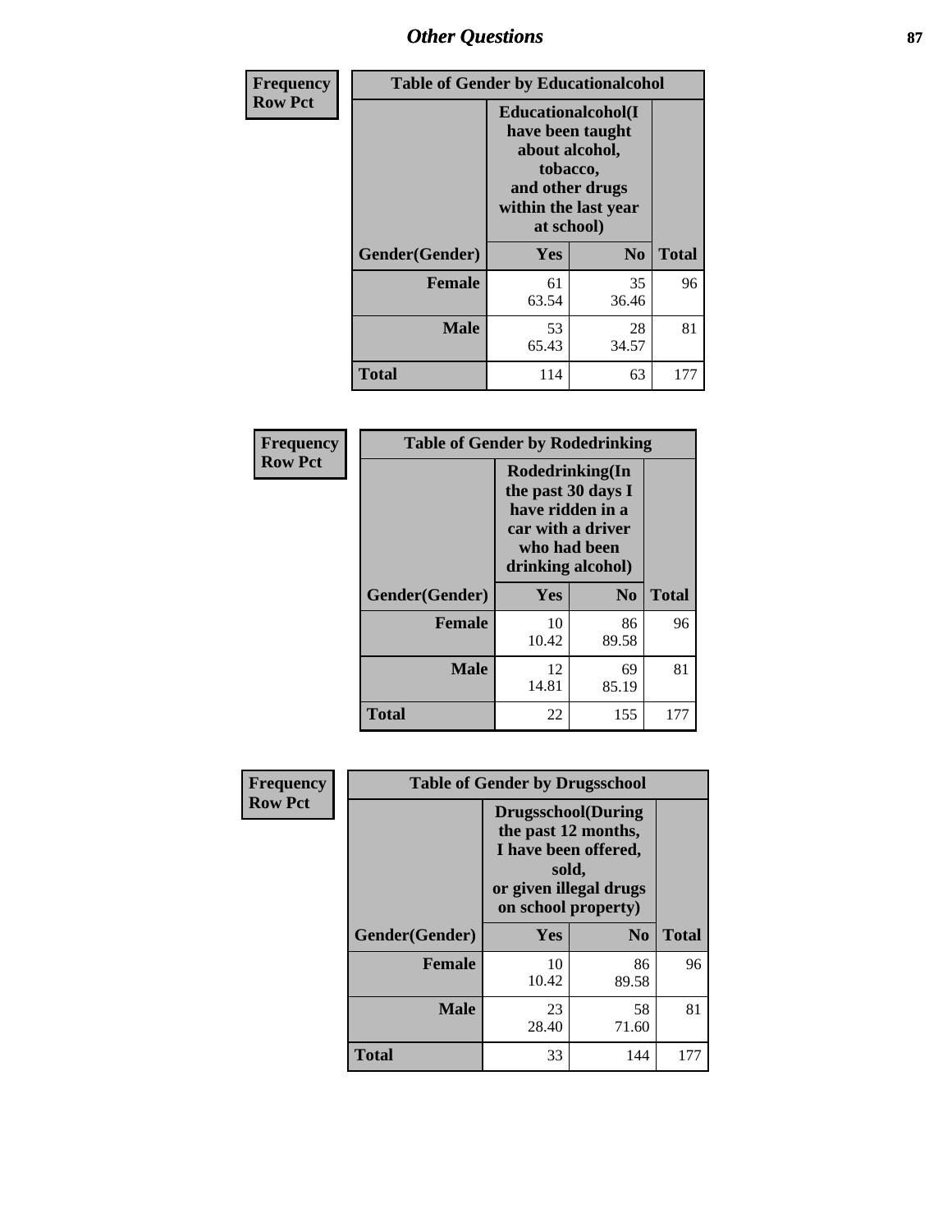## Other Questions

| Frequency<br>Row Pct | Table of Gender by Educationalcohol | | |
|---|---|---|---|
| | Educationalcohol(I have been taught about alcohol, tobacco, and other drugs within the last year at school) | | |
| Gender(Gender) | Yes | No | Total |
| Female | 61<br>63.54 | 35<br>36.46 | 96 |
| Male | 53<br>65.43 | 28<br>34.57 | 81 |
| Total | 114 | 63 | 177 |

| Frequency<br>Row Pct | Table of Gender by Rodedrinking | | |
|---|---|---|---|
| | Rodedrinking(In the past 30 days I have ridden in a car with a driver who had been drinking alcohol) | | |
| Gender(Gender) | Yes | No | Total |
| Female | 10<br>10.42 | 86<br>89.58 | 96 |
| Male | 12<br>14.81 | 69<br>85.19 | 81 |
| Total | 22 | 155 | 177 |

| Frequency<br>Row Pct | Table of Gender by Drugsschool | | |
|---|---|---|---|
| | Drugsschool(During the past 12 months, I have been offered, sold, or given illegal drugs on school property) | | |
| Gender(Gender) | Yes | No | Total |
| Female | 10<br>10.42 | 86<br>89.58 | 96 |
| Male | 23<br>28.40 | 58<br>71.60 | 81 |
| Total | 33 | 144 | 177 |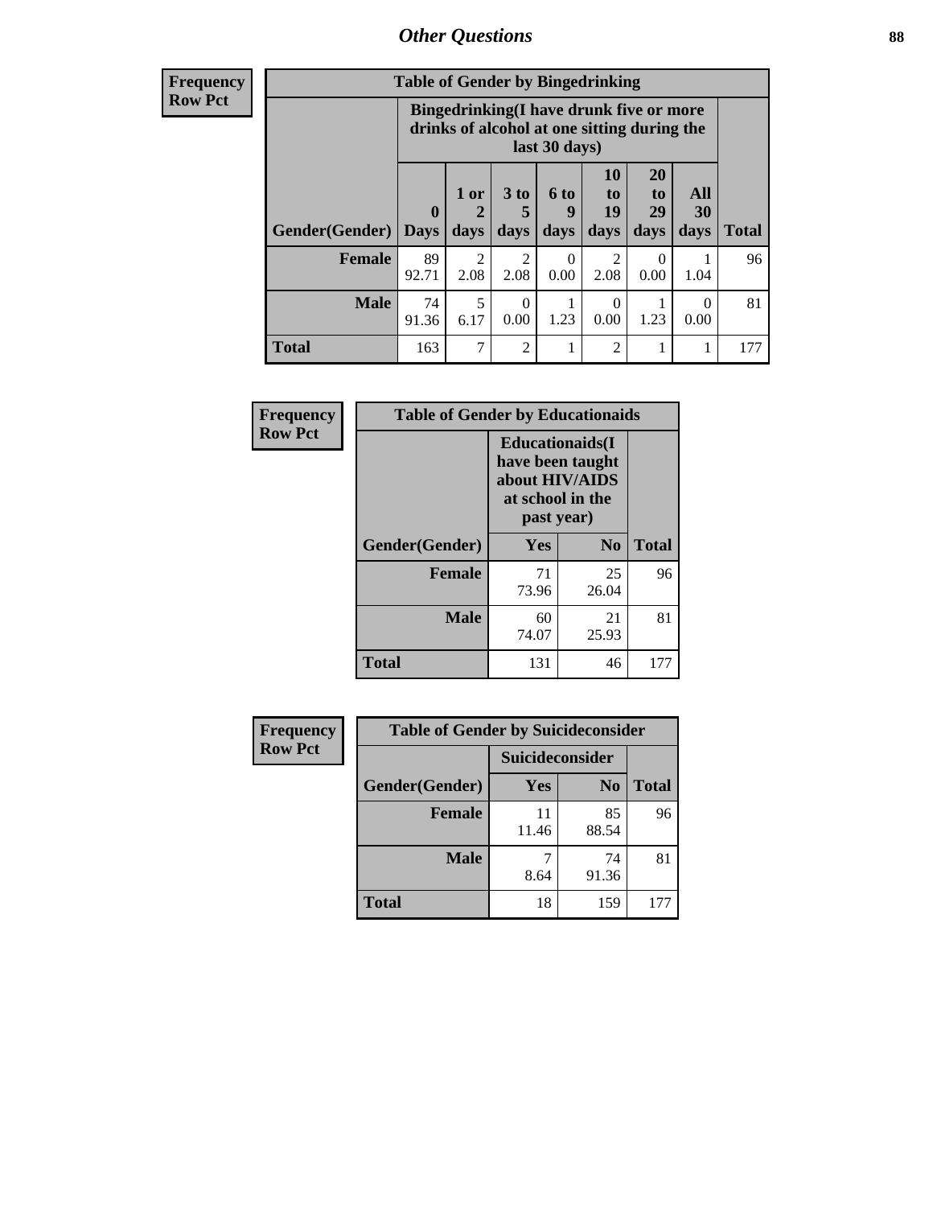# Other Questions

**Frequency**
**Row Pct**

| Table of Gender by Bingedrinking | | | | | | | | |
|---|---|---|---|---|---|---|---|---|
| | Bingedrinking(I have drunk five or more drinks of alcohol at one sitting during the last 30 days) | | | | | | | |
| Gender(Gender) | 0 Days | 1 or 2 days | 3 to 5 days | 6 to 9 days | 10 to 19 days | 20 to 29 days | All 30 days | Total |
| **Female** | 89<br>92.71 | 2<br>2.08 | 2<br>2.08 | 0<br>0.00 | 2<br>2.08 | 0<br>0.00 | 1<br>1.04 | 96 |
| **Male** | 74<br>91.36 | 5<br>6.17 | 0<br>0.00 | 1<br>1.23 | 0<br>0.00 | 1<br>1.23 | 0<br>0.00 | 81 |
| **Total** | 163 | 7 | 2 | 1 | 2 | 1 | 1 | 177 |

**Frequency**
**Row Pct**

| Table of Gender by Educationaids | | | |
|---|---|---|---|
| | Educationaids(I have been taught about HIV/AIDS at school in the past year) | | |
| Gender(Gender) | Yes | No | Total |
| **Female** | 71<br>73.96 | 25<br>26.04 | 96 |
| **Male** | 60<br>74.07 | 21<br>25.93 | 81 |
| **Total** | 131 | 46 | 177 |

**Frequency**
**Row Pct**

| Table of Gender by Suicideconsider | | | |
|---|---|---|---|
| | Suicideconsider | | |
| Gender(Gender) | Yes | No | Total |
| **Female** | 11<br>11.46 | 85<br>88.54 | 96 |
| **Male** | 7<br>8.64 | 74<br>91.36 | 81 |
| **Total** | 18 | 159 | 177 |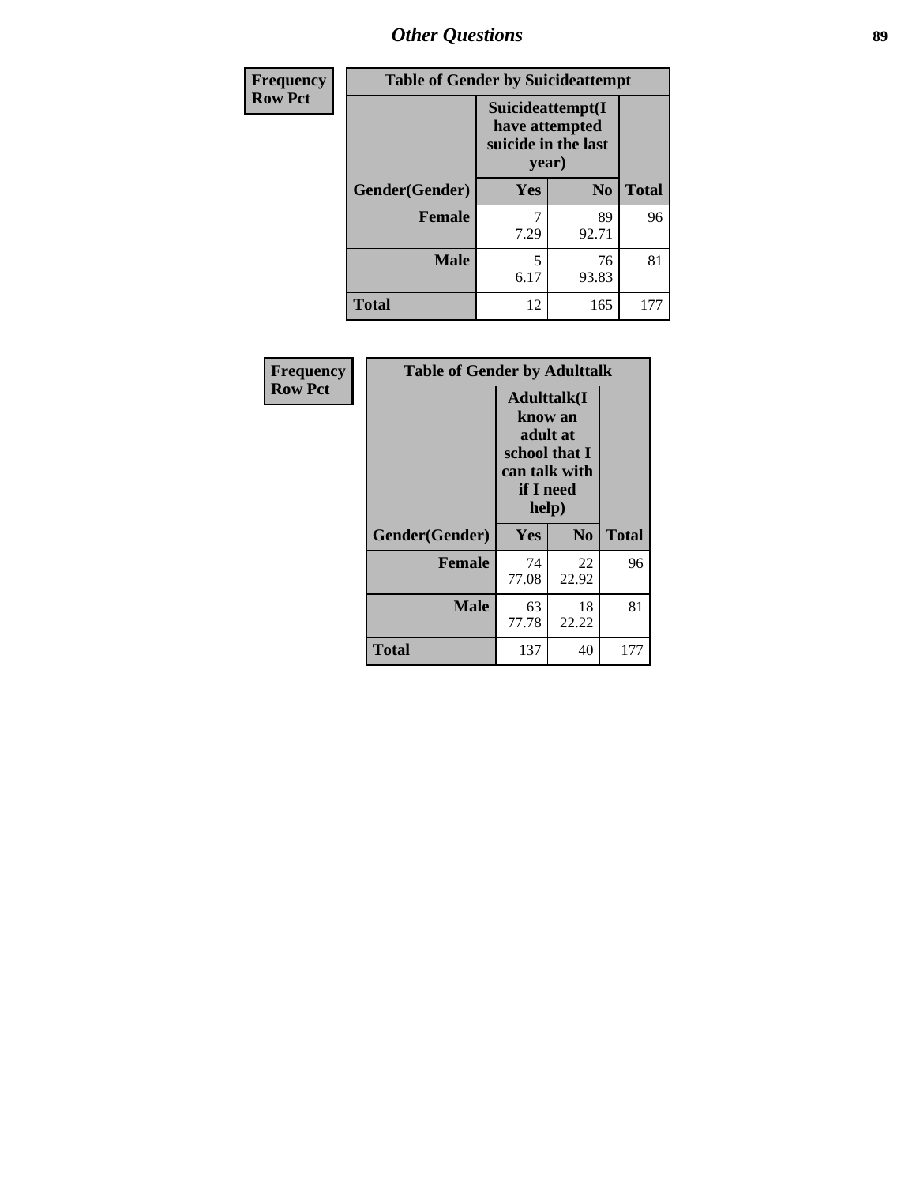| Frequency Row Pct | Table of Gender by Suicideattempt | | |
|---|---|---|---|
| | Suicideattempt(I have attempted suicide in the last year) | | |
| Gender(Gender) | Yes | No | Total |
| Female | 7<br>7.29 | 89<br>92.71 | 96 |
| Male | 5<br>6.17 | 76<br>93.83 | 81 |
| Total | 12 | 165 | 177 |

| Frequency Row Pct | Table of Gender by Adulttalk | | |
|---|---|---|---|
| | Adulttalk(I know an adult at school that I can talk with if I need help) | | |
| Gender(Gender) | Yes | No | Total |
| Female | 74<br>77.08 | 22<br>22.92 | 96 |
| Male | 63<br>77.78 | 18<br>22.22 | 81 |
| Total | 137 | 40 | 177 |